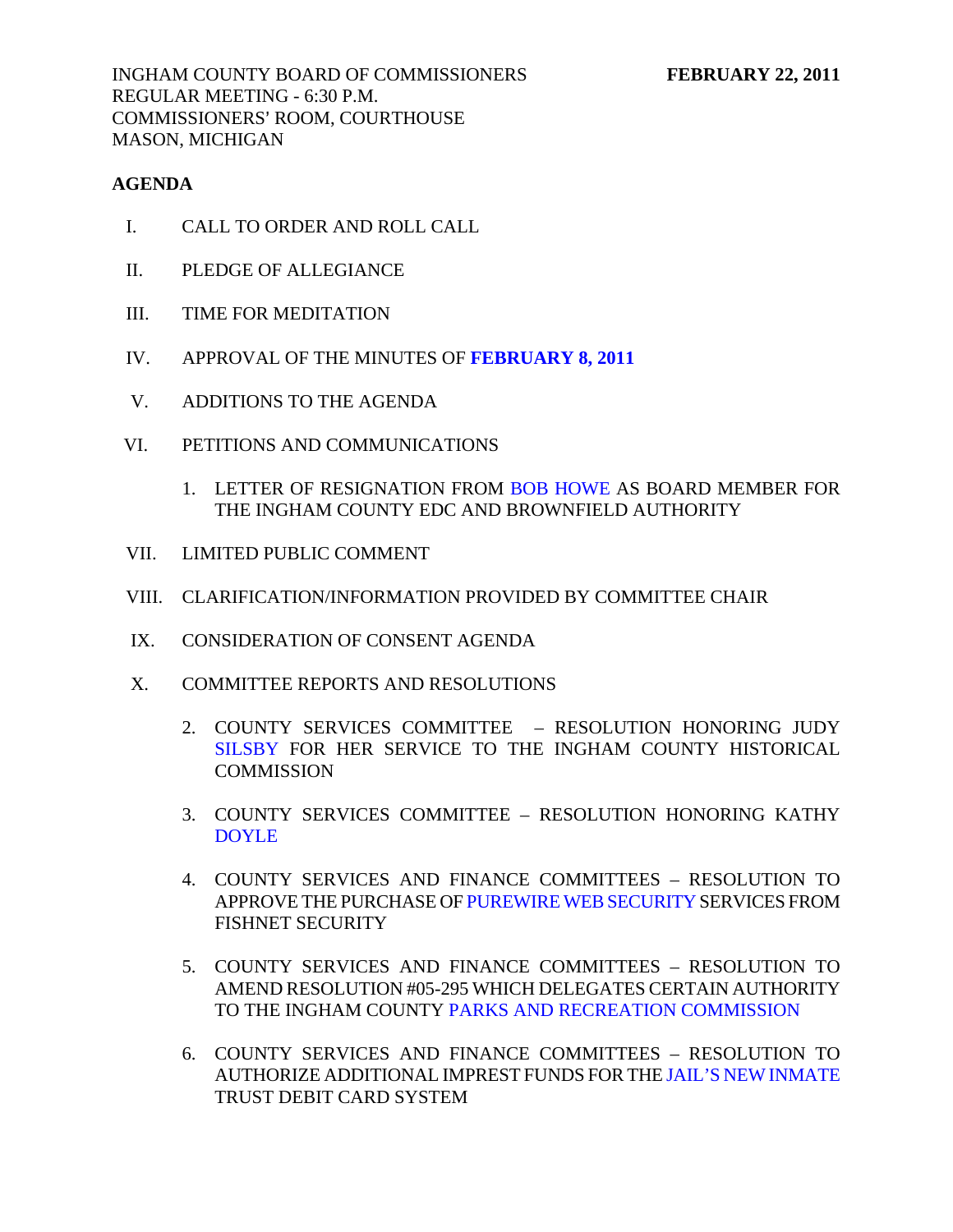INGHAM COUNTY BOARD OF COMMISSIONERS **FEBRUARY 22, 2011**
REGULAR MEETING - 6:30 P.M.
COMMISSIONERS' ROOM, COURTHOUSE
MASON, MICHIGAN

**AGENDA**

I. CALL TO ORDER AND ROLL CALL

II. PLEDGE OF ALLEGIANCE

III. TIME FOR MEDITATION

IV. APPROVAL OF THE MINUTES OF **FEBRUARY 8, 2011**

V. ADDITIONS TO THE AGENDA

VI. PETITIONS AND COMMUNICATIONS

1. LETTER OF RESIGNATION FROM BOB HOWE AS BOARD MEMBER FOR THE INGHAM COUNTY EDC AND BROWNFIELD AUTHORITY

VII. LIMITED PUBLIC COMMENT

VIII. CLARIFICATION/INFORMATION PROVIDED BY COMMITTEE CHAIR

IX. CONSIDERATION OF CONSENT AGENDA

X. COMMITTEE REPORTS AND RESOLUTIONS

2. COUNTY SERVICES COMMITTEE – RESOLUTION HONORING JUDY SILSBY FOR HER SERVICE TO THE INGHAM COUNTY HISTORICAL COMMISSION

3. COUNTY SERVICES COMMITTEE – RESOLUTION HONORING KATHY DOYLE

4. COUNTY SERVICES AND FINANCE COMMITTEES – RESOLUTION TO APPROVE THE PURCHASE OF PUREWIRE WEB SECURITY SERVICES FROM FISHNET SECURITY

5. COUNTY SERVICES AND FINANCE COMMITTEES – RESOLUTION TO AMEND RESOLUTION #05-295 WHICH DELEGATES CERTAIN AUTHORITY TO THE INGHAM COUNTY PARKS AND RECREATION COMMISSION

6. COUNTY SERVICES AND FINANCE COMMITTEES – RESOLUTION TO AUTHORIZE ADDITIONAL IMPREST FUNDS FOR THE JAIL'S NEW INMATE TRUST DEBIT CARD SYSTEM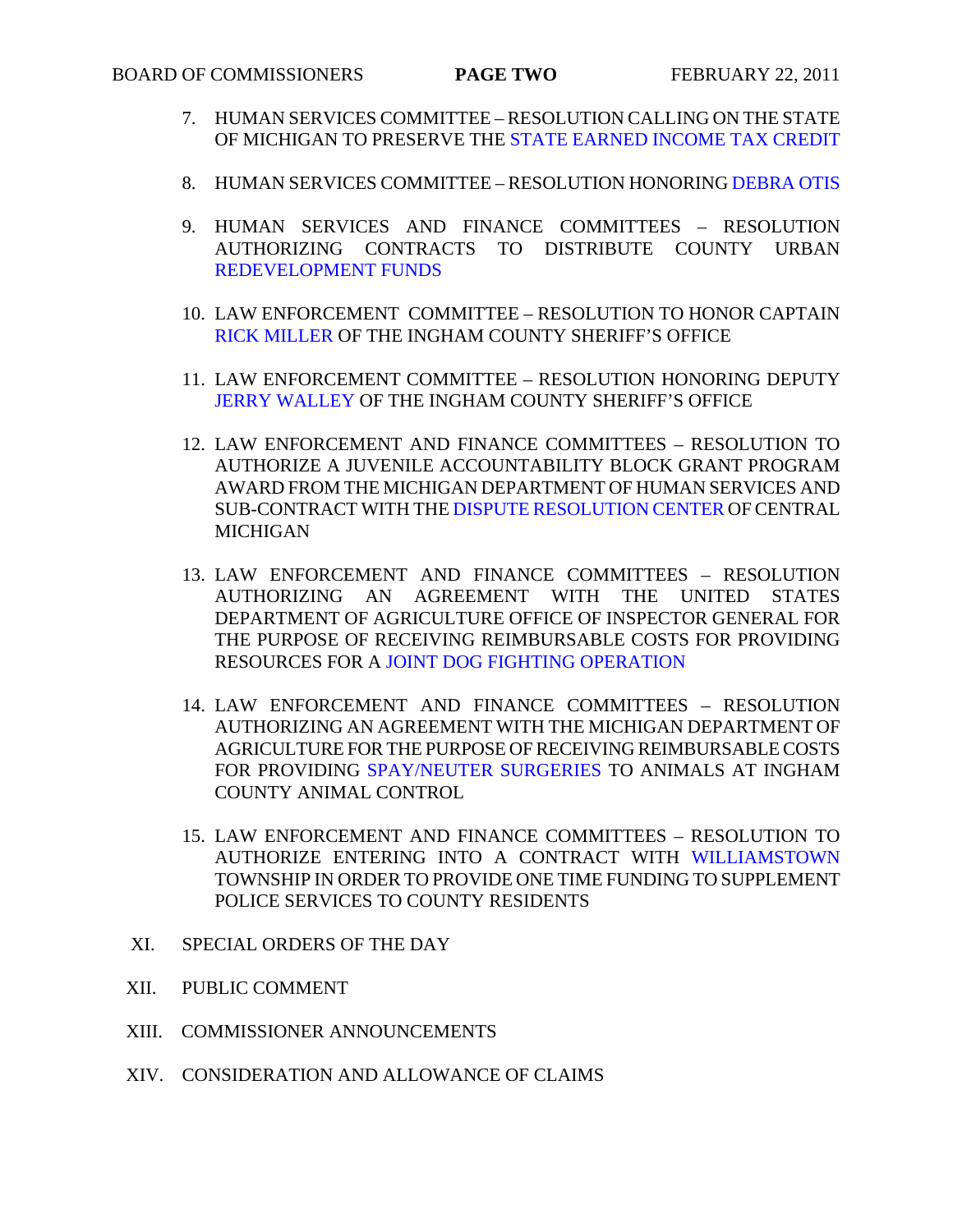7. HUMAN SERVICES COMMITTEE – RESOLUTION CALLING ON THE STATE OF MICHIGAN TO PRESERVE THE STATE EARNED INCOME TAX CREDIT

8. HUMAN SERVICES COMMITTEE – RESOLUTION HONORING DEBRA OTIS

9. HUMAN SERVICES AND FINANCE COMMITTEES – RESOLUTION AUTHORIZING CONTRACTS TO DISTRIBUTE COUNTY URBAN REDEVELOPMENT FUNDS

10. LAW ENFORCEMENT COMMITTEE – RESOLUTION TO HONOR CAPTAIN RICK MILLER OF THE INGHAM COUNTY SHERIFF'S OFFICE

11. LAW ENFORCEMENT COMMITTEE – RESOLUTION HONORING DEPUTY JERRY WALLEY OF THE INGHAM COUNTY SHERIFF'S OFFICE

12. LAW ENFORCEMENT AND FINANCE COMMITTEES – RESOLUTION TO AUTHORIZE A JUVENILE ACCOUNTABILITY BLOCK GRANT PROGRAM AWARD FROM THE MICHIGAN DEPARTMENT OF HUMAN SERVICES AND SUB-CONTRACT WITH THE DISPUTE RESOLUTION CENTER OF CENTRAL MICHIGAN

13. LAW ENFORCEMENT AND FINANCE COMMITTEES – RESOLUTION AUTHORIZING AN AGREEMENT WITH THE UNITED STATES DEPARTMENT OF AGRICULTURE OFFICE OF INSPECTOR GENERAL FOR THE PURPOSE OF RECEIVING REIMBURSABLE COSTS FOR PROVIDING RESOURCES FOR A JOINT DOG FIGHTING OPERATION

14. LAW ENFORCEMENT AND FINANCE COMMITTEES – RESOLUTION AUTHORIZING AN AGREEMENT WITH THE MICHIGAN DEPARTMENT OF AGRICULTURE FOR THE PURPOSE OF RECEIVING REIMBURSABLE COSTS FOR PROVIDING SPAY/NEUTER SURGERIES TO ANIMALS AT INGHAM COUNTY ANIMAL CONTROL

15. LAW ENFORCEMENT AND FINANCE COMMITTEES – RESOLUTION TO AUTHORIZE ENTERING INTO A CONTRACT WITH WILLIAMSTOWN TOWNSHIP IN ORDER TO PROVIDE ONE TIME FUNDING TO SUPPLEMENT POLICE SERVICES TO COUNTY RESIDENTS

XI. SPECIAL ORDERS OF THE DAY

XII. PUBLIC COMMENT

XIII. COMMISSIONER ANNOUNCEMENTS

XIV. CONSIDERATION AND ALLOWANCE OF CLAIMS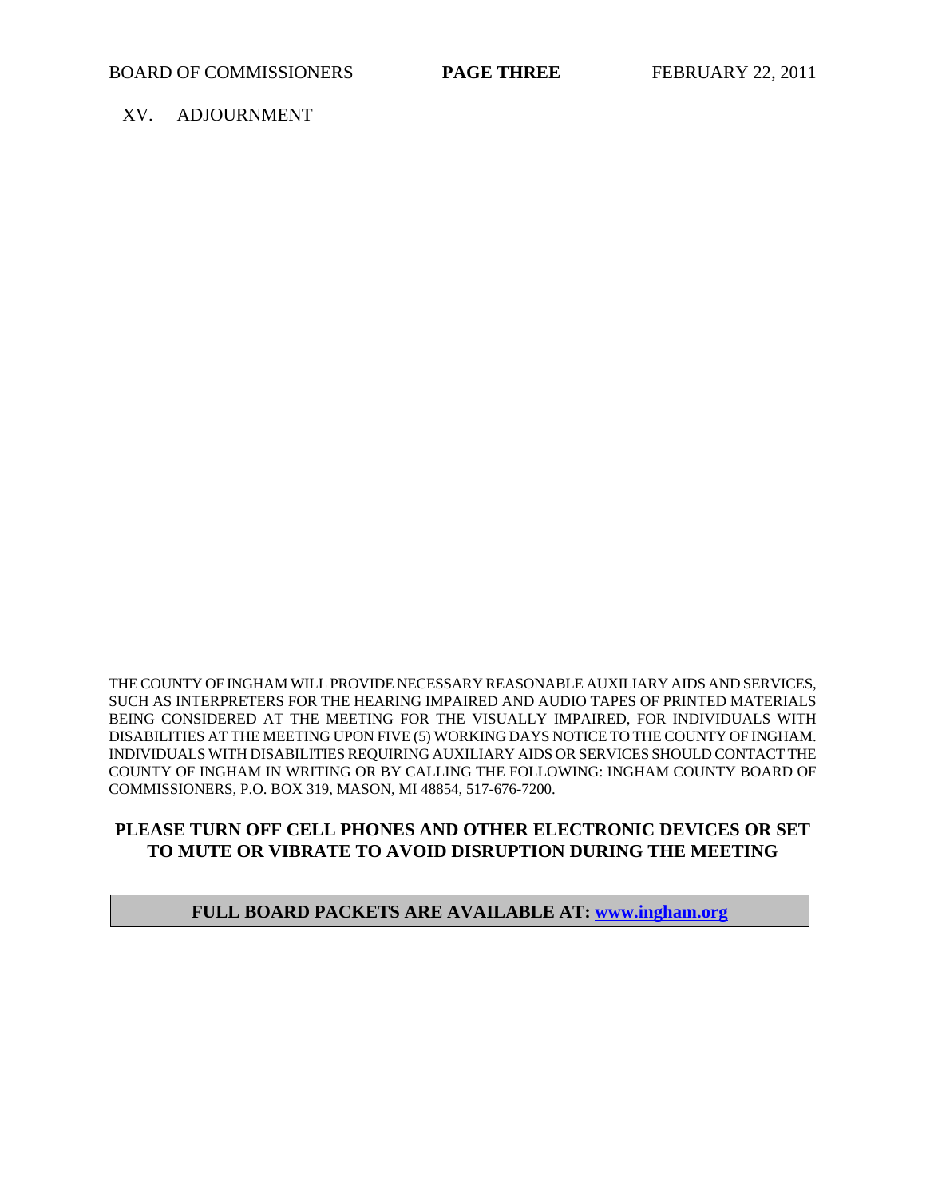XV. ADJOURNMENT

THE COUNTY OF INGHAM WILL PROVIDE NECESSARY REASONABLE AUXILIARY AIDS AND SERVICES, SUCH AS INTERPRETERS FOR THE HEARING IMPAIRED AND AUDIO TAPES OF PRINTED MATERIALS BEING CONSIDERED AT THE MEETING FOR THE VISUALLY IMPAIRED, FOR INDIVIDUALS WITH DISABILITIES AT THE MEETING UPON FIVE (5) WORKING DAYS NOTICE TO THE COUNTY OF INGHAM. INDIVIDUALS WITH DISABILITIES REQUIRING AUXILIARY AIDS OR SERVICES SHOULD CONTACT THE COUNTY OF INGHAM IN WRITING OR BY CALLING THE FOLLOWING: INGHAM COUNTY BOARD OF COMMISSIONERS, P.O. BOX 319, MASON, MI 48854, 517-676-7200.

**PLEASE TURN OFF CELL PHONES AND OTHER ELECTRONIC DEVICES OR SET TO MUTE OR VIBRATE TO AVOID DISRUPTION DURING THE MEETING**

**FULL BOARD PACKETS ARE AVAILABLE AT: [www.ingham.org](http://www.ingham.org)**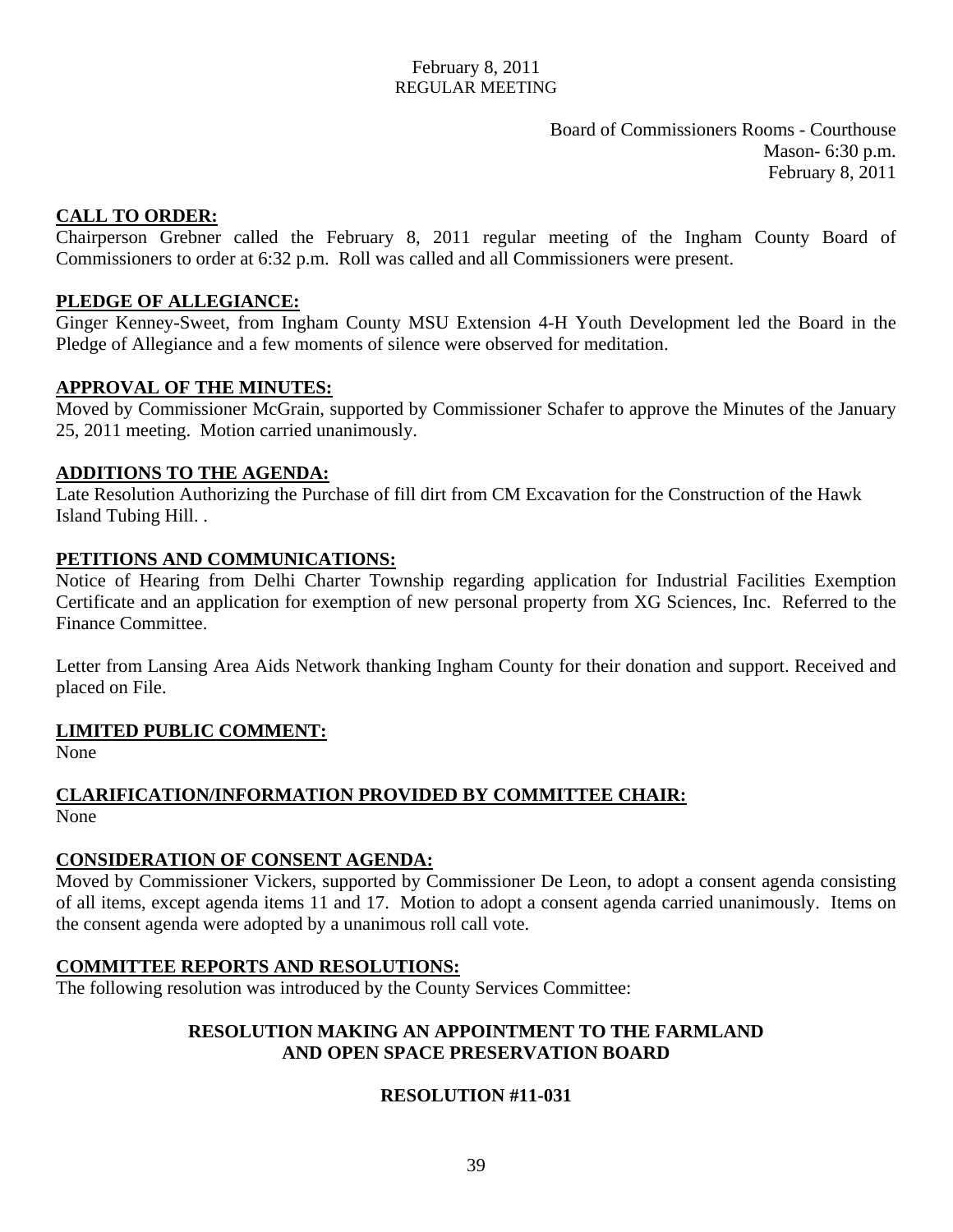February 8, 2011
REGULAR MEETING

Board of Commissioners Rooms - Courthouse
Mason- 6:30 p.m.
February 8, 2011

**CALL TO ORDER:**

Chairperson Grebner called the February 8, 2011 regular meeting of the Ingham County Board of Commissioners to order at 6:32 p.m. Roll was called and all Commissioners were present.

**PLEDGE OF ALLEGIANCE:**

Ginger Kenney-Sweet, from Ingham County MSU Extension 4-H Youth Development led the Board in the Pledge of Allegiance and a few moments of silence were observed for meditation.

**APPROVAL OF THE MINUTES:**

Moved by Commissioner McGrain, supported by Commissioner Schafer to approve the Minutes of the January 25, 2011 meeting. Motion carried unanimously.

**ADDITIONS TO THE AGENDA:**

Late Resolution Authorizing the Purchase of fill dirt from CM Excavation for the Construction of the Hawk Island Tubing Hill. .

**PETITIONS AND COMMUNICATIONS:**

Notice of Hearing from Delhi Charter Township regarding application for Industrial Facilities Exemption Certificate and an application for exemption of new personal property from XG Sciences, Inc. Referred to the Finance Committee.

Letter from Lansing Area Aids Network thanking Ingham County for their donation and support. Received and placed on File.

**LIMITED PUBLIC COMMENT:**

None

**CLARIFICATION/INFORMATION PROVIDED BY COMMITTEE CHAIR:**

None

**CONSIDERATION OF CONSENT AGENDA:**

Moved by Commissioner Vickers, supported by Commissioner De Leon, to adopt a consent agenda consisting of all items, except agenda items 11 and 17. Motion to adopt a consent agenda carried unanimously. Items on the consent agenda were adopted by a unanimous roll call vote.

**COMMITTEE REPORTS AND RESOLUTIONS:**

The following resolution was introduced by the County Services Committee:

**RESOLUTION MAKING AN APPOINTMENT TO THE FARMLAND AND OPEN SPACE PRESERVATION BOARD**

**RESOLUTION #11-031**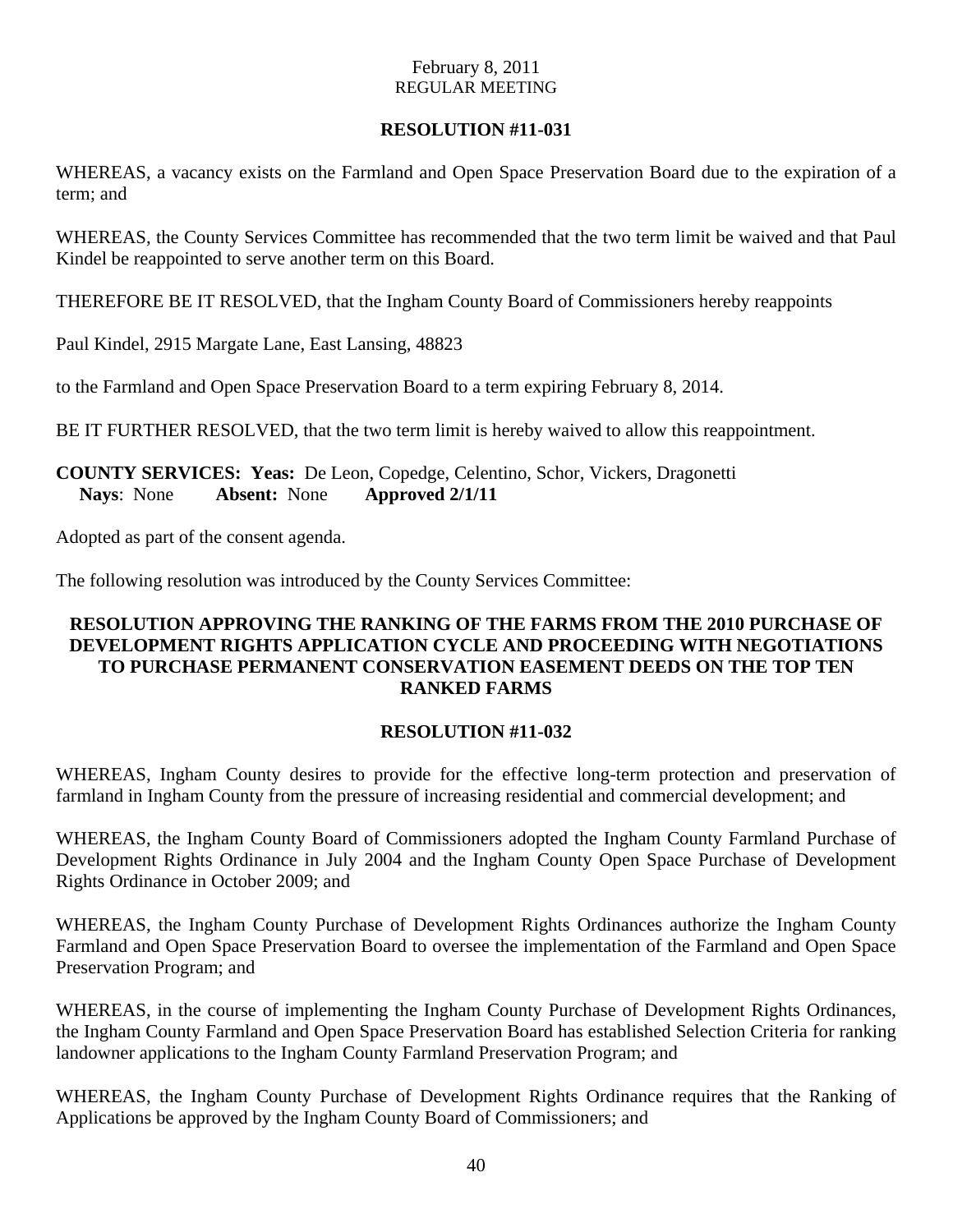February 8, 2011
REGULAR MEETING

**RESOLUTION #11-031**

WHEREAS, a vacancy exists on the Farmland and Open Space Preservation Board due to the expiration of a term; and

WHEREAS, the County Services Committee has recommended that the two term limit be waived and that Paul Kindel be reappointed to serve another term on this Board.

THEREFORE BE IT RESOLVED, that the Ingham County Board of Commissioners hereby reappoints

Paul Kindel, 2915 Margate Lane, East Lansing, 48823

to the Farmland and Open Space Preservation Board to a term expiring February 8, 2014.

BE IT FURTHER RESOLVED, that the two term limit is hereby waived to allow this reappointment.

**COUNTY SERVICES: Yeas:** De Leon, Copedge, Celentino, Schor, Vickers, Dragonetti
**Nays**: None **Absent:** None **Approved 2/1/11**

Adopted as part of the consent agenda.

The following resolution was introduced by the County Services Committee:

**RESOLUTION APPROVING THE RANKING OF THE FARMS FROM THE 2010 PURCHASE OF DEVELOPMENT RIGHTS APPLICATION CYCLE AND PROCEEDING WITH NEGOTIATIONS TO PURCHASE PERMANENT CONSERVATION EASEMENT DEEDS ON THE TOP TEN RANKED FARMS**

**RESOLUTION #11-032**

WHEREAS, Ingham County desires to provide for the effective long-term protection and preservation of farmland in Ingham County from the pressure of increasing residential and commercial development; and

WHEREAS, the Ingham County Board of Commissioners adopted the Ingham County Farmland Purchase of Development Rights Ordinance in July 2004 and the Ingham County Open Space Purchase of Development Rights Ordinance in October 2009; and

WHEREAS, the Ingham County Purchase of Development Rights Ordinances authorize the Ingham County Farmland and Open Space Preservation Board to oversee the implementation of the Farmland and Open Space Preservation Program; and

WHEREAS, in the course of implementing the Ingham County Purchase of Development Rights Ordinances, the Ingham County Farmland and Open Space Preservation Board has established Selection Criteria for ranking landowner applications to the Ingham County Farmland Preservation Program; and

WHEREAS, the Ingham County Purchase of Development Rights Ordinance requires that the Ranking of Applications be approved by the Ingham County Board of Commissioners; and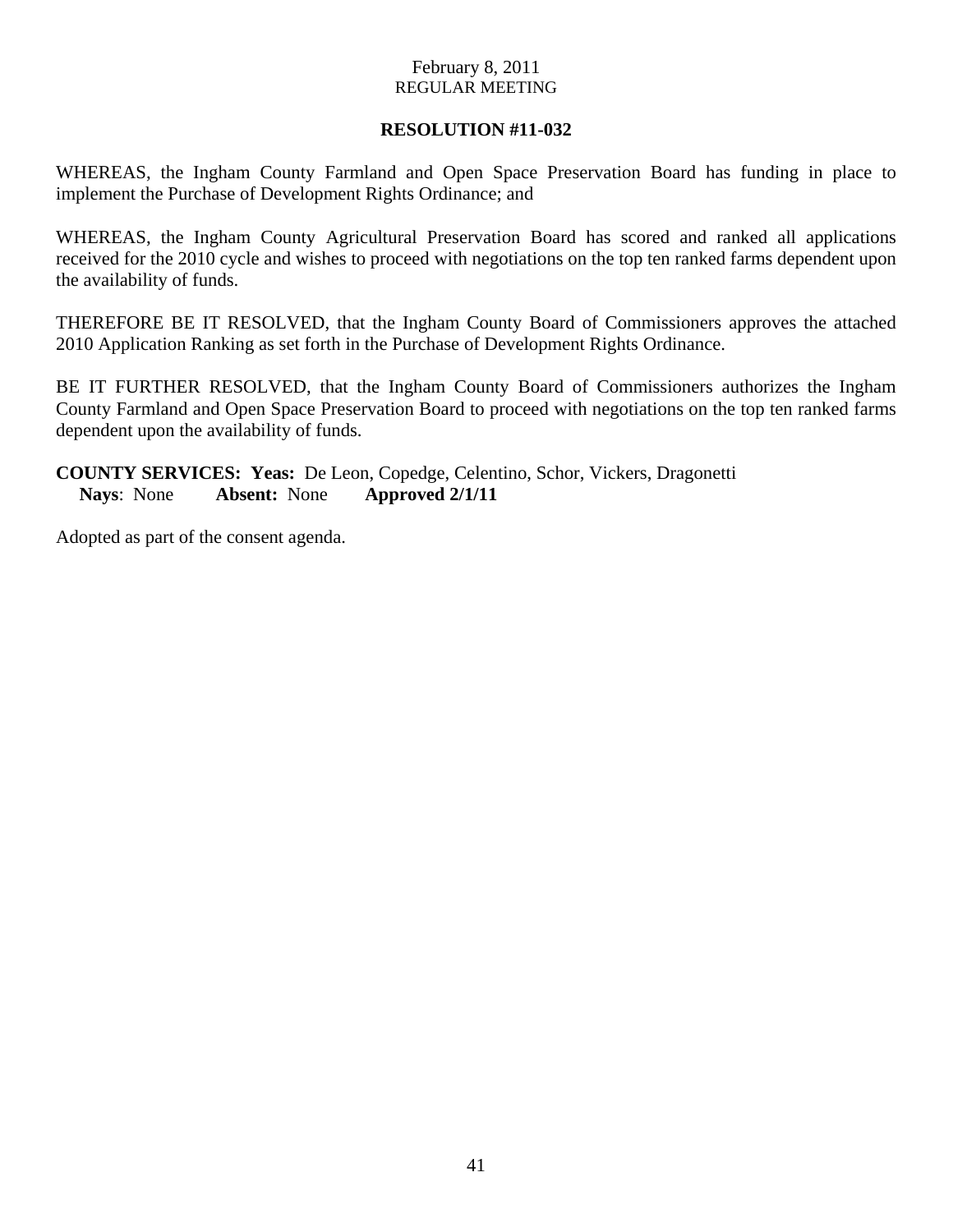February 8, 2011
REGULAR MEETING

**RESOLUTION #11-032**

WHEREAS, the Ingham County Farmland and Open Space Preservation Board has funding in place to implement the Purchase of Development Rights Ordinance; and

WHEREAS, the Ingham County Agricultural Preservation Board has scored and ranked all applications received for the 2010 cycle and wishes to proceed with negotiations on the top ten ranked farms dependent upon the availability of funds.

THEREFORE BE IT RESOLVED, that the Ingham County Board of Commissioners approves the attached 2010 Application Ranking as set forth in the Purchase of Development Rights Ordinance.

BE IT FURTHER RESOLVED, that the Ingham County Board of Commissioners authorizes the Ingham County Farmland and Open Space Preservation Board to proceed with negotiations on the top ten ranked farms dependent upon the availability of funds.

**COUNTY SERVICES: Yeas:** De Leon, Copedge, Celentino, Schor, Vickers, Dragonetti
**Nays**: None **Absent:** None **Approved 2/1/11**

Adopted as part of the consent agenda.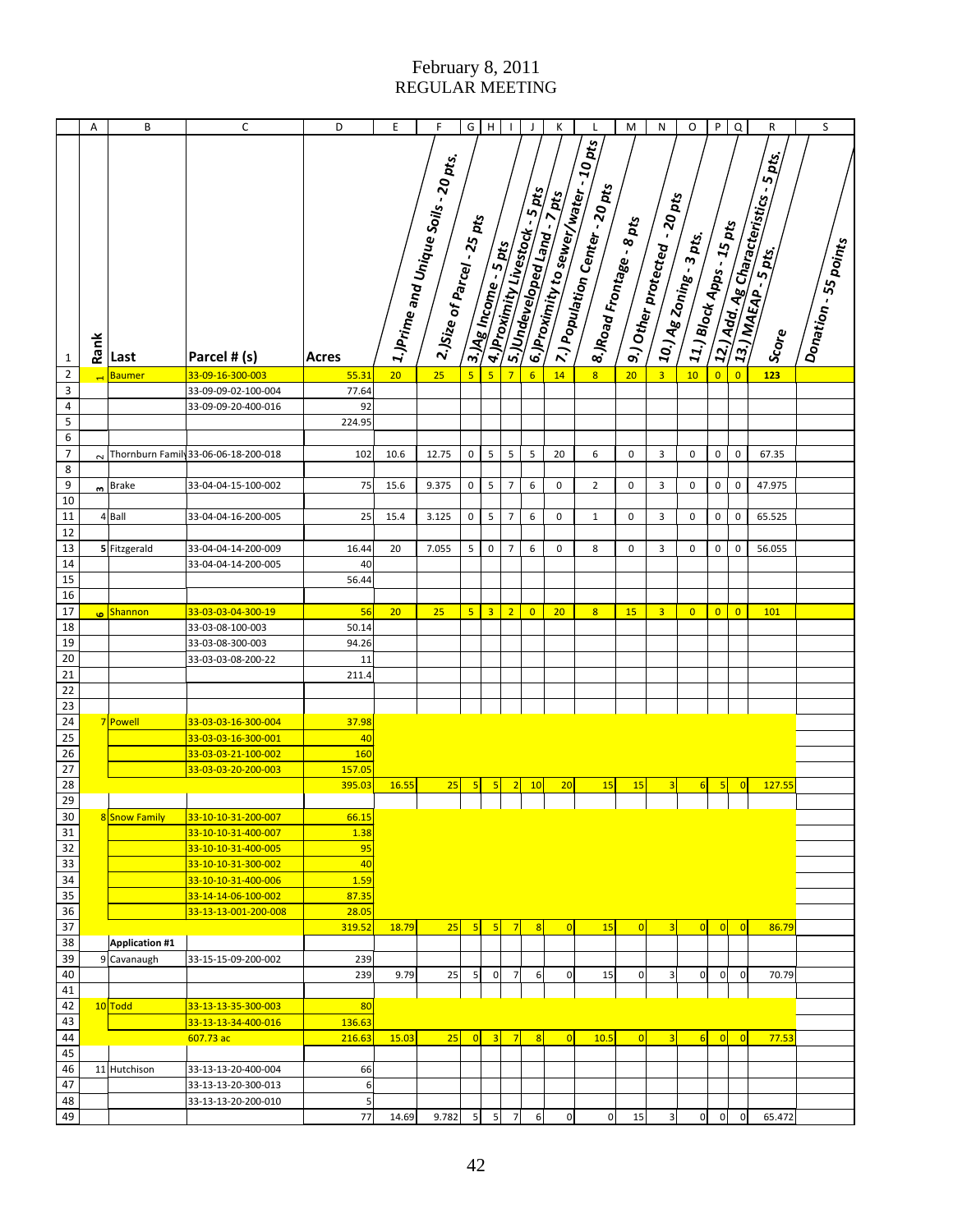# February 8, 2011
## REGULAR MEETING

| | A | B | C | D | E | F | G | H | I | J | K | L | M | N | O | P | Q | R | S |
|---|---|---|---|---|---|---|---|---|---|---|---|---|---|---|---|---|---|---|---|
| 1 | Rank | Last | Parcel # (s) | Acres | 1.)Prime and Unique Soils - 20 pts. | 2.)Size of Parcel - 25 pts | 3.)Ag Income - 5 pts | 4.)Proximity Livestock - 5 pts | 5.)Undeveloped Land - 7 pts | 6.)Proximity to sewer/water - 10 pts | 7.) Population Center - 20 pts | 8.)Road Frontage - 8 pts | 9.) Other protected - 20 pts | 10.) Ag Zoning - 3 pts. | 11.) Block Apps - 15 pts | 12.) Add. Ag Characteristics - 5 pts. | 13.) MAEAP - 5 pts. | Score | Donation - 55 points |
| 2 | 1 | Baumer | 33-09-16-300-003 | 55.31 | 20 | 25 | 5 | 5 | 7 | 6 | 14 | 8 | 20 | 3 | 10 | 0 | 0 | 123 | |
| 3 | | | 33-09-09-02-100-004 | 77.64 | | | | | | | | | | | | | | | |
| 4 | | | 33-09-09-20-400-016 | 92 | | | | | | | | | | | | | | | |
| 5 | | | | 224.95 | | | | | | | | | | | | | | | |
| 6 | | | | | | | | | | | | | | | | | | | |
| 7 | 2 | Thornburn Family | 33-06-06-18-200-018 | 102 | 10.6 | 12.75 | 0 | 5 | 5 | 5 | 20 | 6 | 0 | 3 | 0 | 0 | 0 | 67.35 | |
| 8 | | | | | | | | | | | | | | | | | | | |
| 9 | 3 | Brake | 33-04-04-15-100-002 | 75 | 15.6 | 9.375 | 0 | 5 | 7 | 6 | 0 | 2 | 0 | 3 | 0 | 0 | 0 | 47.975 | |
| 10 | | | | | | | | | | | | | | | | | | | |
| 11 | 4 | Ball | 33-04-04-16-200-005 | 25 | 15.4 | 3.125 | 0 | 5 | 7 | 6 | 0 | 1 | 0 | 3 | 0 | 0 | 0 | 65.525 | |
| 12 | | | | | | | | | | | | | | | | | | | |
| 13 | 5 | Fitzgerald | 33-04-04-14-200-009 | 16.44 | 20 | 7.055 | 5 | 0 | 7 | 6 | 0 | 8 | 0 | 3 | 0 | 0 | 0 | 56.055 | |
| 14 | | | 33-04-04-14-200-005 | 40 | | | | | | | | | | | | | | | |
| 15 | | | | 56.44 | | | | | | | | | | | | | | | |
| 16 | | | | | | | | | | | | | | | | | | | |
| 17 | 6 | Shannon | 33-03-03-04-300-19 | 56 | 20 | 25 | 5 | 3 | 2 | 0 | 20 | 8 | 15 | 3 | 0 | 0 | 0 | 101 | |
| 18 | | | 33-03-08-100-003 | 50.14 | | | | | | | | | | | | | | | |
| 19 | | | 33-03-08-300-003 | 94.26 | | | | | | | | | | | | | | | |
| 20 | | | 33-03-08-200-22 | 11 | | | | | | | | | | | | | | | |
| 21 | | | | 211.4 | | | | | | | | | | | | | | | |
| 22 | | | | | | | | | | | | | | | | | | | |
| 23 | | | | | | | | | | | | | | | | | | | |
| 24 | 7 | Powell | 33-03-03-16-300-004 | 37.98 | | | | | | | | | | | | | | | |
| 25 | | | 33-03-03-16-300-001 | 40 | | | | | | | | | | | | | | | |
| 26 | | | 33-03-03-21-100-002 | 160 | | | | | | | | | | | | | | | |
| 27 | | | 33-03-03-20-200-003 | 157.05 | | | | | | | | | | | | | | | |
| 28 | | | | 395.03 | 16.55 | 25 | 5 | 5 | 2 | 10 | 20 | 15 | 15 | 3 | 6 | 5 | 0 | 127.55 | |
| 29 | | | | | | | | | | | | | | | | | | | |
| 30 | 8 | Snow Family | 33-10-10-31-200-007 | 66.15 | | | | | | | | | | | | | | | |
| 31 | | | 33-10-10-31-400-007 | 1.38 | | | | | | | | | | | | | | | |
| 32 | | | 33-10-10-31-400-005 | 95 | | | | | | | | | | | | | | | |
| 33 | | | 33-10-10-31-300-002 | 40 | | | | | | | | | | | | | | | |
| 34 | | | 33-10-10-31-400-006 | 1.59 | | | | | | | | | | | | | | | |
| 35 | | | 33-14-14-06-100-002 | 87.35 | | | | | | | | | | | | | | | |
| 36 | | | 33-13-13-001-200-008 | 28.05 | | | | | | | | | | | | | | | |
| 37 | | | | 319.52 | 18.79 | 25 | 5 | 5 | 7 | 8 | 0 | 15 | 0 | 3 | 0 | 0 | 0 | 86.79 | |
| 38 | | Application #1 | | | | | | | | | | | | | | | | | |
| 39 | 9 | Cavanaugh | 33-15-15-09-200-002 | 239 | | | | | | | | | | | | | | | |
| 40 | | | | 239 | 9.79 | 25 | 5 | 0 | 7 | 6 | 0 | 15 | 0 | 3 | 0 | 0 | 0 | 70.79 | |
| 41 | | | | | | | | | | | | | | | | | | | |
| 42 | 10 | Todd | 33-13-13-35-300-003 | 80 | | | | | | | | | | | | | | | |
| 43 | | | 33-13-13-34-400-016 | 136.63 | | | | | | | | | | | | | | | |
| 44 | | | 607.73 ac | 216.63 | 15.03 | 25 | 0 | 3 | 7 | 8 | 0 | 10.5 | 0 | 3 | 6 | 0 | 0 | 77.53 | |
| 45 | | | | | | | | | | | | | | | | | | | |
| 46 | 11 | Hutchison | 33-13-13-20-400-004 | 66 | | | | | | | | | | | | | | | |
| 47 | | | 33-13-13-20-300-013 | 6 | | | | | | | | | | | | | | | |
| 48 | | | 33-13-13-20-200-010 | 5 | | | | | | | | | | | | | | | |
| 49 | | | | 77 | 14.69 | 9.782 | 5 | 5 | 7 | 6 | 0 | 0 | 15 | 3 | 0 | 0 | 0 | 65.472 | |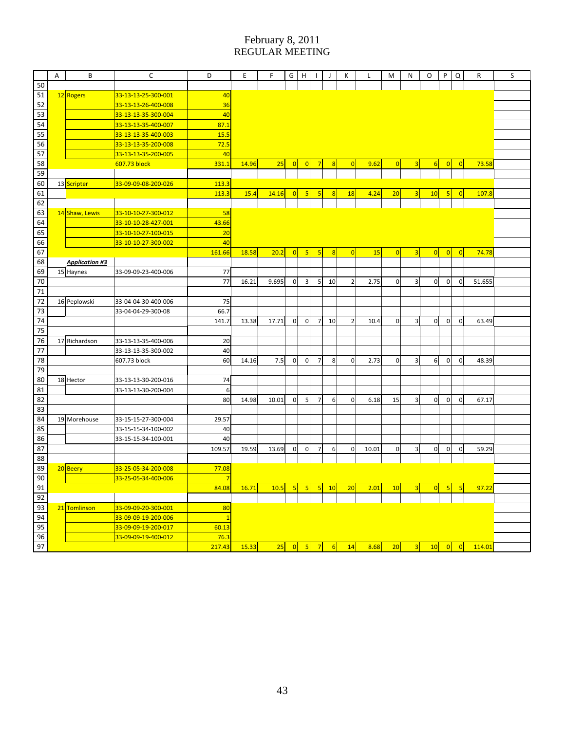# February 8, 2011
## REGULAR MEETING

| | A | B | C | D | E | F | G | H | I | J | K | L | M | N | O | P | Q | R | S |
|---|---|---|---|---|---|---|---|---|---|---|---|---|---|---|---|---|---|---|---|
| 50 | | | | | | | | | | | | | | | | | | | |
| 51 | 12 | Rogers | 33-13-13-25-300-001 | 40 | | | | | | | | | | | | | | | |
| 52 | | | 33-13-13-26-400-008 | 36 | | | | | | | | | | | | | | | |
| 53 | | | 33-13-13-35-300-004 | 40 | | | | | | | | | | | | | | | |
| 54 | | | 33-13-13-35-400-007 | 87.1 | | | | | | | | | | | | | | | |
| 55 | | | 33-13-13-35-400-003 | 15.5 | | | | | | | | | | | | | | | |
| 56 | | | 33-13-13-35-200-008 | 72.5 | | | | | | | | | | | | | | | |
| 57 | | | 33-13-13-35-200-005 | 40 | | | | | | | | | | | | | | | |
| 58 | | | 607.73 block | 331.1 | 14.96 | 25 | 0 | 0 | 7 | 8 | 0 | 9.62 | 0 | 3 | 6 | 0 | 0 | 73.58 | |
| 59 | | | | | | | | | | | | | | | | | | | |
| 60 | 13 | Scripter | 33-09-09-08-200-026 | 113.3 | | | | | | | | | | | | | | | |
| 61 | | | | 113.3 | 15.4 | 14.16 | 0 | 5 | 5 | 8 | 18 | 4.24 | 20 | 3 | 10 | 5 | 0 | 107.8 | |
| 62 | | | | | | | | | | | | | | | | | | | |
| 63 | 14 | Shaw, Lewis | 33-10-10-27-300-012 | 58 | | | | | | | | | | | | | | | |
| 64 | | | 33-10-10-28-427-001 | 43.66 | | | | | | | | | | | | | | | |
| 65 | | | 33-10-10-27-100-015 | 20 | | | | | | | | | | | | | | | |
| 66 | | | 33-10-10-27-300-002 | 40 | | | | | | | | | | | | | | | |
| 67 | | | | 161.66 | 18.58 | 20.2 | 0 | 5 | 5 | 8 | 0 | 15 | 0 | 3 | 0 | 0 | 0 | 74.78 | |
| 68 | | ***Application #3*** | | | | | | | | | | | | | | | | | |
| 69 | 15 | Haynes | 33-09-09-23-400-006 | 77 | | | | | | | | | | | | | | | |
| 70 | | | | 77 | 16.21 | 9.695 | 0 | 3 | 5 | 10 | 2 | 2.75 | 0 | 3 | 0 | 0 | 0 | 51.655 | |
| 71 | | | | | | | | | | | | | | | | | | | |
| 72 | 16 | Peplowski | 33-04-04-30-400-006 | 75 | | | | | | | | | | | | | | | |
| 73 | | | 33-04-04-29-300-08 | 66.7 | | | | | | | | | | | | | | | |
| 74 | | | | 141.7 | 13.38 | 17.71 | 0 | 0 | 7 | 10 | 2 | 10.4 | 0 | 3 | 0 | 0 | 0 | 63.49 | |
| 75 | | | | | | | | | | | | | | | | | | | |
| 76 | 17 | Richardson | 33-13-13-35-400-006 | 20 | | | | | | | | | | | | | | | |
| 77 | | | 33-13-13-35-300-002 | 40 | | | | | | | | | | | | | | | |
| 78 | | | 607.73 block | 60 | 14.16 | 7.5 | 0 | 0 | 7 | 8 | 0 | 2.73 | 0 | 3 | 6 | 0 | 0 | 48.39 | |
| 79 | | | | | | | | | | | | | | | | | | | |
| 80 | 18 | Hector | 33-13-13-30-200-016 | 74 | | | | | | | | | | | | | | | |
| 81 | | | 33-13-13-30-200-004 | 6 | | | | | | | | | | | | | | | |
| 82 | | | | 80 | 14.98 | 10.01 | 0 | 5 | 7 | 6 | 0 | 6.18 | 15 | 3 | 0 | 0 | 0 | 67.17 | |
| 83 | | | | | | | | | | | | | | | | | | | |
| 84 | 19 | Morehouse | 33-15-15-27-300-004 | 29.57 | | | | | | | | | | | | | | | |
| 85 | | | 33-15-15-34-100-002 | 40 | | | | | | | | | | | | | | | |
| 86 | | | 33-15-15-34-100-001 | 40 | | | | | | | | | | | | | | | |
| 87 | | | | 109.57 | 19.59 | 13.69 | 0 | 0 | 7 | 6 | 0 | 10.01 | 0 | 3 | 0 | 0 | 0 | 59.29 | |
| 88 | | | | | | | | | | | | | | | | | | | |
| 89 | 20 | Beery | 33-25-05-34-200-008 | 77.08 | | | | | | | | | | | | | | | |
| 90 | | | 33-25-05-34-400-006 | 7 | | | | | | | | | | | | | | | |
| 91 | | | | 84.08 | 16.71 | 10.5 | 5 | 5 | 5 | 10 | 20 | 2.01 | 10 | 3 | 0 | 5 | 5 | 97.22 | |
| 92 | | | | | | | | | | | | | | | | | | | |
| 93 | 21 | Tomlinson | 33-09-09-20-300-001 | 80 | | | | | | | | | | | | | | | |
| 94 | | | 33-09-09-19-200-006 | 1 | | | | | | | | | | | | | | | |
| 95 | | | 33-09-09-19-200-017 | 60.13 | | | | | | | | | | | | | | | |
| 96 | | | 33-09-09-19-400-012 | 76.3 | | | | | | | | | | | | | | | |
| 97 | | | | 217.43 | 15.33 | 25 | 0 | 5 | 7 | 6 | 14 | 8.68 | 20 | 3 | 10 | 0 | 0 | 114.01 | |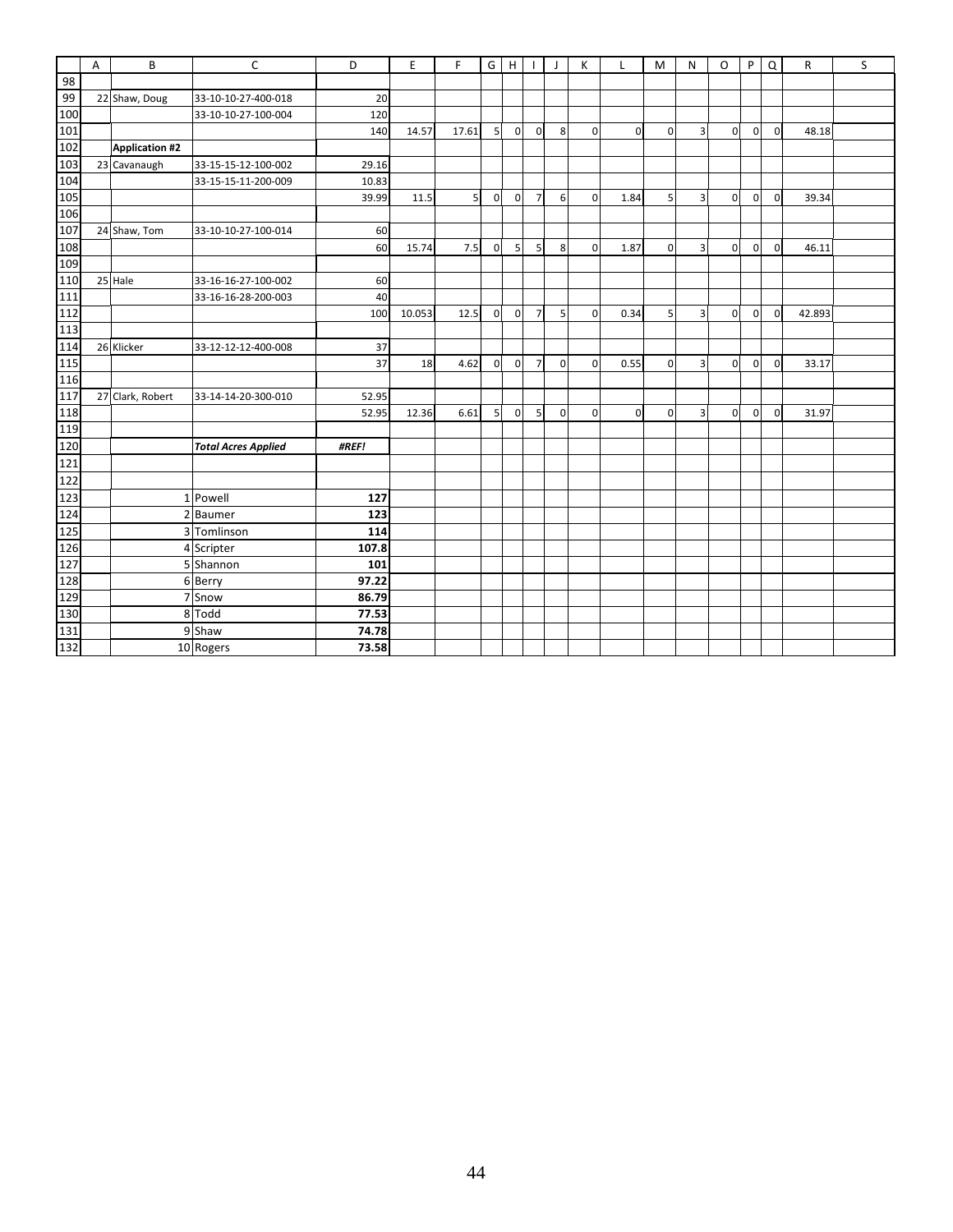| | A | B | C | D | E | F | G | H | I | J | K | L | M | N | O | P | Q | R | S |
|---|---|---|---|---|---|---|---|---|---|---|---|---|---|---|---|---|---|---|---|
| 98 | | | | | | | | | | | | | | | | | | | |
| 99 | 22 | Shaw, Doug | 33-10-10-27-400-018 | 20 | | | | | | | | | | | | | | | |
| 100 | | | 33-10-10-27-100-004 | 120 | | | | | | | | | | | | | | | |
| 101 | | | | 140 | 14.57 | 17.61 | 5 | 0 | 0 | 8 | 0 | 0 | 0 | 3 | 0 | 0 | 0 | 48.18 | |
| 102 | | **Application #2** | | | | | | | | | | | | | | | | | |
| 103 | 23 | Cavanaugh | 33-15-15-12-100-002 | 29.16 | | | | | | | | | | | | | | | |
| 104 | | | 33-15-15-11-200-009 | 10.83 | | | | | | | | | | | | | | | |
| 105 | | | | 39.99 | 11.5 | 5 | 0 | 0 | 7 | 6 | 0 | 1.84 | 5 | 3 | 0 | 0 | 0 | 39.34 | |
| 106 | | | | | | | | | | | | | | | | | | | |
| 107 | 24 | Shaw, Tom | 33-10-10-27-100-014 | 60 | | | | | | | | | | | | | | | |
| 108 | | | | 60 | 15.74 | 7.5 | 0 | 5 | 5 | 8 | 0 | 1.87 | 0 | 3 | 0 | 0 | 0 | 46.11 | |
| 109 | | | | | | | | | | | | | | | | | | | |
| 110 | 25 | Hale | 33-16-16-27-100-002 | 60 | | | | | | | | | | | | | | | |
| 111 | | | 33-16-16-28-200-003 | 40 | | | | | | | | | | | | | | | |
| 112 | | | | 100 | 10.053 | 12.5 | 0 | 0 | 7 | 5 | 0 | 0.34 | 5 | 3 | 0 | 0 | 0 | 42.893 | |
| 113 | | | | | | | | | | | | | | | | | | | |
| 114 | 26 | Klicker | 33-12-12-12-400-008 | 37 | | | | | | | | | | | | | | | |
| 115 | | | | 37 | 18 | 4.62 | 0 | 0 | 7 | 0 | 0 | 0.55 | 0 | 3 | 0 | 0 | 0 | 33.17 | |
| 116 | | | | | | | | | | | | | | | | | | | |
| 117 | 27 | Clark, Robert | 33-14-14-20-300-010 | 52.95 | | | | | | | | | | | | | | | |
| 118 | | | | 52.95 | 12.36 | 6.61 | 5 | 0 | 5 | 0 | 0 | 0 | 0 | 3 | 0 | 0 | 0 | 31.97 | |
| 119 | | | | | | | | | | | | | | | | | | | |
| 120 | | | ***Total Acres Applied*** | ***#REF!*** | | | | | | | | | | | | | | | |
| 121 | | | | | | | | | | | | | | | | | | | |
| 122 | | | | | | | | | | | | | | | | | | | |
| 123 | | 1 | Powell | **127** | | | | | | | | | | | | | | | |
| 124 | | 2 | Baumer | **123** | | | | | | | | | | | | | | | |
| 125 | | 3 | Tomlinson | **114** | | | | | | | | | | | | | | | |
| 126 | | 4 | Scripter | **107.8** | | | | | | | | | | | | | | | |
| 127 | | 5 | Shannon | **101** | | | | | | | | | | | | | | | |
| 128 | | 6 | Berry | **97.22** | | | | | | | | | | | | | | | |
| 129 | | 7 | Snow | **86.79** | | | | | | | | | | | | | | | |
| 130 | | 8 | Todd | **77.53** | | | | | | | | | | | | | | | |
| 131 | | 9 | Shaw | **74.78** | | | | | | | | | | | | | | | |
| 132 | | 10 | Rogers | **73.58** | | | | | | | | | | | | | | | |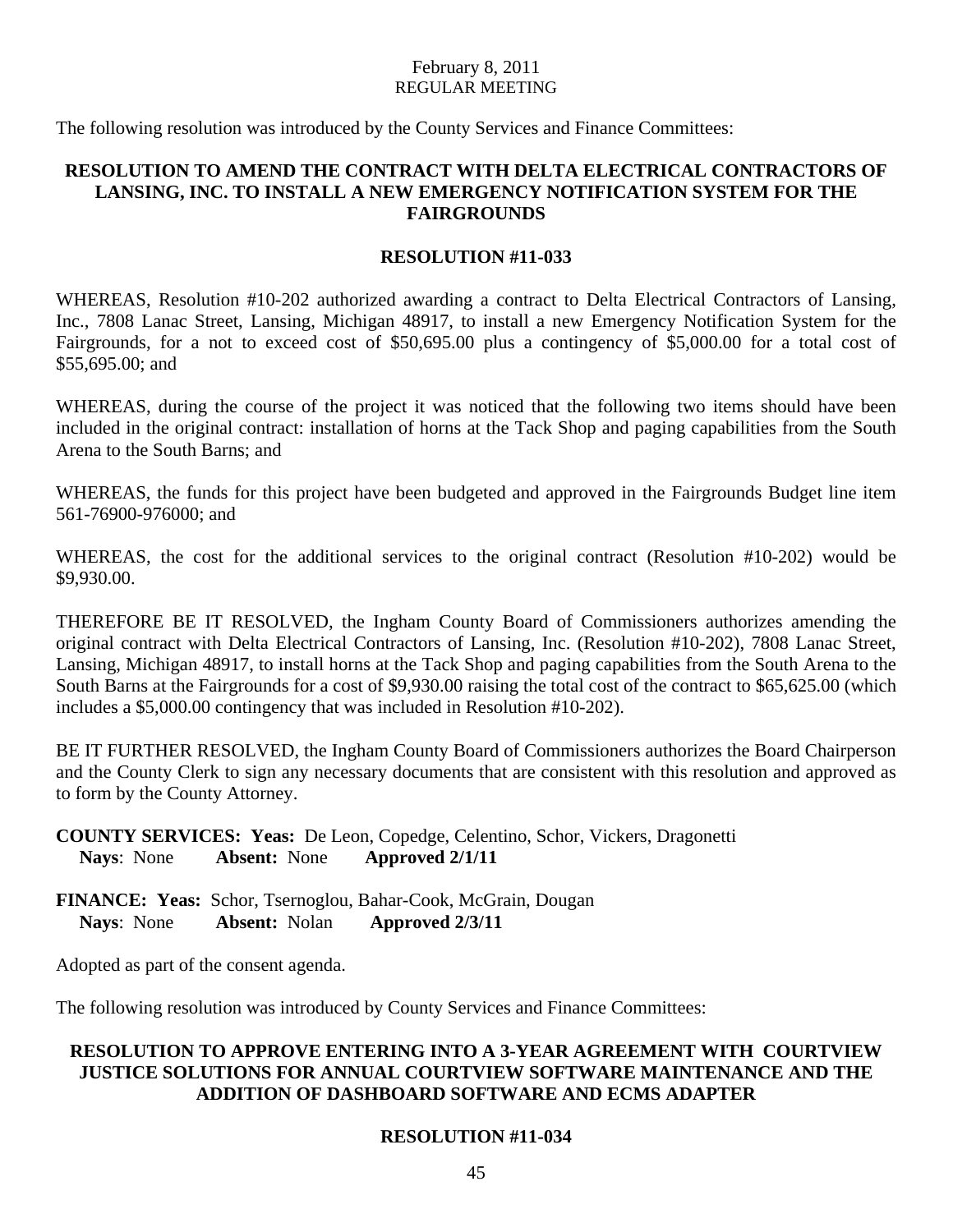February 8, 2011
REGULAR MEETING

The following resolution was introduced by the County Services and Finance Committees:

**RESOLUTION TO AMEND THE CONTRACT WITH DELTA ELECTRICAL CONTRACTORS OF LANSING, INC. TO INSTALL A NEW EMERGENCY NOTIFICATION SYSTEM FOR THE FAIRGROUNDS**

**RESOLUTION #11-033**

WHEREAS, Resolution #10-202 authorized awarding a contract to Delta Electrical Contractors of Lansing, Inc., 7808 Lanac Street, Lansing, Michigan 48917, to install a new Emergency Notification System for the Fairgrounds, for a not to exceed cost of $50,695.00 plus a contingency of $5,000.00 for a total cost of $55,695.00; and

WHEREAS, during the course of the project it was noticed that the following two items should have been included in the original contract: installation of horns at the Tack Shop and paging capabilities from the South Arena to the South Barns; and

WHEREAS, the funds for this project have been budgeted and approved in the Fairgrounds Budget line item 561-76900-976000; and

WHEREAS, the cost for the additional services to the original contract (Resolution #10-202) would be $9,930.00.

THEREFORE BE IT RESOLVED, the Ingham County Board of Commissioners authorizes amending the original contract with Delta Electrical Contractors of Lansing, Inc. (Resolution #10-202), 7808 Lanac Street, Lansing, Michigan 48917, to install horns at the Tack Shop and paging capabilities from the South Arena to the South Barns at the Fairgrounds for a cost of $9,930.00 raising the total cost of the contract to $65,625.00 (which includes a $5,000.00 contingency that was included in Resolution #10-202).

BE IT FURTHER RESOLVED, the Ingham County Board of Commissioners authorizes the Board Chairperson and the County Clerk to sign any necessary documents that are consistent with this resolution and approved as to form by the County Attorney.

**COUNTY SERVICES: Yeas:** De Leon, Copedge, Celentino, Schor, Vickers, Dragonetti
**Nays**: None **Absent:** None **Approved 2/1/11**

**FINANCE: Yeas:** Schor, Tsernoglou, Bahar-Cook, McGrain, Dougan
**Nays**: None **Absent:** Nolan **Approved 2/3/11**

Adopted as part of the consent agenda.

The following resolution was introduced by County Services and Finance Committees:

**RESOLUTION TO APPROVE ENTERING INTO A 3-YEAR AGREEMENT WITH COURTVIEW JUSTICE SOLUTIONS FOR ANNUAL COURTVIEW SOFTWARE MAINTENANCE AND THE ADDITION OF DASHBOARD SOFTWARE AND ECMS ADAPTER**

**RESOLUTION #11-034**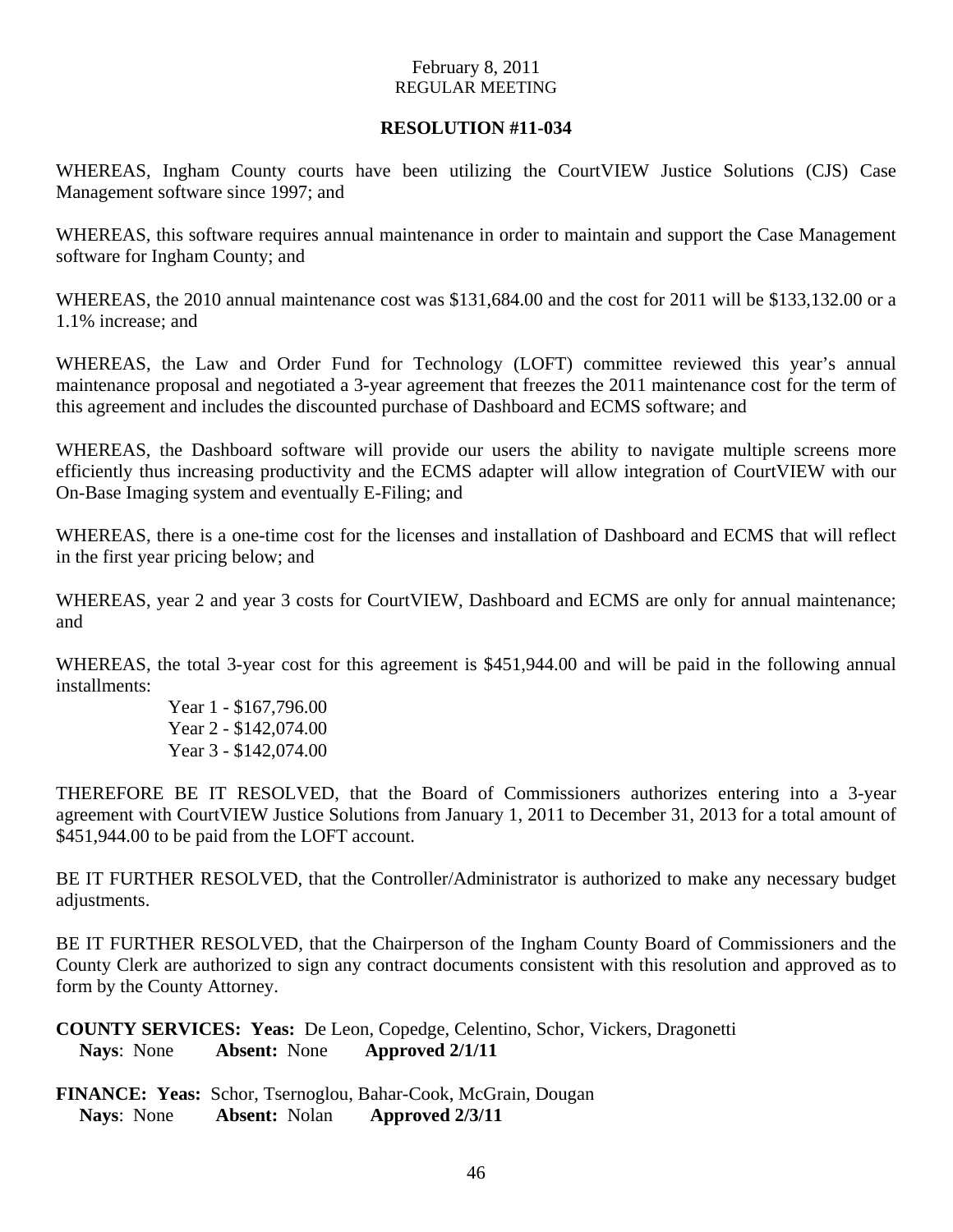February 8, 2011
REGULAR MEETING

**RESOLUTION #11-034**

WHEREAS, Ingham County courts have been utilizing the CourtVIEW Justice Solutions (CJS) Case Management software since 1997; and

WHEREAS, this software requires annual maintenance in order to maintain and support the Case Management software for Ingham County; and

WHEREAS, the 2010 annual maintenance cost was $131,684.00 and the cost for 2011 will be $133,132.00 or a 1.1% increase; and

WHEREAS, the Law and Order Fund for Technology (LOFT) committee reviewed this year's annual maintenance proposal and negotiated a 3-year agreement that freezes the 2011 maintenance cost for the term of this agreement and includes the discounted purchase of Dashboard and ECMS software; and

WHEREAS, the Dashboard software will provide our users the ability to navigate multiple screens more efficiently thus increasing productivity and the ECMS adapter will allow integration of CourtVIEW with our On-Base Imaging system and eventually E-Filing; and

WHEREAS, there is a one-time cost for the licenses and installation of Dashboard and ECMS that will reflect in the first year pricing below; and

WHEREAS, year 2 and year 3 costs for CourtVIEW, Dashboard and ECMS are only for annual maintenance; and

WHEREAS, the total 3-year cost for this agreement is $451,944.00 and will be paid in the following annual installments:

Year 1 - $167,796.00
Year 2 - $142,074.00
Year 3 - $142,074.00

THEREFORE BE IT RESOLVED, that the Board of Commissioners authorizes entering into a 3-year agreement with CourtVIEW Justice Solutions from January 1, 2011 to December 31, 2013 for a total amount of $451,944.00 to be paid from the LOFT account.

BE IT FURTHER RESOLVED, that the Controller/Administrator is authorized to make any necessary budget adjustments.

BE IT FURTHER RESOLVED, that the Chairperson of the Ingham County Board of Commissioners and the County Clerk are authorized to sign any contract documents consistent with this resolution and approved as to form by the County Attorney.

**COUNTY SERVICES: Yeas:** De Leon, Copedge, Celentino, Schor, Vickers, Dragonetti
**Nays**: None **Absent:** None **Approved 2/1/11**

**FINANCE: Yeas:** Schor, Tsernoglou, Bahar-Cook, McGrain, Dougan
**Nays**: None **Absent:** Nolan **Approved 2/3/11**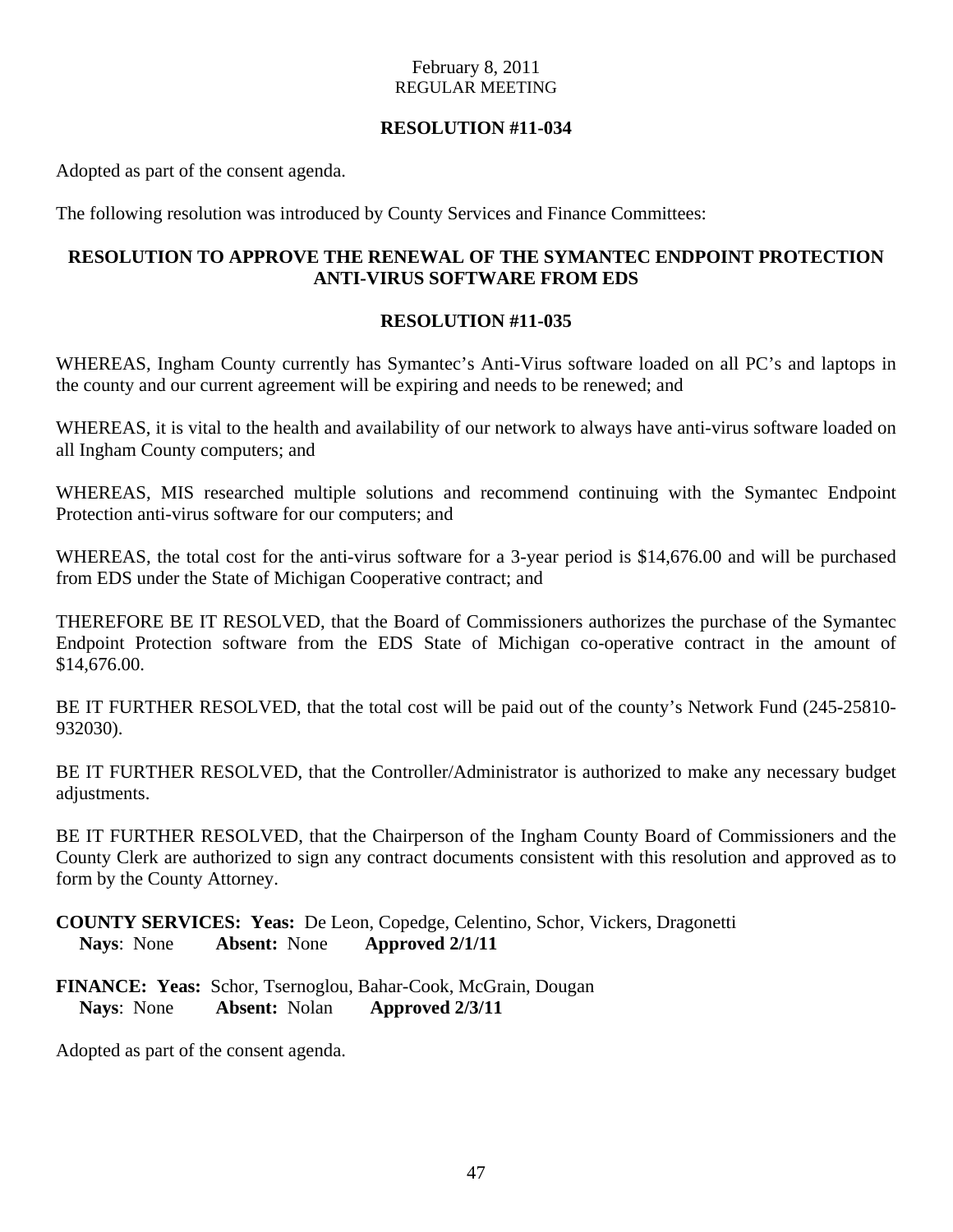February 8, 2011
REGULAR MEETING

**RESOLUTION #11-034**

Adopted as part of the consent agenda.

The following resolution was introduced by County Services and Finance Committees:

**RESOLUTION TO APPROVE THE RENEWAL OF THE SYMANTEC ENDPOINT PROTECTION ANTI-VIRUS SOFTWARE FROM EDS**

**RESOLUTION #11-035**

WHEREAS, Ingham County currently has Symantec's Anti-Virus software loaded on all PC's and laptops in the county and our current agreement will be expiring and needs to be renewed; and

WHEREAS, it is vital to the health and availability of our network to always have anti-virus software loaded on all Ingham County computers; and

WHEREAS, MIS researched multiple solutions and recommend continuing with the Symantec Endpoint Protection anti-virus software for our computers; and

WHEREAS, the total cost for the anti-virus software for a 3-year period is $14,676.00 and will be purchased from EDS under the State of Michigan Cooperative contract; and

THEREFORE BE IT RESOLVED, that the Board of Commissioners authorizes the purchase of the Symantec Endpoint Protection software from the EDS State of Michigan co-operative contract in the amount of $14,676.00.

BE IT FURTHER RESOLVED, that the total cost will be paid out of the county's Network Fund (245-25810-932030).

BE IT FURTHER RESOLVED, that the Controller/Administrator is authorized to make any necessary budget adjustments.

BE IT FURTHER RESOLVED, that the Chairperson of the Ingham County Board of Commissioners and the County Clerk are authorized to sign any contract documents consistent with this resolution and approved as to form by the County Attorney.

**COUNTY SERVICES: Yeas:** De Leon, Copedge, Celentino, Schor, Vickers, Dragonetti
**Nays**: None **Absent:** None **Approved 2/1/11**

**FINANCE: Yeas:** Schor, Tsernoglou, Bahar-Cook, McGrain, Dougan
**Nays**: None **Absent:** Nolan **Approved 2/3/11**

Adopted as part of the consent agenda.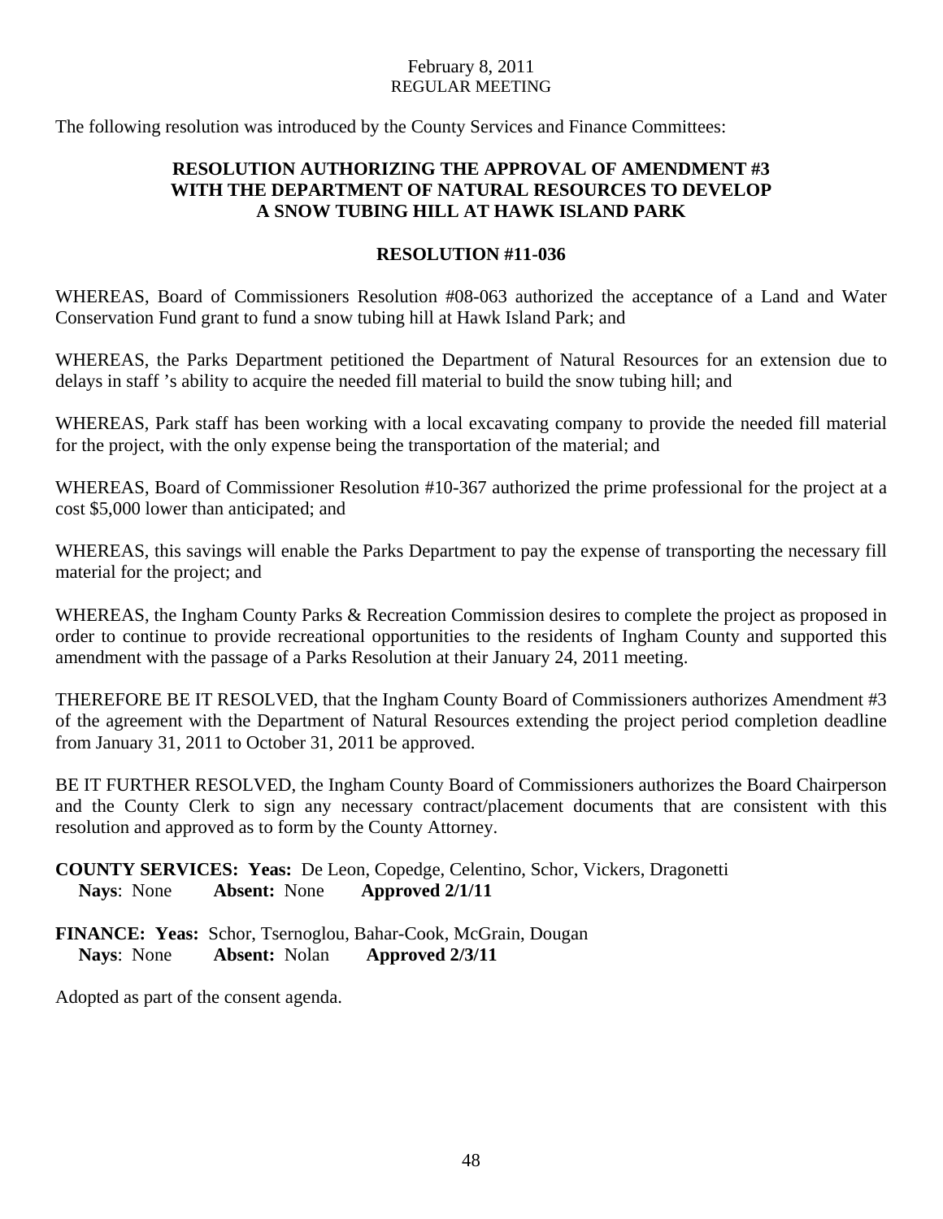February 8, 2011
REGULAR MEETING

The following resolution was introduced by the County Services and Finance Committees:

**RESOLUTION AUTHORIZING THE APPROVAL OF AMENDMENT #3 WITH THE DEPARTMENT OF NATURAL RESOURCES TO DEVELOP A SNOW TUBING HILL AT HAWK ISLAND PARK**

**RESOLUTION #11-036**

WHEREAS, Board of Commissioners Resolution #08-063 authorized the acceptance of a Land and Water Conservation Fund grant to fund a snow tubing hill at Hawk Island Park; and

WHEREAS, the Parks Department petitioned the Department of Natural Resources for an extension due to delays in staff 's ability to acquire the needed fill material to build the snow tubing hill; and

WHEREAS, Park staff has been working with a local excavating company to provide the needed fill material for the project, with the only expense being the transportation of the material; and

WHEREAS, Board of Commissioner Resolution #10-367 authorized the prime professional for the project at a cost $5,000 lower than anticipated; and

WHEREAS, this savings will enable the Parks Department to pay the expense of transporting the necessary fill material for the project; and

WHEREAS, the Ingham County Parks & Recreation Commission desires to complete the project as proposed in order to continue to provide recreational opportunities to the residents of Ingham County and supported this amendment with the passage of a Parks Resolution at their January 24, 2011 meeting.

THEREFORE BE IT RESOLVED, that the Ingham County Board of Commissioners authorizes Amendment #3 of the agreement with the Department of Natural Resources extending the project period completion deadline from January 31, 2011 to October 31, 2011 be approved.

BE IT FURTHER RESOLVED, the Ingham County Board of Commissioners authorizes the Board Chairperson and the County Clerk to sign any necessary contract/placement documents that are consistent with this resolution and approved as to form by the County Attorney.

**COUNTY SERVICES: Yeas:** De Leon, Copedge, Celentino, Schor, Vickers, Dragonetti
**Nays**: None **Absent:** None **Approved 2/1/11**

**FINANCE: Yeas:** Schor, Tsernoglou, Bahar-Cook, McGrain, Dougan
**Nays**: None **Absent:** Nolan **Approved 2/3/11**

Adopted as part of the consent agenda.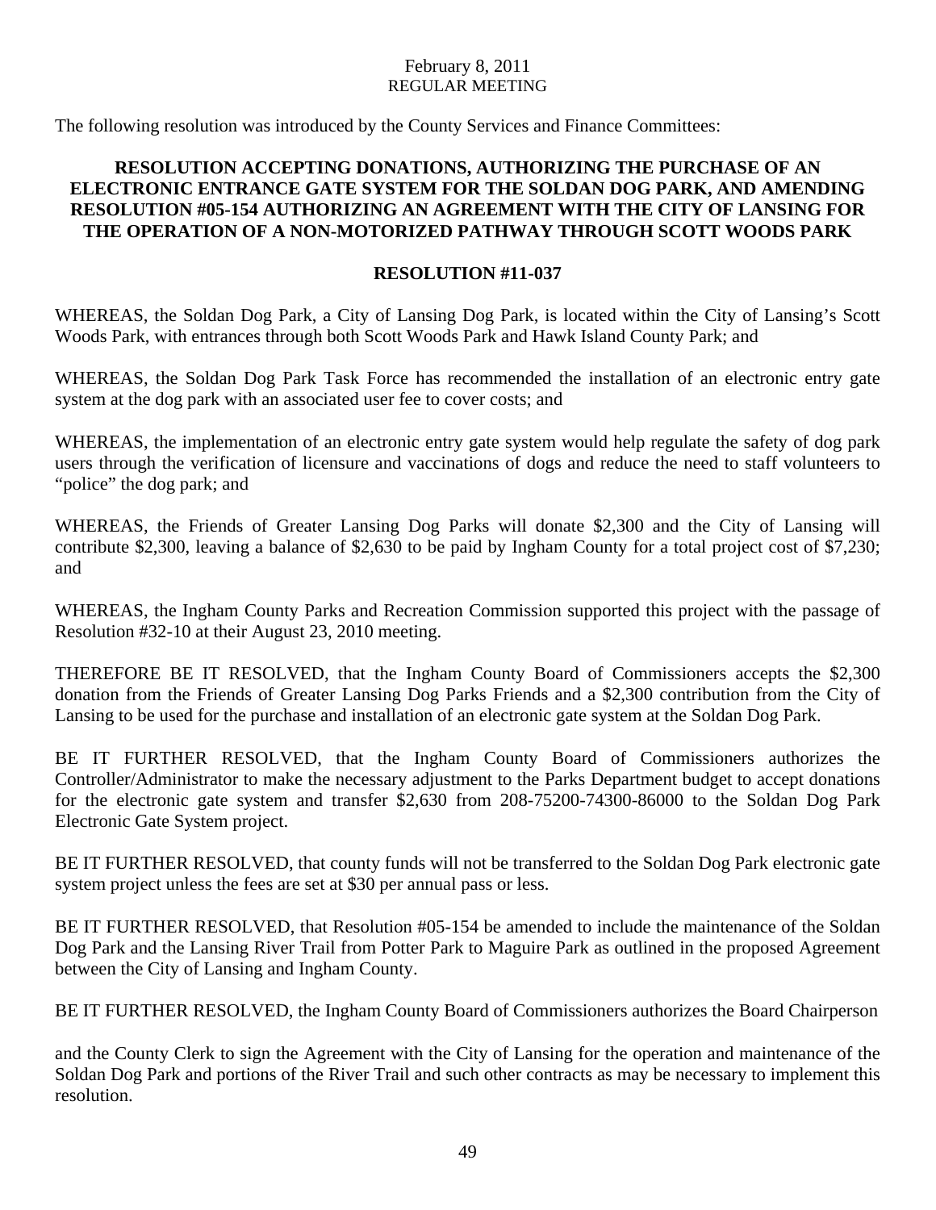February 8, 2011
REGULAR MEETING

The following resolution was introduced by the County Services and Finance Committees:

**RESOLUTION ACCEPTING DONATIONS, AUTHORIZING THE PURCHASE OF AN ELECTRONIC ENTRANCE GATE SYSTEM FOR THE SOLDAN DOG PARK, AND AMENDING RESOLUTION #05-154 AUTHORIZING AN AGREEMENT WITH THE CITY OF LANSING FOR THE OPERATION OF A NON-MOTORIZED PATHWAY THROUGH SCOTT WOODS PARK**

**RESOLUTION #11-037**

WHEREAS, the Soldan Dog Park, a City of Lansing Dog Park, is located within the City of Lansing's Scott Woods Park, with entrances through both Scott Woods Park and Hawk Island County Park; and

WHEREAS, the Soldan Dog Park Task Force has recommended the installation of an electronic entry gate system at the dog park with an associated user fee to cover costs; and

WHEREAS, the implementation of an electronic entry gate system would help regulate the safety of dog park users through the verification of licensure and vaccinations of dogs and reduce the need to staff volunteers to "police" the dog park; and

WHEREAS, the Friends of Greater Lansing Dog Parks will donate $2,300 and the City of Lansing will contribute $2,300, leaving a balance of $2,630 to be paid by Ingham County for a total project cost of $7,230; and

WHEREAS, the Ingham County Parks and Recreation Commission supported this project with the passage of Resolution #32-10 at their August 23, 2010 meeting.

THEREFORE BE IT RESOLVED, that the Ingham County Board of Commissioners accepts the $2,300 donation from the Friends of Greater Lansing Dog Parks Friends and a $2,300 contribution from the City of Lansing to be used for the purchase and installation of an electronic gate system at the Soldan Dog Park.

BE IT FURTHER RESOLVED, that the Ingham County Board of Commissioners authorizes the Controller/Administrator to make the necessary adjustment to the Parks Department budget to accept donations for the electronic gate system and transfer $2,630 from 208-75200-74300-86000 to the Soldan Dog Park Electronic Gate System project.

BE IT FURTHER RESOLVED, that county funds will not be transferred to the Soldan Dog Park electronic gate system project unless the fees are set at $30 per annual pass or less.

BE IT FURTHER RESOLVED, that Resolution #05-154 be amended to include the maintenance of the Soldan Dog Park and the Lansing River Trail from Potter Park to Maguire Park as outlined in the proposed Agreement between the City of Lansing and Ingham County.

BE IT FURTHER RESOLVED, the Ingham County Board of Commissioners authorizes the Board Chairperson and the County Clerk to sign the Agreement with the City of Lansing for the operation and maintenance of the Soldan Dog Park and portions of the River Trail and such other contracts as may be necessary to implement this resolution.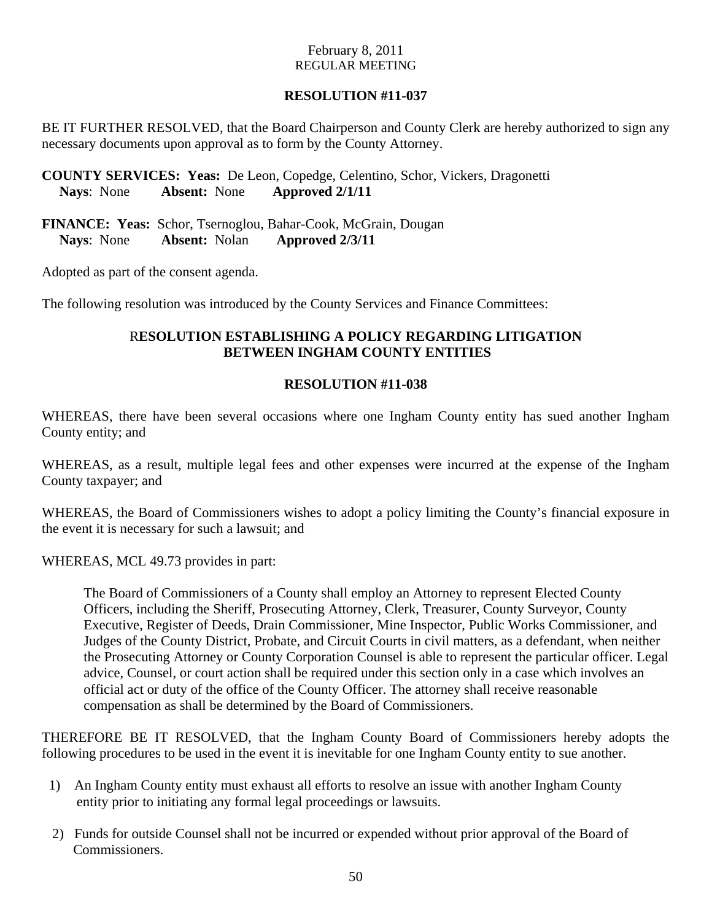February 8, 2011
REGULAR MEETING

**RESOLUTION #11-037**

BE IT FURTHER RESOLVED, that the Board Chairperson and County Clerk are hereby authorized to sign any necessary documents upon approval as to form by the County Attorney.

**COUNTY SERVICES: Yeas:** De Leon, Copedge, Celentino, Schor, Vickers, Dragonetti
**Nays**: None **Absent:** None **Approved 2/1/11**

**FINANCE: Yeas:** Schor, Tsernoglou, Bahar-Cook, McGrain, Dougan
**Nays**: None **Absent:** Nolan **Approved 2/3/11**

Adopted as part of the consent agenda.

The following resolution was introduced by the County Services and Finance Committees:

**RESOLUTION ESTABLISHING A POLICY REGARDING LITIGATION BETWEEN INGHAM COUNTY ENTITIES**

**RESOLUTION #11-038**

WHEREAS, there have been several occasions where one Ingham County entity has sued another Ingham County entity; and

WHEREAS, as a result, multiple legal fees and other expenses were incurred at the expense of the Ingham County taxpayer; and

WHEREAS, the Board of Commissioners wishes to adopt a policy limiting the County's financial exposure in the event it is necessary for such a lawsuit; and

WHEREAS, MCL 49.73 provides in part:

> The Board of Commissioners of a County shall employ an Attorney to represent Elected County Officers, including the Sheriff, Prosecuting Attorney, Clerk, Treasurer, County Surveyor, County Executive, Register of Deeds, Drain Commissioner, Mine Inspector, Public Works Commissioner, and Judges of the County District, Probate, and Circuit Courts in civil matters, as a defendant, when neither the Prosecuting Attorney or County Corporation Counsel is able to represent the particular officer. Legal advice, Counsel, or court action shall be required under this section only in a case which involves an official act or duty of the office of the County Officer. The attorney shall receive reasonable compensation as shall be determined by the Board of Commissioners.

THEREFORE BE IT RESOLVED, that the Ingham County Board of Commissioners hereby adopts the following procedures to be used in the event it is inevitable for one Ingham County entity to sue another.

1) An Ingham County entity must exhaust all efforts to resolve an issue with another Ingham County entity prior to initiating any formal legal proceedings or lawsuits.

2) Funds for outside Counsel shall not be incurred or expended without prior approval of the Board of Commissioners.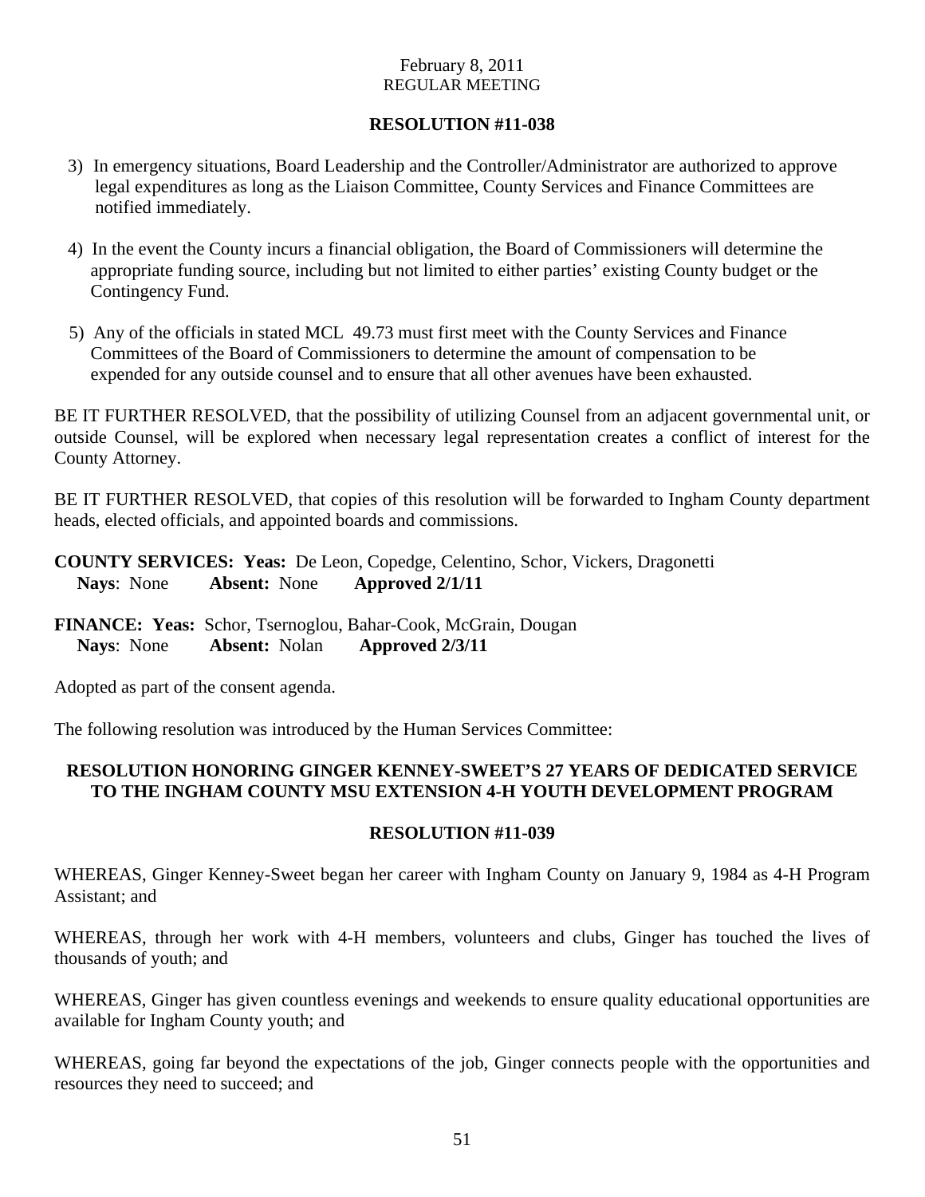February 8, 2011
REGULAR MEETING

**RESOLUTION #11-038**

3) In emergency situations, Board Leadership and the Controller/Administrator are authorized to approve legal expenditures as long as the Liaison Committee, County Services and Finance Committees are notified immediately.

4) In the event the County incurs a financial obligation, the Board of Commissioners will determine the appropriate funding source, including but not limited to either parties' existing County budget or the Contingency Fund.

5) Any of the officials in stated MCL 49.73 must first meet with the County Services and Finance Committees of the Board of Commissioners to determine the amount of compensation to be expended for any outside counsel and to ensure that all other avenues have been exhausted.

BE IT FURTHER RESOLVED, that the possibility of utilizing Counsel from an adjacent governmental unit, or outside Counsel, will be explored when necessary legal representation creates a conflict of interest for the County Attorney.

BE IT FURTHER RESOLVED, that copies of this resolution will be forwarded to Ingham County department heads, elected officials, and appointed boards and commissions.

**COUNTY SERVICES: Yeas:** De Leon, Copedge, Celentino, Schor, Vickers, Dragonetti
**Nays**: None **Absent:** None **Approved 2/1/11**

**FINANCE: Yeas:** Schor, Tsernoglou, Bahar-Cook, McGrain, Dougan
**Nays**: None **Absent:** Nolan **Approved 2/3/11**

Adopted as part of the consent agenda.

The following resolution was introduced by the Human Services Committee:

**RESOLUTION HONORING GINGER KENNEY-SWEET'S 27 YEARS OF DEDICATED SERVICE TO THE INGHAM COUNTY MSU EXTENSION 4-H YOUTH DEVELOPMENT PROGRAM**

**RESOLUTION #11-039**

WHEREAS, Ginger Kenney-Sweet began her career with Ingham County on January 9, 1984 as 4-H Program Assistant; and

WHEREAS, through her work with 4-H members, volunteers and clubs, Ginger has touched the lives of thousands of youth; and

WHEREAS, Ginger has given countless evenings and weekends to ensure quality educational opportunities are available for Ingham County youth; and

WHEREAS, going far beyond the expectations of the job, Ginger connects people with the opportunities and resources they need to succeed; and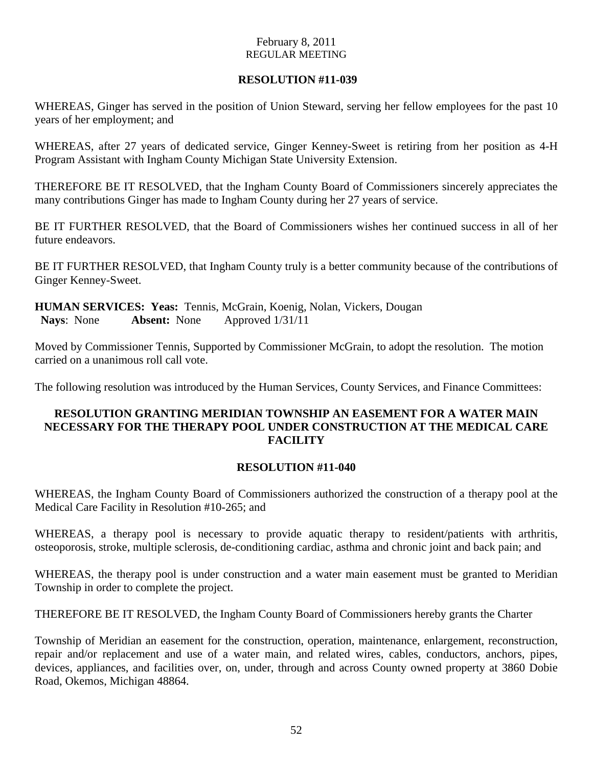February 8, 2011
REGULAR MEETING

**RESOLUTION #11-039**

WHEREAS, Ginger has served in the position of Union Steward, serving her fellow employees for the past 10 years of her employment; and

WHEREAS, after 27 years of dedicated service, Ginger Kenney-Sweet is retiring from her position as 4-H Program Assistant with Ingham County Michigan State University Extension.

THEREFORE BE IT RESOLVED, that the Ingham County Board of Commissioners sincerely appreciates the many contributions Ginger has made to Ingham County during her 27 years of service.

BE IT FURTHER RESOLVED, that the Board of Commissioners wishes her continued success in all of her future endeavors.

BE IT FURTHER RESOLVED, that Ingham County truly is a better community because of the contributions of Ginger Kenney-Sweet.

**HUMAN SERVICES: Yeas:** Tennis, McGrain, Koenig, Nolan, Vickers, Dougan
**Nays**: None **Absent:** None Approved 1/31/11

Moved by Commissioner Tennis, Supported by Commissioner McGrain, to adopt the resolution. The motion carried on a unanimous roll call vote.

The following resolution was introduced by the Human Services, County Services, and Finance Committees:

**RESOLUTION GRANTING MERIDIAN TOWNSHIP AN EASEMENT FOR A WATER MAIN NECESSARY FOR THE THERAPY POOL UNDER CONSTRUCTION AT THE MEDICAL CARE FACILITY**

**RESOLUTION #11-040**

WHEREAS, the Ingham County Board of Commissioners authorized the construction of a therapy pool at the Medical Care Facility in Resolution #10-265; and

WHEREAS, a therapy pool is necessary to provide aquatic therapy to resident/patients with arthritis, osteoporosis, stroke, multiple sclerosis, de-conditioning cardiac, asthma and chronic joint and back pain; and

WHEREAS, the therapy pool is under construction and a water main easement must be granted to Meridian Township in order to complete the project.

THEREFORE BE IT RESOLVED, the Ingham County Board of Commissioners hereby grants the Charter

Township of Meridian an easement for the construction, operation, maintenance, enlargement, reconstruction, repair and/or replacement and use of a water main, and related wires, cables, conductors, anchors, pipes, devices, appliances, and facilities over, on, under, through and across County owned property at 3860 Dobie Road, Okemos, Michigan 48864.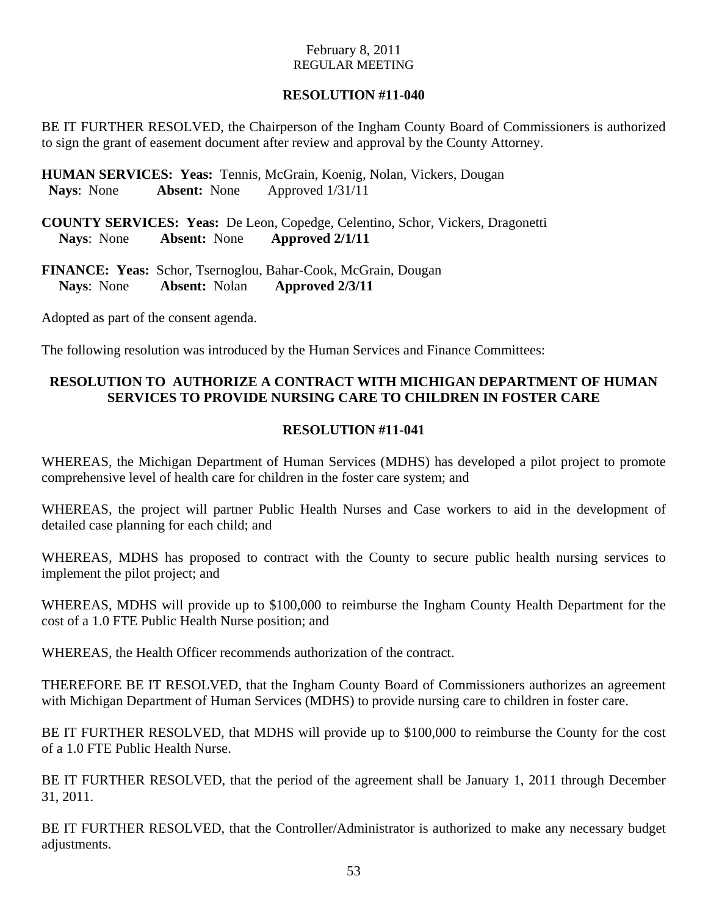February 8, 2011
REGULAR MEETING

**RESOLUTION #11-040**

BE IT FURTHER RESOLVED, the Chairperson of the Ingham County Board of Commissioners is authorized to sign the grant of easement document after review and approval by the County Attorney.

**HUMAN SERVICES: Yeas:** Tennis, McGrain, Koenig, Nolan, Vickers, Dougan
**Nays**: None **Absent:** None Approved 1/31/11

**COUNTY SERVICES: Yeas:** De Leon, Copedge, Celentino, Schor, Vickers, Dragonetti
**Nays**: None **Absent:** None **Approved 2/1/11**

**FINANCE: Yeas:** Schor, Tsernoglou, Bahar-Cook, McGrain, Dougan
**Nays**: None **Absent:** Nolan **Approved 2/3/11**

Adopted as part of the consent agenda.

The following resolution was introduced by the Human Services and Finance Committees:

**RESOLUTION TO AUTHORIZE A CONTRACT WITH MICHIGAN DEPARTMENT OF HUMAN SERVICES TO PROVIDE NURSING CARE TO CHILDREN IN FOSTER CARE**

**RESOLUTION #11-041**

WHEREAS, the Michigan Department of Human Services (MDHS) has developed a pilot project to promote comprehensive level of health care for children in the foster care system; and

WHEREAS, the project will partner Public Health Nurses and Case workers to aid in the development of detailed case planning for each child; and

WHEREAS, MDHS has proposed to contract with the County to secure public health nursing services to implement the pilot project; and

WHEREAS, MDHS will provide up to $100,000 to reimburse the Ingham County Health Department for the cost of a 1.0 FTE Public Health Nurse position; and

WHEREAS, the Health Officer recommends authorization of the contract.

THEREFORE BE IT RESOLVED, that the Ingham County Board of Commissioners authorizes an agreement with Michigan Department of Human Services (MDHS) to provide nursing care to children in foster care.

BE IT FURTHER RESOLVED, that MDHS will provide up to $100,000 to reimburse the County for the cost of a 1.0 FTE Public Health Nurse.

BE IT FURTHER RESOLVED, that the period of the agreement shall be January 1, 2011 through December 31, 2011.

BE IT FURTHER RESOLVED, that the Controller/Administrator is authorized to make any necessary budget adjustments.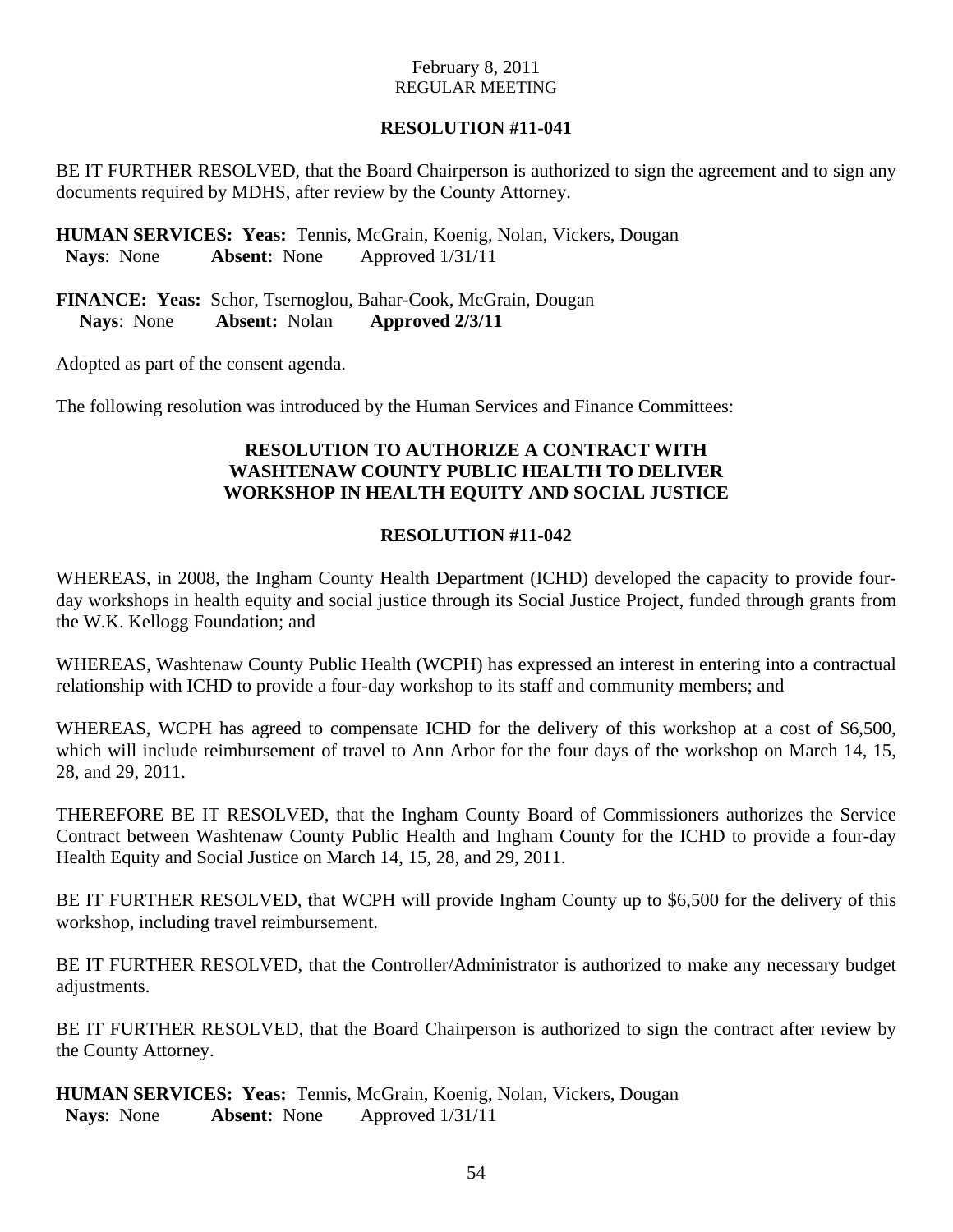February 8, 2011
REGULAR MEETING

**RESOLUTION #11-041**

BE IT FURTHER RESOLVED, that the Board Chairperson is authorized to sign the agreement and to sign any documents required by MDHS, after review by the County Attorney.

**HUMAN SERVICES: Yeas:** Tennis, McGrain, Koenig, Nolan, Vickers, Dougan
**Nays**: None **Absent:** None Approved 1/31/11

**FINANCE: Yeas:** Schor, Tsernoglou, Bahar-Cook, McGrain, Dougan
**Nays**: None **Absent:** Nolan **Approved 2/3/11**

Adopted as part of the consent agenda.

The following resolution was introduced by the Human Services and Finance Committees:

**RESOLUTION TO AUTHORIZE A CONTRACT WITH WASHTENAW COUNTY PUBLIC HEALTH TO DELIVER WORKSHOP IN HEALTH EQUITY AND SOCIAL JUSTICE**

**RESOLUTION #11-042**

WHEREAS, in 2008, the Ingham County Health Department (ICHD) developed the capacity to provide four-day workshops in health equity and social justice through its Social Justice Project, funded through grants from the W.K. Kellogg Foundation; and

WHEREAS, Washtenaw County Public Health (WCPH) has expressed an interest in entering into a contractual relationship with ICHD to provide a four-day workshop to its staff and community members; and

WHEREAS, WCPH has agreed to compensate ICHD for the delivery of this workshop at a cost of $6,500, which will include reimbursement of travel to Ann Arbor for the four days of the workshop on March 14, 15, 28, and 29, 2011.

THEREFORE BE IT RESOLVED, that the Ingham County Board of Commissioners authorizes the Service Contract between Washtenaw County Public Health and Ingham County for the ICHD to provide a four-day Health Equity and Social Justice on March 14, 15, 28, and 29, 2011.

BE IT FURTHER RESOLVED, that WCPH will provide Ingham County up to $6,500 for the delivery of this workshop, including travel reimbursement.

BE IT FURTHER RESOLVED, that the Controller/Administrator is authorized to make any necessary budget adjustments.

BE IT FURTHER RESOLVED, that the Board Chairperson is authorized to sign the contract after review by the County Attorney.

**HUMAN SERVICES: Yeas:** Tennis, McGrain, Koenig, Nolan, Vickers, Dougan
**Nays**: None **Absent:** None Approved 1/31/11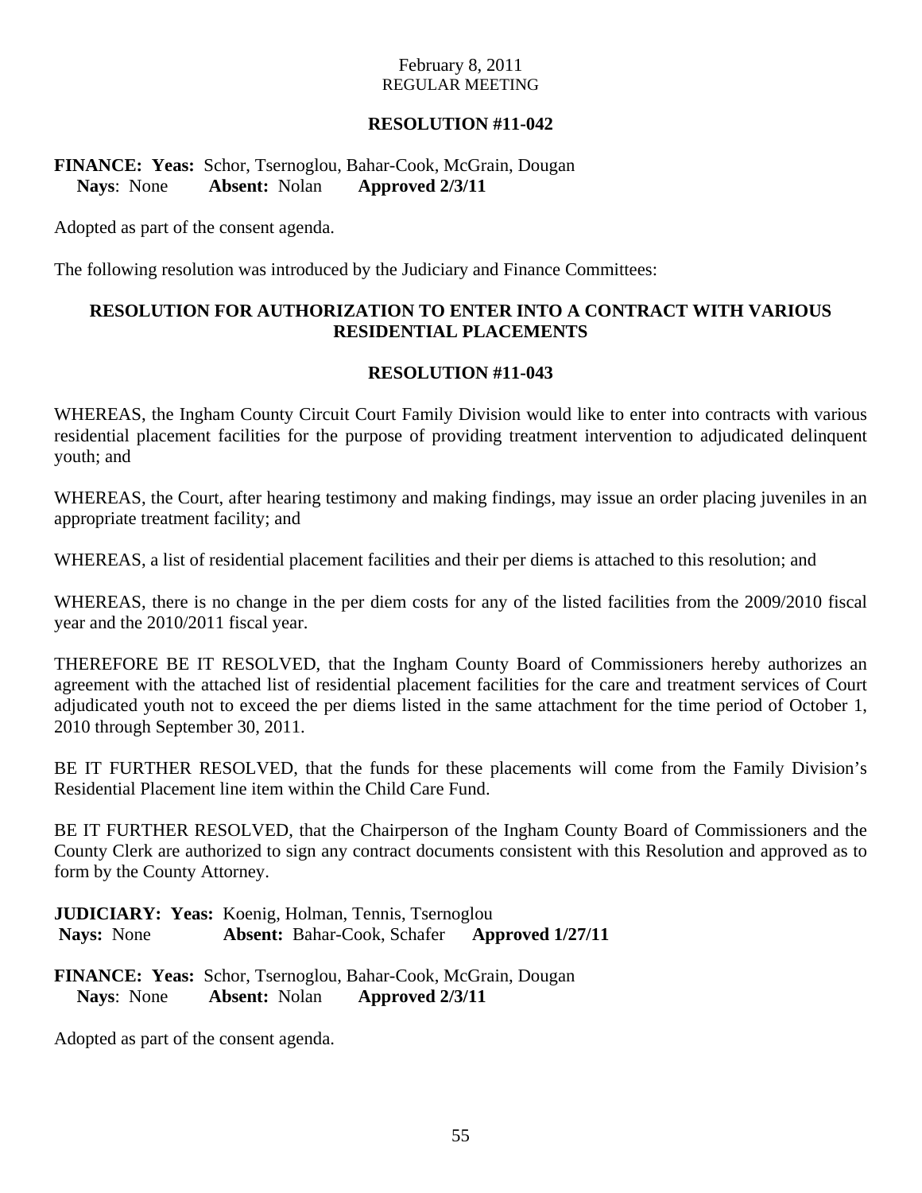February 8, 2011
REGULAR MEETING

**RESOLUTION #11-042**

**FINANCE: Yeas:** Schor, Tsernoglou, Bahar-Cook, McGrain, Dougan
**Nays**: None **Absent:** Nolan **Approved 2/3/11**

Adopted as part of the consent agenda.

The following resolution was introduced by the Judiciary and Finance Committees:

## RESOLUTION FOR AUTHORIZATION TO ENTER INTO A CONTRACT WITH VARIOUS RESIDENTIAL PLACEMENTS

**RESOLUTION #11-043**

WHEREAS, the Ingham County Circuit Court Family Division would like to enter into contracts with various residential placement facilities for the purpose of providing treatment intervention to adjudicated delinquent youth; and

WHEREAS, the Court, after hearing testimony and making findings, may issue an order placing juveniles in an appropriate treatment facility; and

WHEREAS, a list of residential placement facilities and their per diems is attached to this resolution; and

WHEREAS, there is no change in the per diem costs for any of the listed facilities from the 2009/2010 fiscal year and the 2010/2011 fiscal year.

THEREFORE BE IT RESOLVED, that the Ingham County Board of Commissioners hereby authorizes an agreement with the attached list of residential placement facilities for the care and treatment services of Court adjudicated youth not to exceed the per diems listed in the same attachment for the time period of October 1, 2010 through September 30, 2011.

BE IT FURTHER RESOLVED, that the funds for these placements will come from the Family Division's Residential Placement line item within the Child Care Fund.

BE IT FURTHER RESOLVED, that the Chairperson of the Ingham County Board of Commissioners and the County Clerk are authorized to sign any contract documents consistent with this Resolution and approved as to form by the County Attorney.

**JUDICIARY: Yeas:** Koenig, Holman, Tennis, Tsernoglou
**Nays:** None **Absent:** Bahar-Cook, Schafer **Approved 1/27/11**

**FINANCE: Yeas:** Schor, Tsernoglou, Bahar-Cook, McGrain, Dougan
**Nays**: None **Absent:** Nolan **Approved 2/3/11**

Adopted as part of the consent agenda.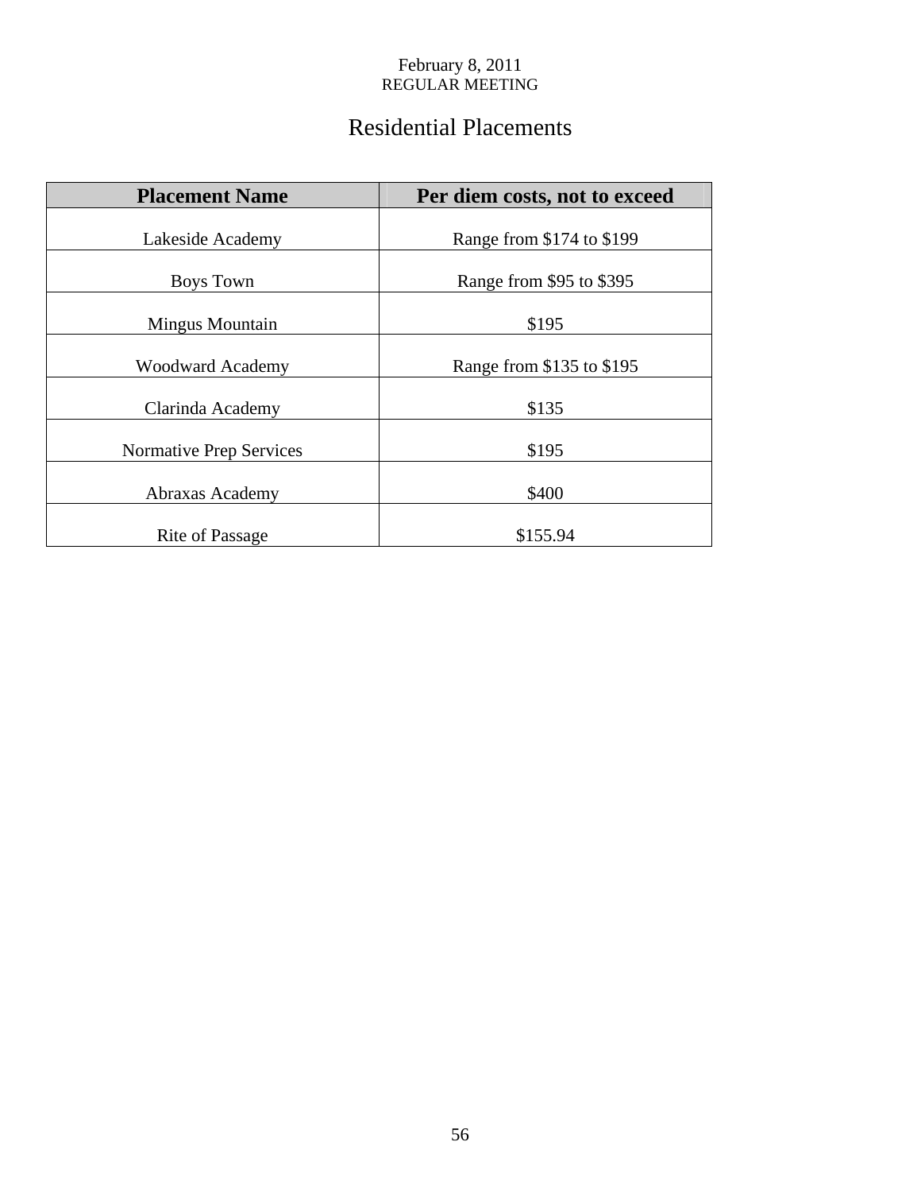February 8, 2011
REGULAR MEETING

# Residential Placements

| Placement Name | Per diem costs, not to exceed |
|---|---|
| Lakeside Academy | Range from $174 to $199 |
| Boys Town | Range from $95 to $395 |
| Mingus Mountain | $195 |
| Woodward Academy | Range from $135 to $195 |
| Clarinda Academy | $135 |
| Normative Prep Services | $195 |
| Abraxas Academy | $400 |
| Rite of Passage | $155.94 |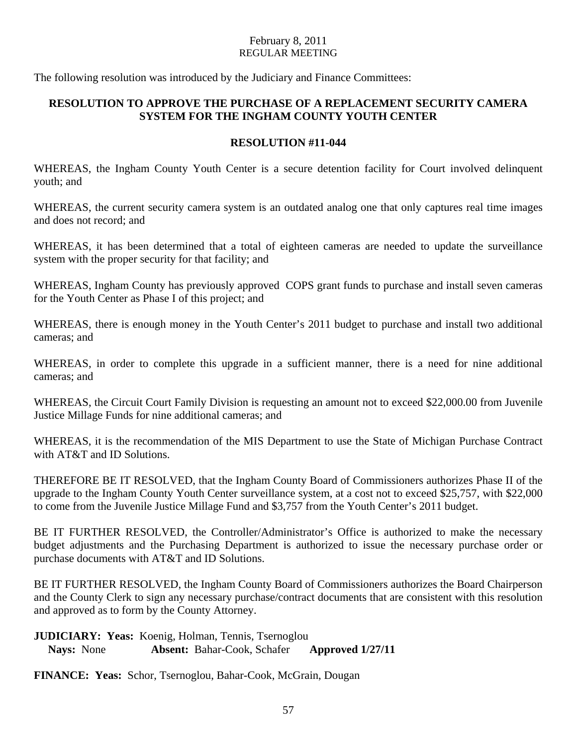February 8, 2011
REGULAR MEETING

The following resolution was introduced by the Judiciary and Finance Committees:

**RESOLUTION TO APPROVE THE PURCHASE OF A REPLACEMENT SECURITY CAMERA SYSTEM FOR THE INGHAM COUNTY YOUTH CENTER**

**RESOLUTION #11-044**

WHEREAS, the Ingham County Youth Center is a secure detention facility for Court involved delinquent youth; and

WHEREAS, the current security camera system is an outdated analog one that only captures real time images and does not record; and

WHEREAS, it has been determined that a total of eighteen cameras are needed to update the surveillance system with the proper security for that facility; and

WHEREAS, Ingham County has previously approved COPS grant funds to purchase and install seven cameras for the Youth Center as Phase I of this project; and

WHEREAS, there is enough money in the Youth Center's 2011 budget to purchase and install two additional cameras; and

WHEREAS, in order to complete this upgrade in a sufficient manner, there is a need for nine additional cameras; and

WHEREAS, the Circuit Court Family Division is requesting an amount not to exceed $22,000.00 from Juvenile Justice Millage Funds for nine additional cameras; and

WHEREAS, it is the recommendation of the MIS Department to use the State of Michigan Purchase Contract with AT&T and ID Solutions.

THEREFORE BE IT RESOLVED, that the Ingham County Board of Commissioners authorizes Phase II of the upgrade to the Ingham County Youth Center surveillance system, at a cost not to exceed $25,757, with $22,000 to come from the Juvenile Justice Millage Fund and $3,757 from the Youth Center's 2011 budget.

BE IT FURTHER RESOLVED, the Controller/Administrator's Office is authorized to make the necessary budget adjustments and the Purchasing Department is authorized to issue the necessary purchase order or purchase documents with AT&T and ID Solutions.

BE IT FURTHER RESOLVED, the Ingham County Board of Commissioners authorizes the Board Chairperson and the County Clerk to sign any necessary purchase/contract documents that are consistent with this resolution and approved as to form by the County Attorney.

**JUDICIARY: Yeas:** Koenig, Holman, Tennis, Tsernoglou
**Nays:** None **Absent:** Bahar-Cook, Schafer **Approved 1/27/11**

**FINANCE: Yeas:** Schor, Tsernoglou, Bahar-Cook, McGrain, Dougan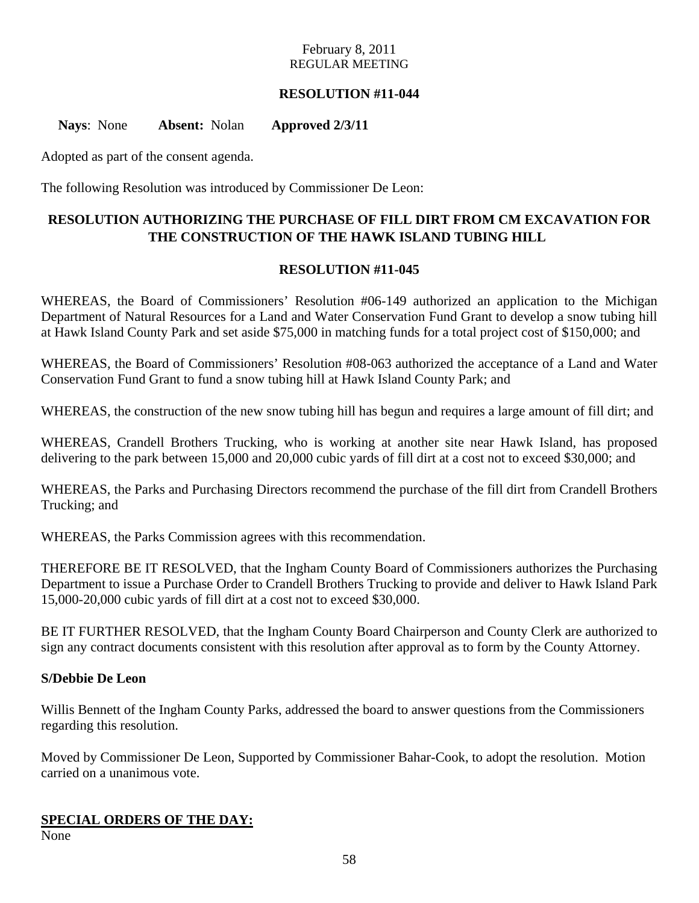February 8, 2011
REGULAR MEETING

**RESOLUTION #11-044**

**Nays**: None **Absent:** Nolan **Approved 2/3/11**

Adopted as part of the consent agenda.

The following Resolution was introduced by Commissioner De Leon:

## RESOLUTION AUTHORIZING THE PURCHASE OF FILL DIRT FROM CM EXCAVATION FOR THE CONSTRUCTION OF THE HAWK ISLAND TUBING HILL

**RESOLUTION #11-045**

WHEREAS, the Board of Commissioners' Resolution #06-149 authorized an application to the Michigan Department of Natural Resources for a Land and Water Conservation Fund Grant to develop a snow tubing hill at Hawk Island County Park and set aside $75,000 in matching funds for a total project cost of $150,000; and

WHEREAS, the Board of Commissioners' Resolution #08-063 authorized the acceptance of a Land and Water Conservation Fund Grant to fund a snow tubing hill at Hawk Island County Park; and

WHEREAS, the construction of the new snow tubing hill has begun and requires a large amount of fill dirt; and

WHEREAS, Crandell Brothers Trucking, who is working at another site near Hawk Island, has proposed delivering to the park between 15,000 and 20,000 cubic yards of fill dirt at a cost not to exceed $30,000; and

WHEREAS, the Parks and Purchasing Directors recommend the purchase of the fill dirt from Crandell Brothers Trucking; and

WHEREAS, the Parks Commission agrees with this recommendation.

THEREFORE BE IT RESOLVED, that the Ingham County Board of Commissioners authorizes the Purchasing Department to issue a Purchase Order to Crandell Brothers Trucking to provide and deliver to Hawk Island Park 15,000-20,000 cubic yards of fill dirt at a cost not to exceed $30,000.

BE IT FURTHER RESOLVED, that the Ingham County Board Chairperson and County Clerk are authorized to sign any contract documents consistent with this resolution after approval as to form by the County Attorney.

**S/Debbie De Leon**

Willis Bennett of the Ingham County Parks, addressed the board to answer questions from the Commissioners regarding this resolution.

Moved by Commissioner De Leon, Supported by Commissioner Bahar-Cook, to adopt the resolution. Motion carried on a unanimous vote.

## SPECIAL ORDERS OF THE DAY:

None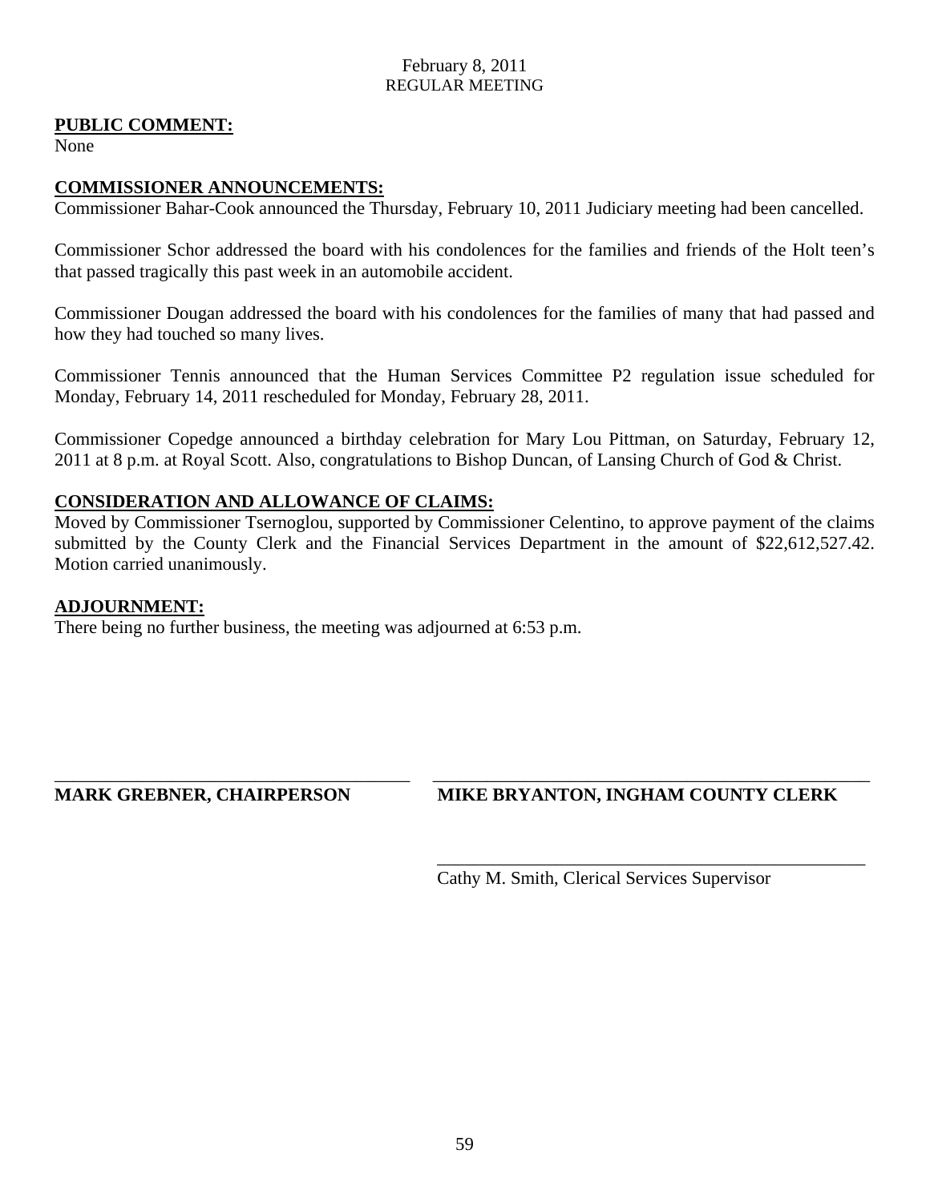February 8, 2011
REGULAR MEETING

**PUBLIC COMMENT:**
None

**COMMISSIONER ANNOUNCEMENTS:**
Commissioner Bahar-Cook announced the Thursday, February 10, 2011 Judiciary meeting had been cancelled.

Commissioner Schor addressed the board with his condolences for the families and friends of the Holt teen's that passed tragically this past week in an automobile accident.

Commissioner Dougan addressed the board with his condolences for the families of many that had passed and how they had touched so many lives.

Commissioner Tennis announced that the Human Services Committee P2 regulation issue scheduled for Monday, February 14, 2011 rescheduled for Monday, February 28, 2011.

Commissioner Copedge announced a birthday celebration for Mary Lou Pittman, on Saturday, February 12, 2011 at 8 p.m. at Royal Scott. Also, congratulations to Bishop Duncan, of Lansing Church of God & Christ.

**CONSIDERATION AND ALLOWANCE OF CLAIMS:**
Moved by Commissioner Tsernoglou, supported by Commissioner Celentino, to approve payment of the claims submitted by the County Clerk and the Financial Services Department in the amount of $22,612,527.42. Motion carried unanimously.

**ADJOURNMENT:**
There being no further business, the meeting was adjourned at 6:53 p.m.

\_\_\_\_\_\_\_\_\_\_\_\_\_\_\_\_\_\_\_\_\_\_\_\_\_\_\_\_\_\_\_\_\_\_\_\_\_\_
**MARK GREBNER, CHAIRPERSON**

\_\_\_\_\_\_\_\_\_\_\_\_\_\_\_\_\_\_\_\_\_\_\_\_\_\_\_\_\_\_\_\_\_\_\_\_\_\_
**MIKE BRYANTON, INGHAM COUNTY CLERK**

\_\_\_\_\_\_\_\_\_\_\_\_\_\_\_\_\_\_\_\_\_\_\_\_\_\_\_\_\_\_\_\_\_\_\_\_\_\_
Cathy M. Smith, Clerical Services Supervisor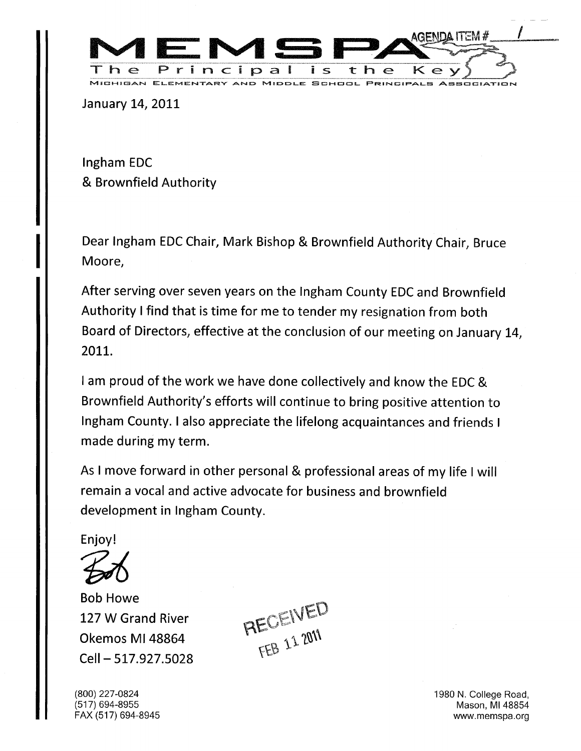# MEMSPA

The Principal is the Key

MICHIGAN ELEMENTARY AND MIDDLE SCHOOL PRINCIPALS ASSOCIATION

AGENDA ITEM # 1

January 14, 2011

Ingham EDC
& Brownfield Authority

Dear Ingham EDC Chair, Mark Bishop & Brownfield Authority Chair, Bruce Moore,

After serving over seven years on the Ingham County EDC and Brownfield Authority I find that is time for me to tender my resignation from both Board of Directors, effective at the conclusion of our meeting on January 14, 2011.

I am proud of the work we have done collectively and know the EDC & Brownfield Authority's efforts will continue to bring positive attention to Ingham County. I also appreciate the lifelong acquaintances and friends I made during my term.

As I move forward in other personal & professional areas of my life I will remain a vocal and active advocate for business and brownfield development in Ingham County.

Enjoy!

Bob

Bob Howe
127 W Grand River
Okemos MI 48864
Cell – 517.927.5028

RECEIVED
FEB 11 2011

(800) 227-0824
(517) 694-8955
FAX (517) 694-8945

1980 N. College Road,
Mason, MI 48854
www.memspa.org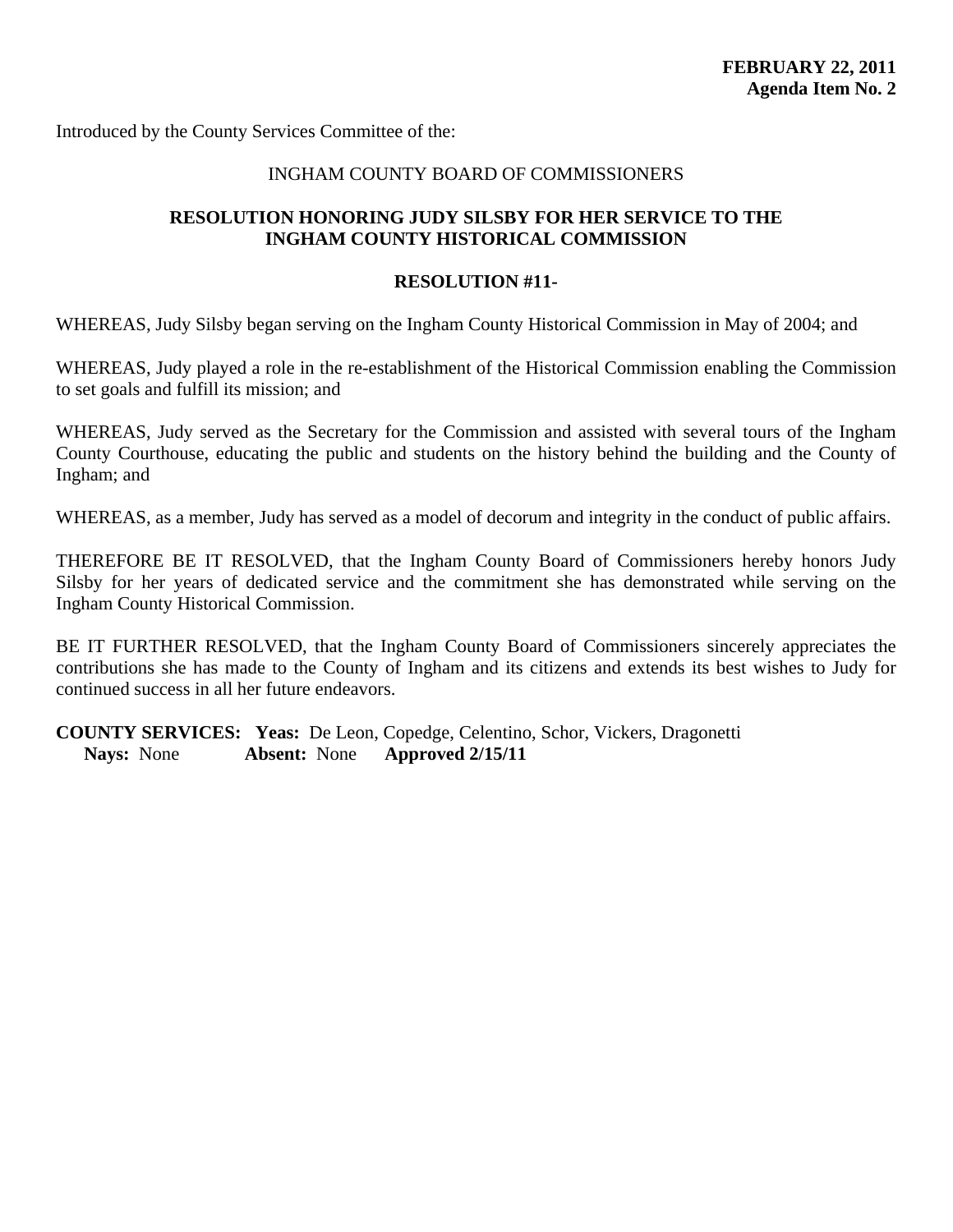**FEBRUARY 22, 2011**
**Agenda Item No. 2**

Introduced by the County Services Committee of the:

INGHAM COUNTY BOARD OF COMMISSIONERS

**RESOLUTION HONORING JUDY SILSBY FOR HER SERVICE TO THE INGHAM COUNTY HISTORICAL COMMISSION**

**RESOLUTION #11-**

WHEREAS, Judy Silsby began serving on the Ingham County Historical Commission in May of 2004; and

WHEREAS, Judy played a role in the re-establishment of the Historical Commission enabling the Commission to set goals and fulfill its mission; and

WHEREAS, Judy served as the Secretary for the Commission and assisted with several tours of the Ingham County Courthouse, educating the public and students on the history behind the building and the County of Ingham; and

WHEREAS, as a member, Judy has served as a model of decorum and integrity in the conduct of public affairs.

THEREFORE BE IT RESOLVED, that the Ingham County Board of Commissioners hereby honors Judy Silsby for her years of dedicated service and the commitment she has demonstrated while serving on the Ingham County Historical Commission.

BE IT FURTHER RESOLVED, that the Ingham County Board of Commissioners sincerely appreciates the contributions she has made to the County of Ingham and its citizens and extends its best wishes to Judy for continued success in all her future endeavors.

**COUNTY SERVICES: Yeas:** De Leon, Copedge, Celentino, Schor, Vickers, Dragonetti
**Nays:** None **Absent:** None **Approved 2/15/11**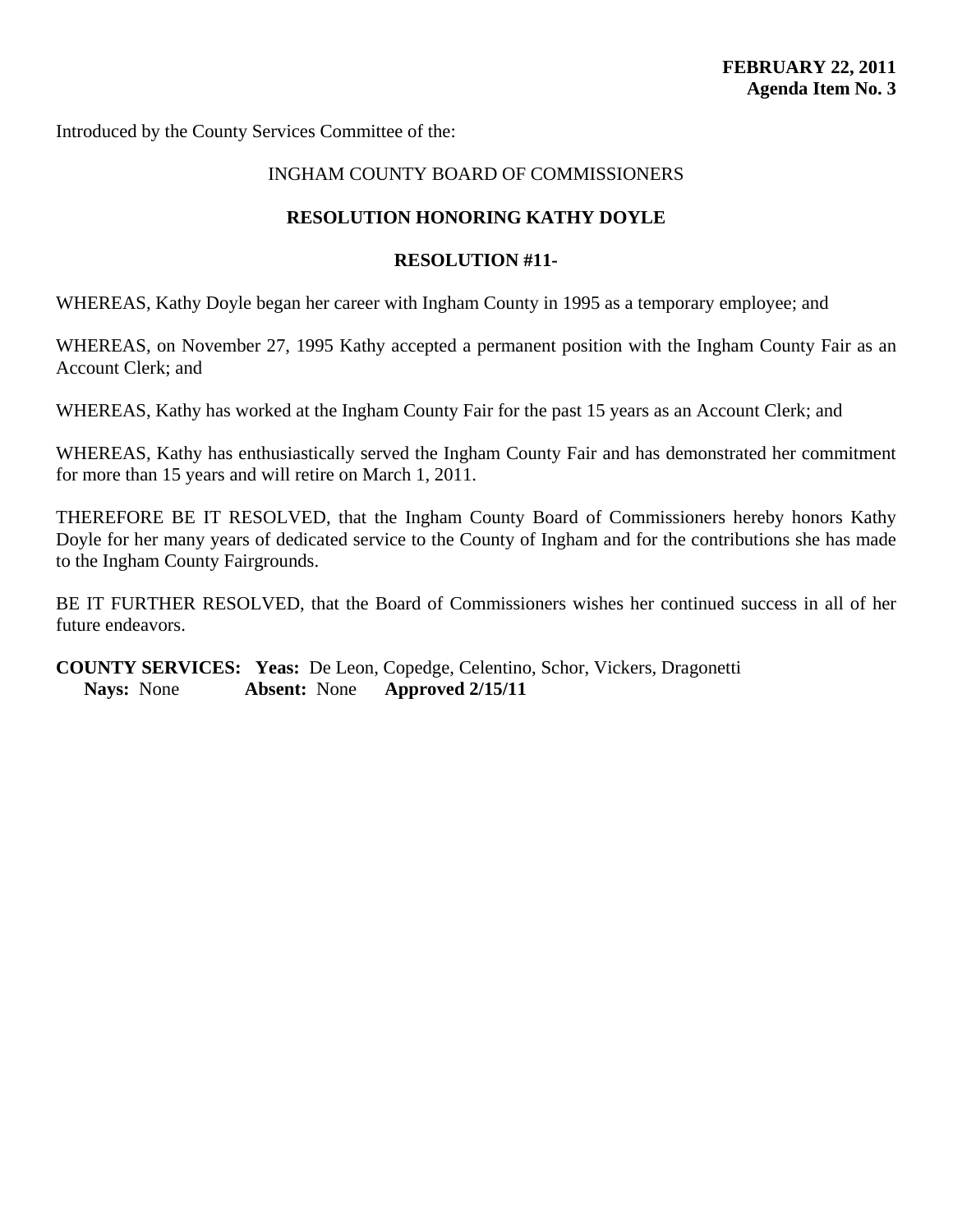**FEBRUARY 22, 2011**
**Agenda Item No. 3**

Introduced by the County Services Committee of the:

INGHAM COUNTY BOARD OF COMMISSIONERS

**RESOLUTION HONORING KATHY DOYLE**

**RESOLUTION #11-**

WHEREAS, Kathy Doyle began her career with Ingham County in 1995 as a temporary employee; and

WHEREAS, on November 27, 1995 Kathy accepted a permanent position with the Ingham County Fair as an Account Clerk; and

WHEREAS, Kathy has worked at the Ingham County Fair for the past 15 years as an Account Clerk; and

WHEREAS, Kathy has enthusiastically served the Ingham County Fair and has demonstrated her commitment for more than 15 years and will retire on March 1, 2011.

THEREFORE BE IT RESOLVED, that the Ingham County Board of Commissioners hereby honors Kathy Doyle for her many years of dedicated service to the County of Ingham and for the contributions she has made to the Ingham County Fairgrounds.

BE IT FURTHER RESOLVED, that the Board of Commissioners wishes her continued success in all of her future endeavors.

**COUNTY SERVICES:** **Yeas:** De Leon, Copedge, Celentino, Schor, Vickers, Dragonetti
**Nays:** None **Absent:** None **Approved 2/15/11**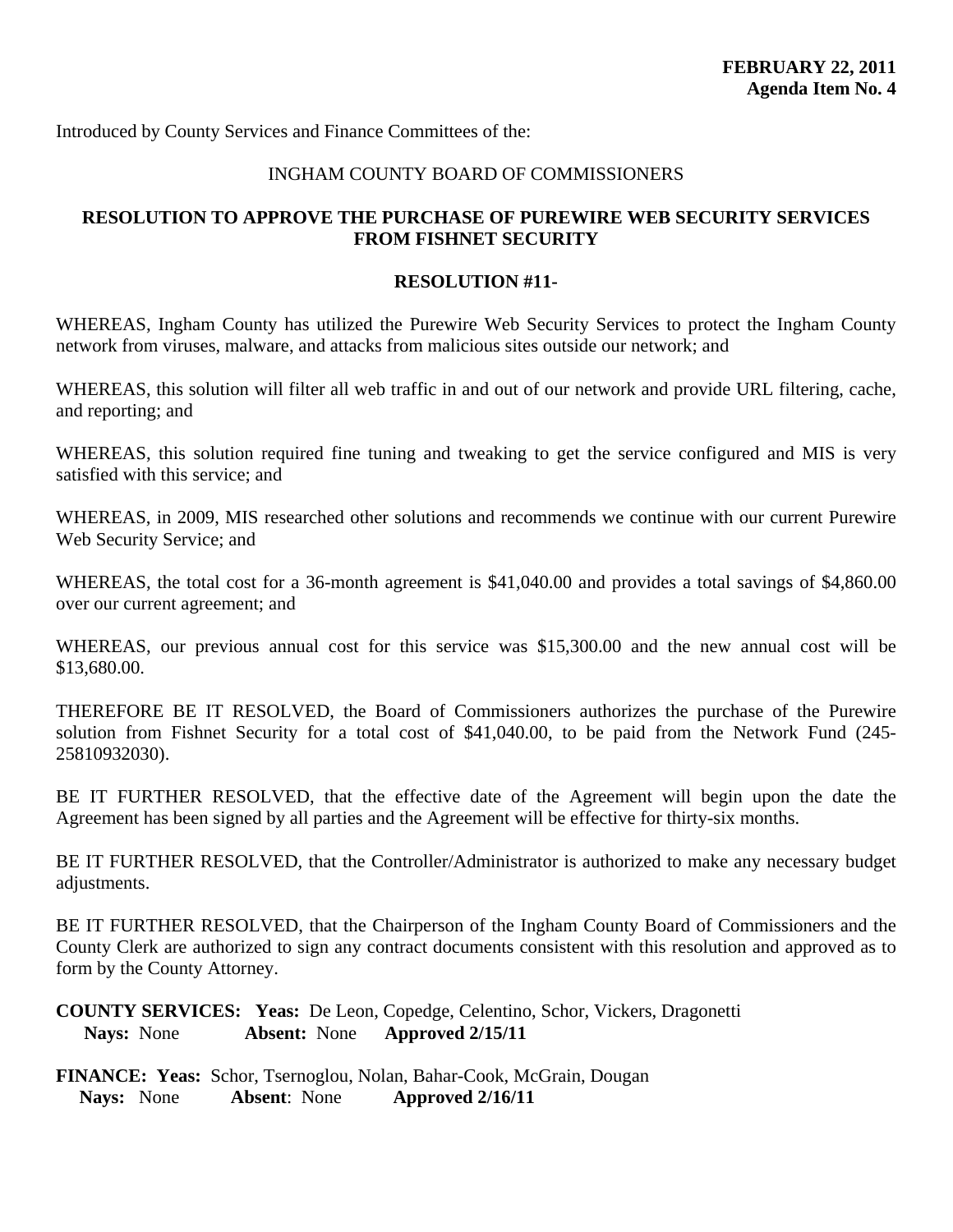**FEBRUARY 22, 2011**
**Agenda Item No. 4**

Introduced by County Services and Finance Committees of the:

INGHAM COUNTY BOARD OF COMMISSIONERS

**RESOLUTION TO APPROVE THE PURCHASE OF PUREWIRE WEB SECURITY SERVICES FROM FISHNET SECURITY**

**RESOLUTION #11-**

WHEREAS, Ingham County has utilized the Purewire Web Security Services to protect the Ingham County network from viruses, malware, and attacks from malicious sites outside our network; and

WHEREAS, this solution will filter all web traffic in and out of our network and provide URL filtering, cache, and reporting; and

WHEREAS, this solution required fine tuning and tweaking to get the service configured and MIS is very satisfied with this service; and

WHEREAS, in 2009, MIS researched other solutions and recommends we continue with our current Purewire Web Security Service; and

WHEREAS, the total cost for a 36-month agreement is $41,040.00 and provides a total savings of $4,860.00 over our current agreement; and

WHEREAS, our previous annual cost for this service was $15,300.00 and the new annual cost will be $13,680.00.

THEREFORE BE IT RESOLVED, the Board of Commissioners authorizes the purchase of the Purewire solution from Fishnet Security for a total cost of $41,040.00, to be paid from the Network Fund (245-25810932030).

BE IT FURTHER RESOLVED, that the effective date of the Agreement will begin upon the date the Agreement has been signed by all parties and the Agreement will be effective for thirty-six months.

BE IT FURTHER RESOLVED, that the Controller/Administrator is authorized to make any necessary budget adjustments.

BE IT FURTHER RESOLVED, that the Chairperson of the Ingham County Board of Commissioners and the County Clerk are authorized to sign any contract documents consistent with this resolution and approved as to form by the County Attorney.

**COUNTY SERVICES: Yeas:** De Leon, Copedge, Celentino, Schor, Vickers, Dragonetti
**Nays:** None **Absent:** None **Approved 2/15/11**

**FINANCE: Yeas:** Schor, Tsernoglou, Nolan, Bahar-Cook, McGrain, Dougan
**Nays:** None **Absent**: None **Approved 2/16/11**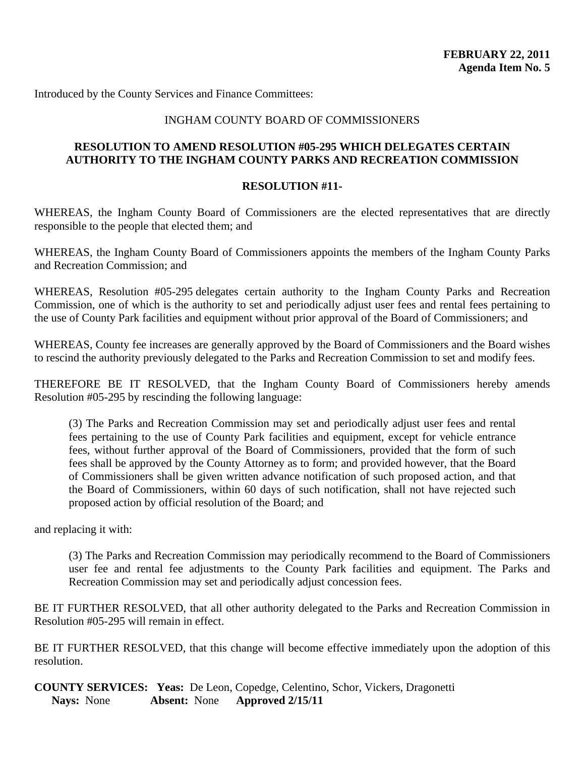**FEBRUARY 22, 2011**
**Agenda Item No. 5**

Introduced by the County Services and Finance Committees:

INGHAM COUNTY BOARD OF COMMISSIONERS

**RESOLUTION TO AMEND RESOLUTION #05-295 WHICH DELEGATES CERTAIN AUTHORITY TO THE INGHAM COUNTY PARKS AND RECREATION COMMISSION**

**RESOLUTION #11-**

WHEREAS, the Ingham County Board of Commissioners are the elected representatives that are directly responsible to the people that elected them; and

WHEREAS, the Ingham County Board of Commissioners appoints the members of the Ingham County Parks and Recreation Commission; and

WHEREAS, Resolution #05-295 delegates certain authority to the Ingham County Parks and Recreation Commission, one of which is the authority to set and periodically adjust user fees and rental fees pertaining to the use of County Park facilities and equipment without prior approval of the Board of Commissioners; and

WHEREAS, County fee increases are generally approved by the Board of Commissioners and the Board wishes to rescind the authority previously delegated to the Parks and Recreation Commission to set and modify fees.

THEREFORE BE IT RESOLVED, that the Ingham County Board of Commissioners hereby amends Resolution #05-295 by rescinding the following language:

> (3) The Parks and Recreation Commission may set and periodically adjust user fees and rental fees pertaining to the use of County Park facilities and equipment, except for vehicle entrance fees, without further approval of the Board of Commissioners, provided that the form of such fees shall be approved by the County Attorney as to form; and provided however, that the Board of Commissioners shall be given written advance notification of such proposed action, and that the Board of Commissioners, within 60 days of such notification, shall not have rejected such proposed action by official resolution of the Board; and

and replacing it with:

> (3) The Parks and Recreation Commission may periodically recommend to the Board of Commissioners user fee and rental fee adjustments to the County Park facilities and equipment. The Parks and Recreation Commission may set and periodically adjust concession fees.

BE IT FURTHER RESOLVED, that all other authority delegated to the Parks and Recreation Commission in Resolution #05-295 will remain in effect.

BE IT FURTHER RESOLVED, that this change will become effective immediately upon the adoption of this resolution.

**COUNTY SERVICES: Yeas:** De Leon, Copedge, Celentino, Schor, Vickers, Dragonetti
**Nays:** None **Absent:** None **Approved 2/15/11**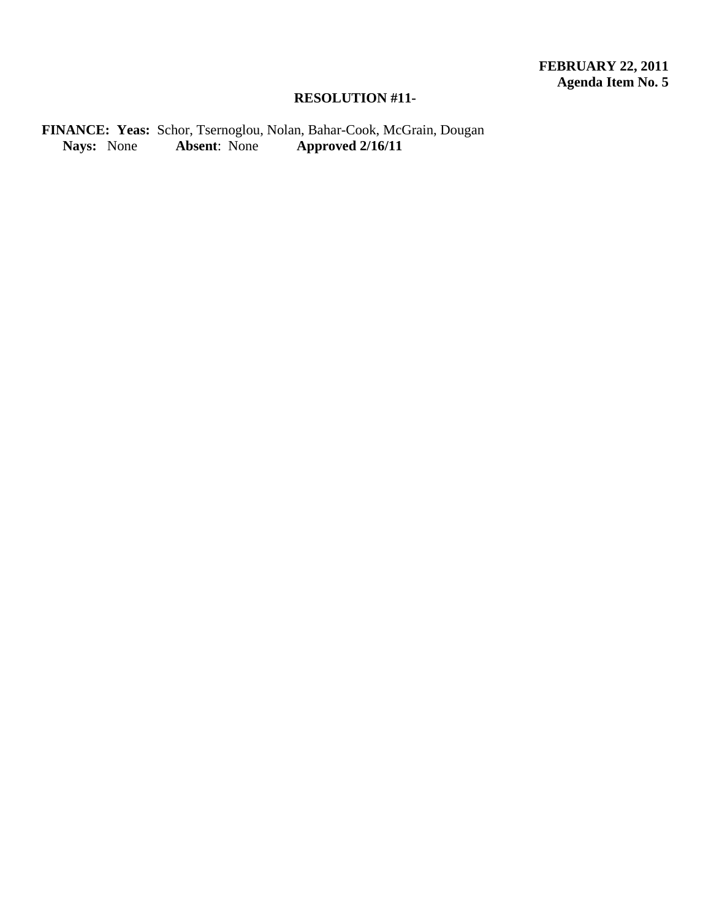**FEBRUARY 22, 2011**
**Agenda Item No. 5**

**RESOLUTION #11-**

**FINANCE: Yeas:** Schor, Tsernoglou, Nolan, Bahar-Cook, McGrain, Dougan
**Nays:** None **Absent**: None **Approved 2/16/11**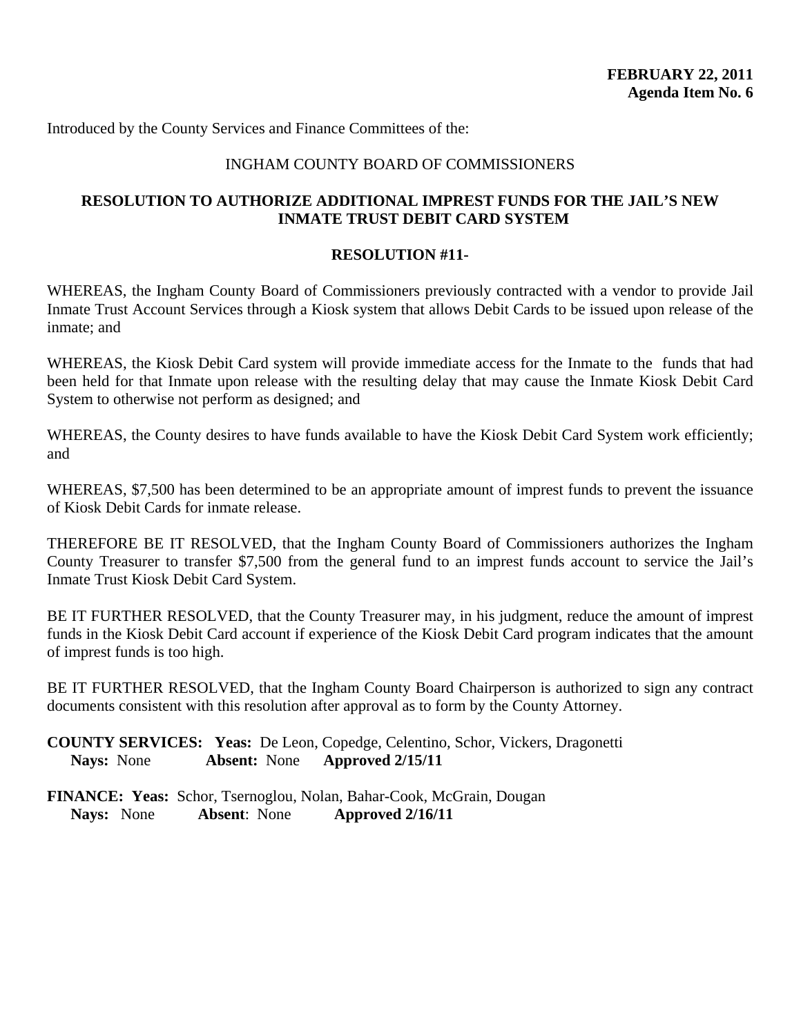**FEBRUARY 22, 2011**
**Agenda Item No. 6**

Introduced by the County Services and Finance Committees of the:

INGHAM COUNTY BOARD OF COMMISSIONERS

**RESOLUTION TO AUTHORIZE ADDITIONAL IMPREST FUNDS FOR THE JAIL'S NEW INMATE TRUST DEBIT CARD SYSTEM**

**RESOLUTION #11-**

WHEREAS, the Ingham County Board of Commissioners previously contracted with a vendor to provide Jail Inmate Trust Account Services through a Kiosk system that allows Debit Cards to be issued upon release of the inmate; and

WHEREAS, the Kiosk Debit Card system will provide immediate access for the Inmate to the funds that had been held for that Inmate upon release with the resulting delay that may cause the Inmate Kiosk Debit Card System to otherwise not perform as designed; and

WHEREAS, the County desires to have funds available to have the Kiosk Debit Card System work efficiently; and

WHEREAS, $7,500 has been determined to be an appropriate amount of imprest funds to prevent the issuance of Kiosk Debit Cards for inmate release.

THEREFORE BE IT RESOLVED, that the Ingham County Board of Commissioners authorizes the Ingham County Treasurer to transfer $7,500 from the general fund to an imprest funds account to service the Jail's Inmate Trust Kiosk Debit Card System.

BE IT FURTHER RESOLVED, that the County Treasurer may, in his judgment, reduce the amount of imprest funds in the Kiosk Debit Card account if experience of the Kiosk Debit Card program indicates that the amount of imprest funds is too high.

BE IT FURTHER RESOLVED, that the Ingham County Board Chairperson is authorized to sign any contract documents consistent with this resolution after approval as to form by the County Attorney.

**COUNTY SERVICES: Yeas:** De Leon, Copedge, Celentino, Schor, Vickers, Dragonetti
**Nays:** None **Absent:** None **Approved 2/15/11**

**FINANCE: Yeas:** Schor, Tsernoglou, Nolan, Bahar-Cook, McGrain, Dougan
**Nays:** None **Absent**: None **Approved 2/16/11**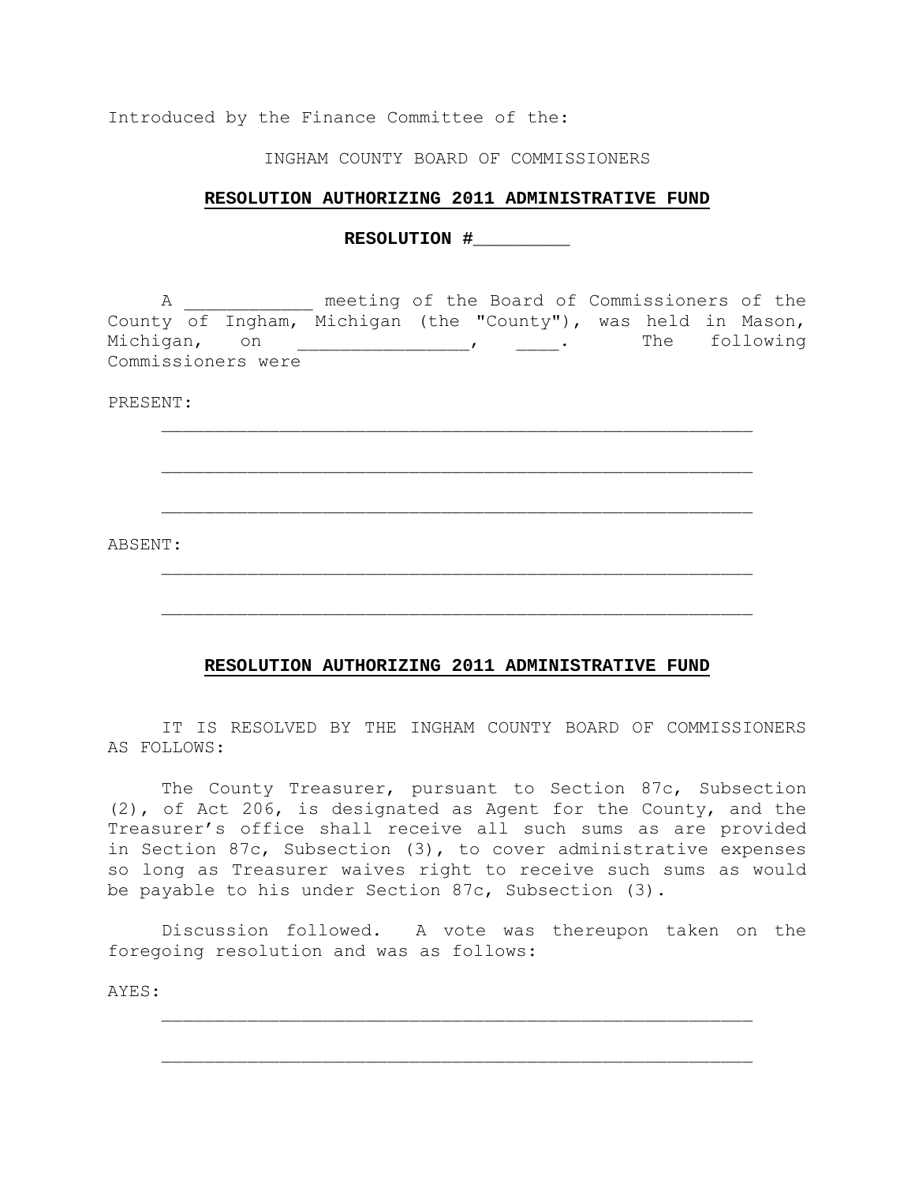Introduced by the Finance Committee of the:

INGHAM COUNTY BOARD OF COMMISSIONERS

**RESOLUTION AUTHORIZING 2011 ADMINISTRATIVE FUND**

**RESOLUTION #_________**

A ____________ meeting of the Board of Commissioners of the County of Ingham, Michigan (the "County"), was held in Mason, Michigan, on ________________, ____. The following Commissioners were

PRESENT:

_______________________________________________________

_______________________________________________________

_______________________________________________________

ABSENT:

_______________________________________________________

_______________________________________________________

**RESOLUTION AUTHORIZING 2011 ADMINISTRATIVE FUND**

IT IS RESOLVED BY THE INGHAM COUNTY BOARD OF COMMISSIONERS AS FOLLOWS:

The County Treasurer, pursuant to Section 87c, Subsection (2), of Act 206, is designated as Agent for the County, and the Treasurer's office shall receive all such sums as are provided in Section 87c, Subsection (3), to cover administrative expenses so long as Treasurer waives right to receive such sums as would be payable to his under Section 87c, Subsection (3).

Discussion followed. A vote was thereupon taken on the foregoing resolution and was as follows:

AYES:

_______________________________________________________

_______________________________________________________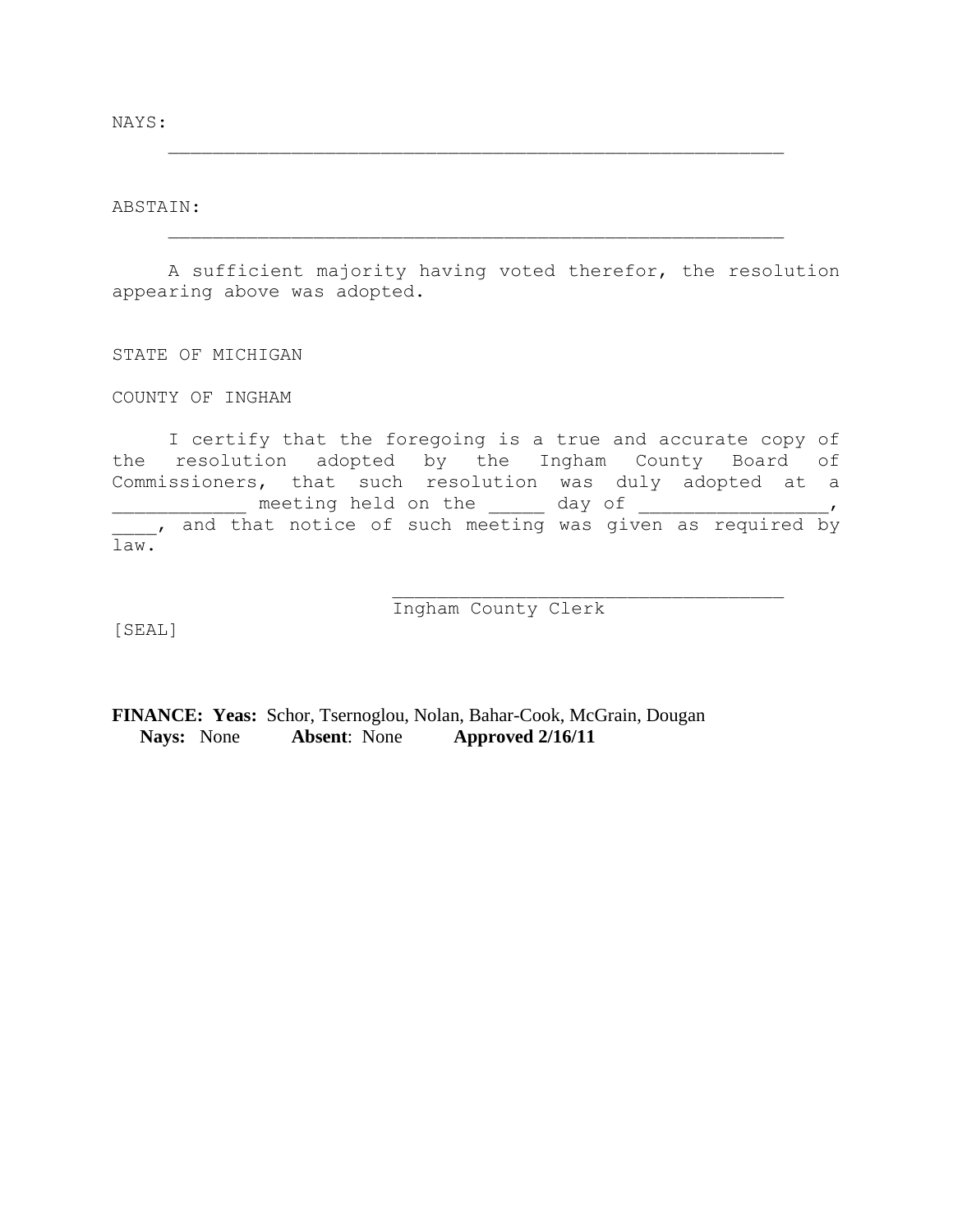NAYS:

\_\_\_\_\_\_\_\_\_\_\_\_\_\_\_\_\_\_\_\_\_\_\_\_\_\_\_\_\_\_\_\_\_\_\_\_\_\_\_\_\_\_\_\_\_\_\_\_\_\_\_\_\_\_\_\_

ABSTAIN:

\_\_\_\_\_\_\_\_\_\_\_\_\_\_\_\_\_\_\_\_\_\_\_\_\_\_\_\_\_\_\_\_\_\_\_\_\_\_\_\_\_\_\_\_\_\_\_\_\_\_\_\_\_\_\_\_

A sufficient majority having voted therefor, the resolution appearing above was adopted.

STATE OF MICHIGAN

COUNTY OF INGHAM

I certify that the foregoing is a true and accurate copy of the resolution adopted by the Ingham County Board of Commissioners, that such resolution was duly adopted at a \_\_\_\_\_\_\_\_\_\_\_\_ meeting held on the \_\_\_\_\_ day of \_\_\_\_\_\_\_\_\_\_\_\_\_\_\_\_\_, \_\_\_\_, and that notice of such meeting was given as required by law.

\_\_\_\_\_\_\_\_\_\_\_\_\_\_\_\_\_\_\_\_\_\_\_\_\_\_\_\_\_\_\_\_\_\_\_\_\_
Ingham County Clerk

[SEAL]

**FINANCE: Yeas:** Schor, Tsernoglou, Nolan, Bahar-Cook, McGrain, Dougan
**Nays:** None **Absent**: None **Approved 2/16/11**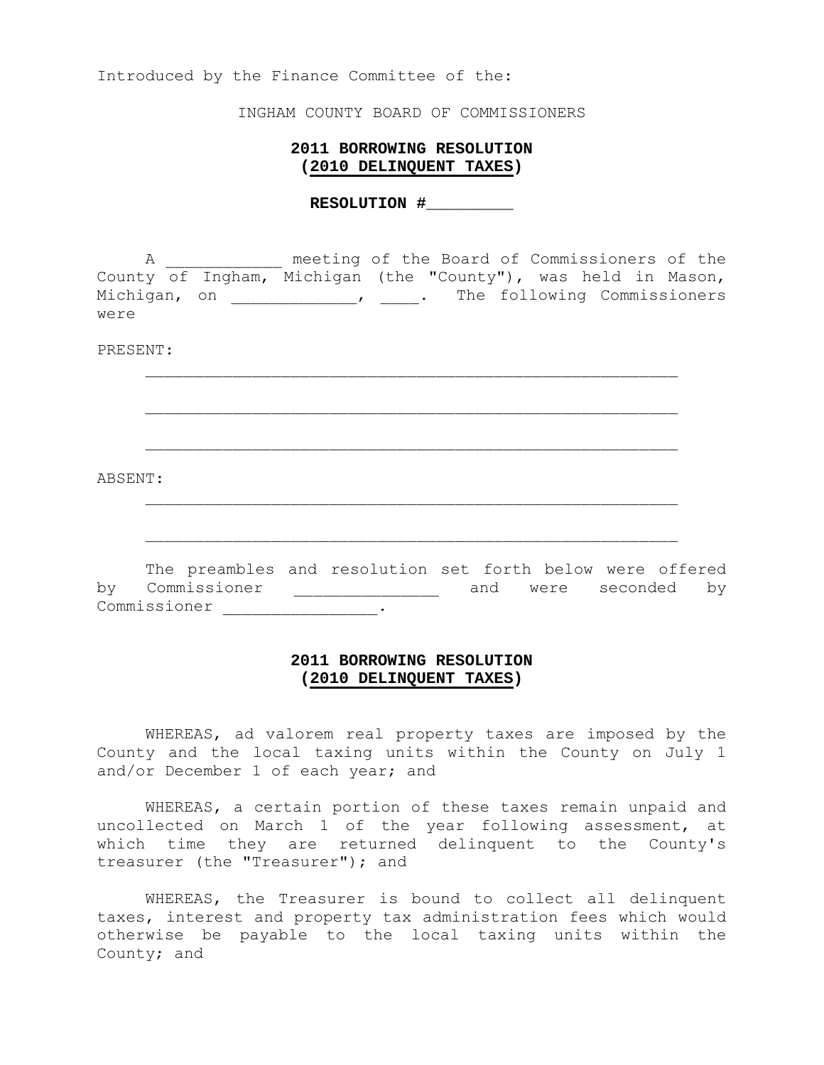Introduced by the Finance Committee of the:

INGHAM COUNTY BOARD OF COMMISSIONERS

**2011 BORROWING RESOLUTION**
**(2010 DELINQUENT TAXES)**

**RESOLUTION #_________**

A ____________ meeting of the Board of Commissioners of the County of Ingham, Michigan (the "County"), was held in Mason, Michigan, on _____________, ____. The following Commissioners were

PRESENT:

_______________________________________________________

_______________________________________________________

_______________________________________________________

ABSENT:

_______________________________________________________

_______________________________________________________

The preambles and resolution set forth below were offered by Commissioner _______________ and were seconded by Commissioner ________________.

**2011 BORROWING RESOLUTION**
**(2010 DELINQUENT TAXES)**

WHEREAS, ad valorem real property taxes are imposed by the County and the local taxing units within the County on July 1 and/or December 1 of each year; and

WHEREAS, a certain portion of these taxes remain unpaid and uncollected on March 1 of the year following assessment, at which time they are returned delinquent to the County's treasurer (the "Treasurer"); and

WHEREAS, the Treasurer is bound to collect all delinquent taxes, interest and property tax administration fees which would otherwise be payable to the local taxing units within the County; and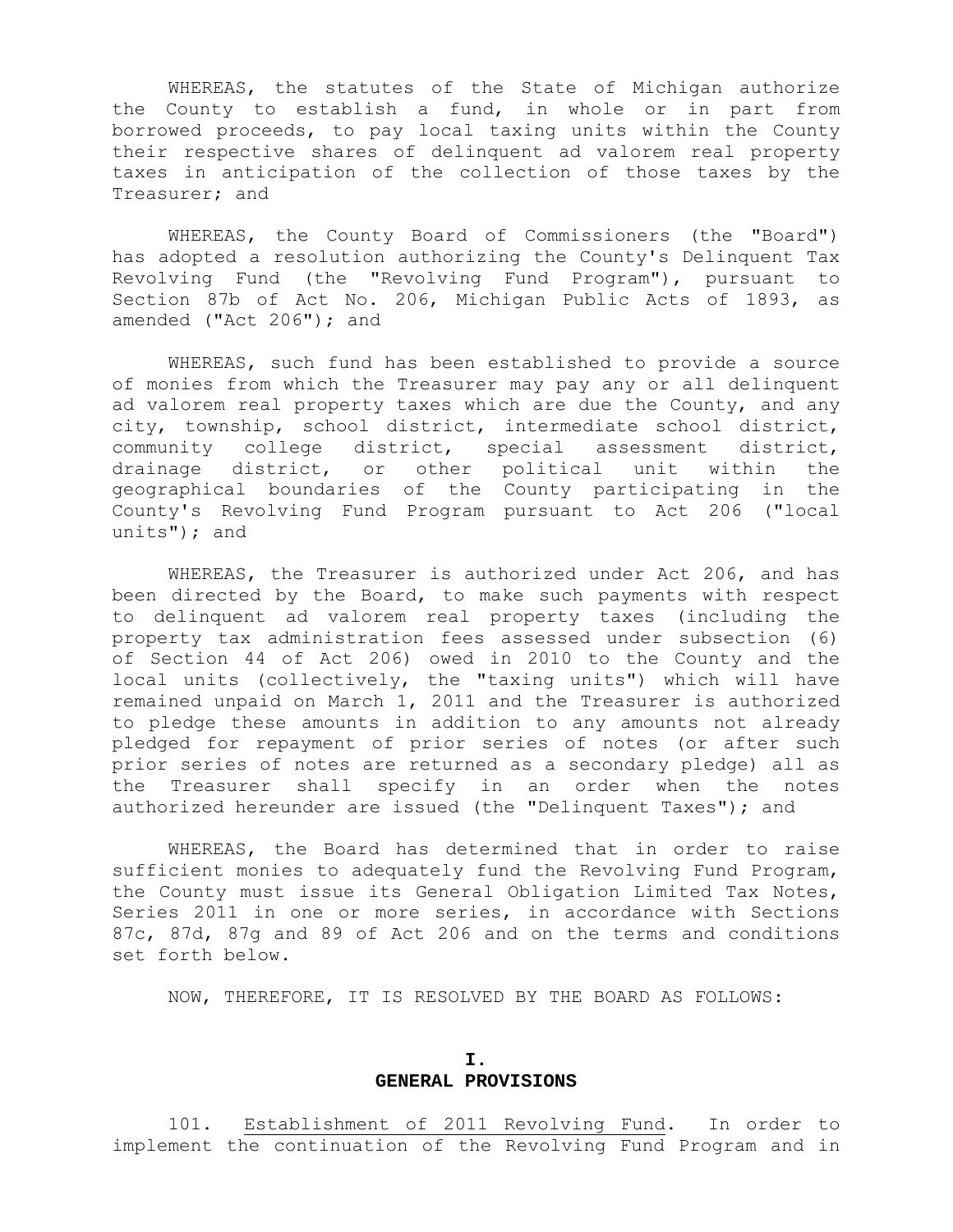WHEREAS, the statutes of the State of Michigan authorize the County to establish a fund, in whole or in part from borrowed proceeds, to pay local taxing units within the County their respective shares of delinquent ad valorem real property taxes in anticipation of the collection of those taxes by the Treasurer; and

WHEREAS, the County Board of Commissioners (the "Board") has adopted a resolution authorizing the County's Delinquent Tax Revolving Fund (the "Revolving Fund Program"), pursuant to Section 87b of Act No. 206, Michigan Public Acts of 1893, as amended ("Act 206"); and

WHEREAS, such fund has been established to provide a source of monies from which the Treasurer may pay any or all delinquent ad valorem real property taxes which are due the County, and any city, township, school district, intermediate school district, community college district, special assessment district, drainage district, or other political unit within the geographical boundaries of the County participating in the County's Revolving Fund Program pursuant to Act 206 ("local units"); and

WHEREAS, the Treasurer is authorized under Act 206, and has been directed by the Board, to make such payments with respect to delinquent ad valorem real property taxes (including the property tax administration fees assessed under subsection (6) of Section 44 of Act 206) owed in 2010 to the County and the local units (collectively, the "taxing units") which will have remained unpaid on March 1, 2011 and the Treasurer is authorized to pledge these amounts in addition to any amounts not already pledged for repayment of prior series of notes (or after such prior series of notes are returned as a secondary pledge) all as the Treasurer shall specify in an order when the notes authorized hereunder are issued (the "Delinquent Taxes"); and

WHEREAS, the Board has determined that in order to raise sufficient monies to adequately fund the Revolving Fund Program, the County must issue its General Obligation Limited Tax Notes, Series 2011 in one or more series, in accordance with Sections 87c, 87d, 87g and 89 of Act 206 and on the terms and conditions set forth below.

NOW, THEREFORE, IT IS RESOLVED BY THE BOARD AS FOLLOWS:

## I.
## GENERAL PROVISIONS

101. Establishment of 2011 Revolving Fund. In order to implement the continuation of the Revolving Fund Program and in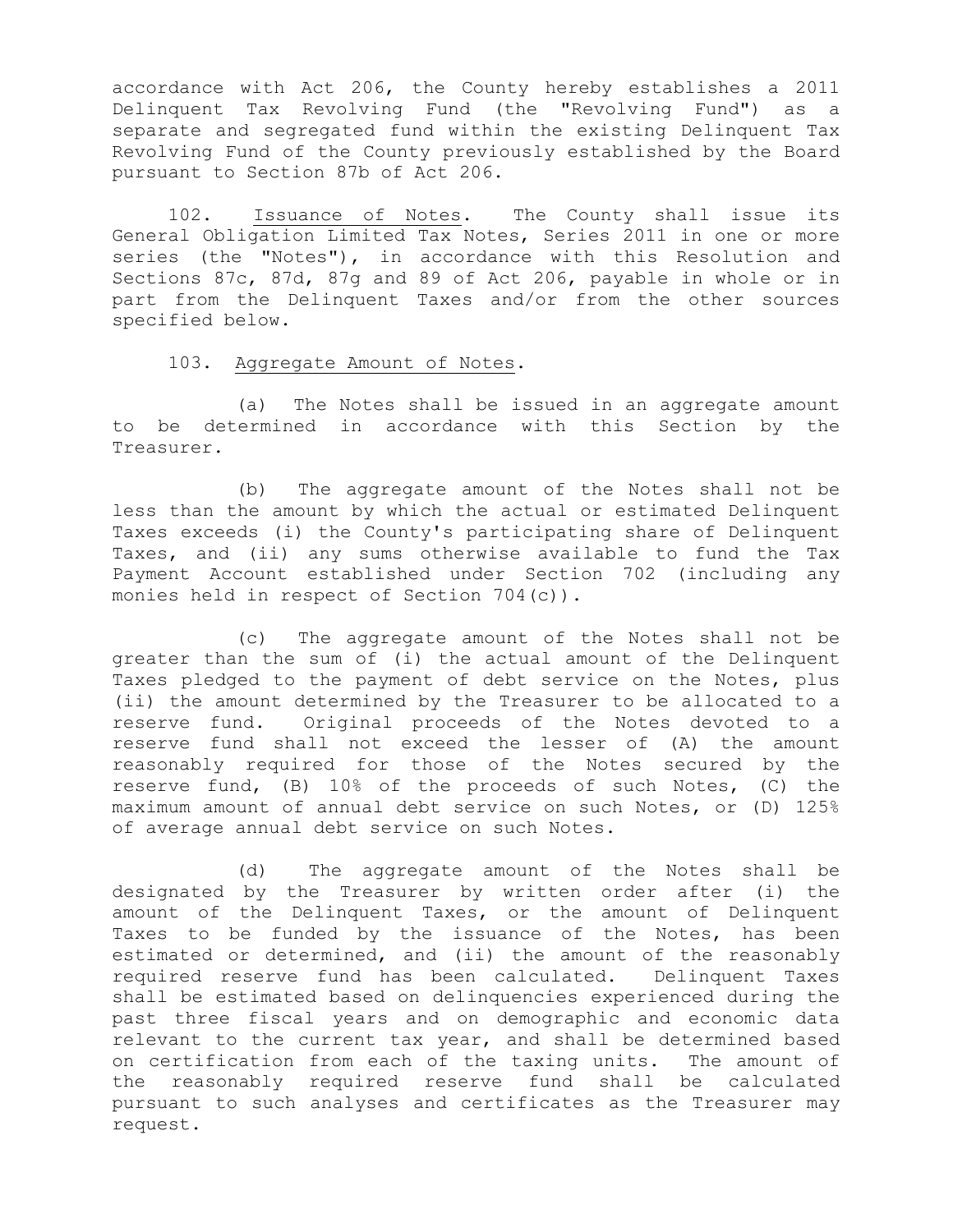accordance with Act 206, the County hereby establishes a 2011 Delinquent Tax Revolving Fund (the "Revolving Fund") as a separate and segregated fund within the existing Delinquent Tax Revolving Fund of the County previously established by the Board pursuant to Section 87b of Act 206.

102. Issuance of Notes. The County shall issue its General Obligation Limited Tax Notes, Series 2011 in one or more series (the "Notes"), in accordance with this Resolution and Sections 87c, 87d, 87g and 89 of Act 206, payable in whole or in part from the Delinquent Taxes and/or from the other sources specified below.

103. Aggregate Amount of Notes.

(a) The Notes shall be issued in an aggregate amount to be determined in accordance with this Section by the Treasurer.

(b) The aggregate amount of the Notes shall not be less than the amount by which the actual or estimated Delinquent Taxes exceeds (i) the County's participating share of Delinquent Taxes, and (ii) any sums otherwise available to fund the Tax Payment Account established under Section 702 (including any monies held in respect of Section 704(c)).

(c) The aggregate amount of the Notes shall not be greater than the sum of (i) the actual amount of the Delinquent Taxes pledged to the payment of debt service on the Notes, plus (ii) the amount determined by the Treasurer to be allocated to a reserve fund. Original proceeds of the Notes devoted to a reserve fund shall not exceed the lesser of (A) the amount reasonably required for those of the Notes secured by the reserve fund, (B) 10% of the proceeds of such Notes, (C) the maximum amount of annual debt service on such Notes, or (D) 125% of average annual debt service on such Notes.

(d) The aggregate amount of the Notes shall be designated by the Treasurer by written order after (i) the amount of the Delinquent Taxes, or the amount of Delinquent Taxes to be funded by the issuance of the Notes, has been estimated or determined, and (ii) the amount of the reasonably required reserve fund has been calculated. Delinquent Taxes shall be estimated based on delinquencies experienced during the past three fiscal years and on demographic and economic data relevant to the current tax year, and shall be determined based on certification from each of the taxing units. The amount of the reasonably required reserve fund shall be calculated pursuant to such analyses and certificates as the Treasurer may request.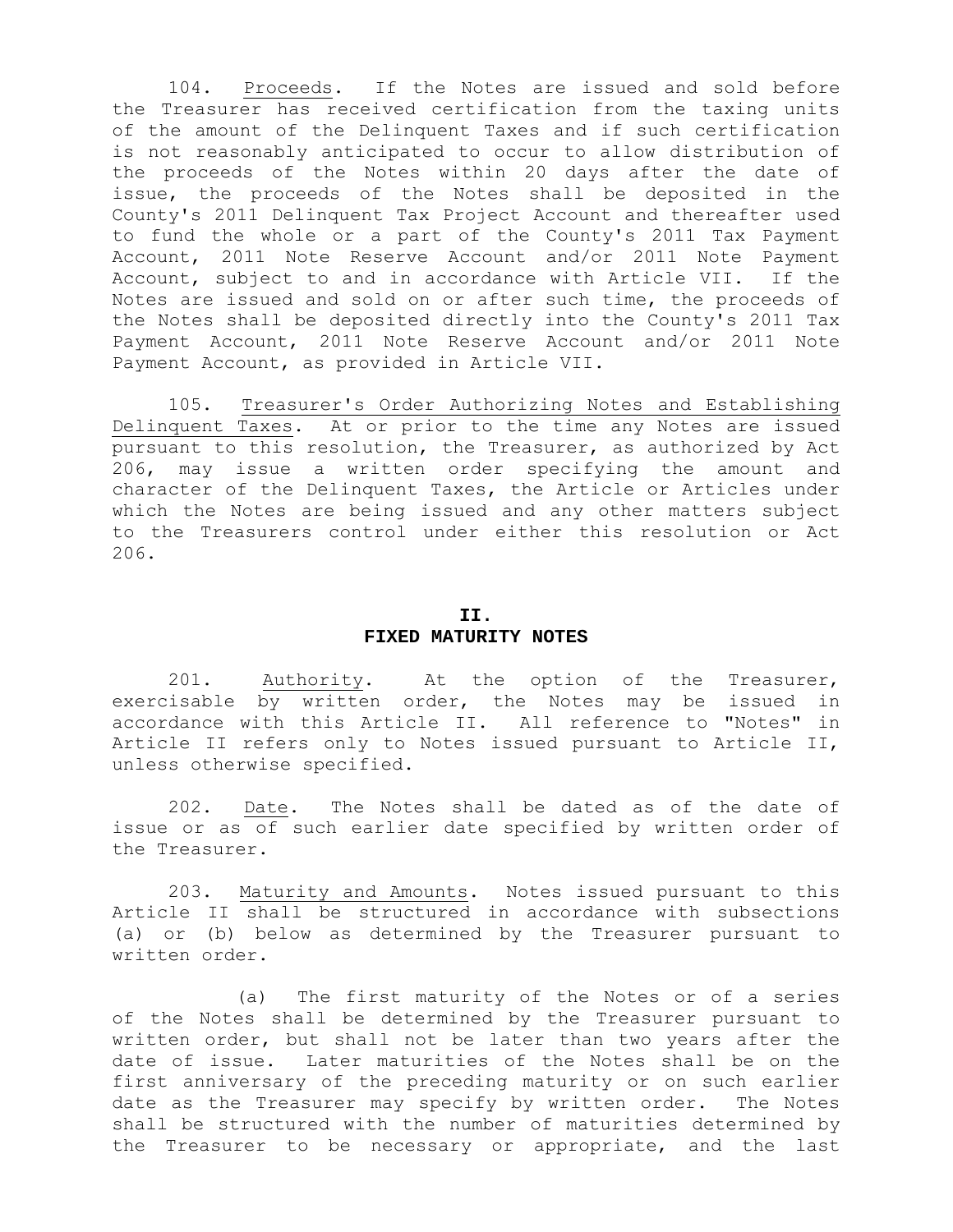104. Proceeds. If the Notes are issued and sold before the Treasurer has received certification from the taxing units of the amount of the Delinquent Taxes and if such certification is not reasonably anticipated to occur to allow distribution of the proceeds of the Notes within 20 days after the date of issue, the proceeds of the Notes shall be deposited in the County's 2011 Delinquent Tax Project Account and thereafter used to fund the whole or a part of the County's 2011 Tax Payment Account, 2011 Note Reserve Account and/or 2011 Note Payment Account, subject to and in accordance with Article VII. If the Notes are issued and sold on or after such time, the proceeds of the Notes shall be deposited directly into the County's 2011 Tax Payment Account, 2011 Note Reserve Account and/or 2011 Note Payment Account, as provided in Article VII.

105. Treasurer's Order Authorizing Notes and Establishing Delinquent Taxes. At or prior to the time any Notes are issued pursuant to this resolution, the Treasurer, as authorized by Act 206, may issue a written order specifying the amount and character of the Delinquent Taxes, the Article or Articles under which the Notes are being issued and any other matters subject to the Treasurers control under either this resolution or Act 206.

## II.
## FIXED MATURITY NOTES

201. Authority. At the option of the Treasurer, exercisable by written order, the Notes may be issued in accordance with this Article II. All reference to "Notes" in Article II refers only to Notes issued pursuant to Article II, unless otherwise specified.

202. Date. The Notes shall be dated as of the date of issue or as of such earlier date specified by written order of the Treasurer.

203. Maturity and Amounts. Notes issued pursuant to this Article II shall be structured in accordance with subsections (a) or (b) below as determined by the Treasurer pursuant to written order.

(a) The first maturity of the Notes or of a series of the Notes shall be determined by the Treasurer pursuant to written order, but shall not be later than two years after the date of issue. Later maturities of the Notes shall be on the first anniversary of the preceding maturity or on such earlier date as the Treasurer may specify by written order. The Notes shall be structured with the number of maturities determined by the Treasurer to be necessary or appropriate, and the last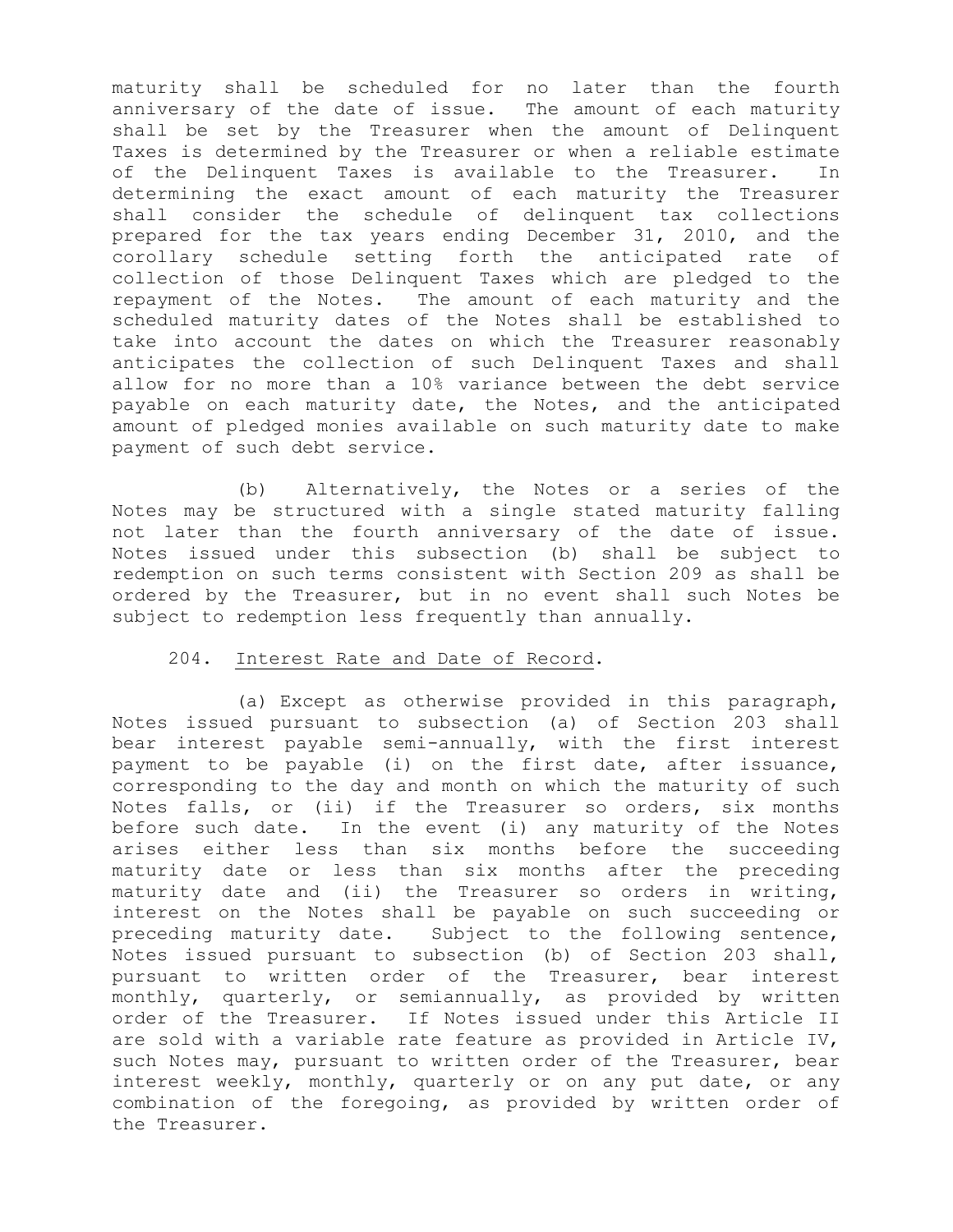maturity shall be scheduled for no later than the fourth anniversary of the date of issue. The amount of each maturity shall be set by the Treasurer when the amount of Delinquent Taxes is determined by the Treasurer or when a reliable estimate of the Delinquent Taxes is available to the Treasurer. In determining the exact amount of each maturity the Treasurer shall consider the schedule of delinquent tax collections prepared for the tax years ending December 31, 2010, and the corollary schedule setting forth the anticipated rate of collection of those Delinquent Taxes which are pledged to the repayment of the Notes. The amount of each maturity and the scheduled maturity dates of the Notes shall be established to take into account the dates on which the Treasurer reasonably anticipates the collection of such Delinquent Taxes and shall allow for no more than a 10% variance between the debt service payable on each maturity date, the Notes, and the anticipated amount of pledged monies available on such maturity date to make payment of such debt service.

(b) Alternatively, the Notes or a series of the Notes may be structured with a single stated maturity falling not later than the fourth anniversary of the date of issue. Notes issued under this subsection (b) shall be subject to redemption on such terms consistent with Section 209 as shall be ordered by the Treasurer, but in no event shall such Notes be subject to redemption less frequently than annually.

204. Interest Rate and Date of Record.

(a) Except as otherwise provided in this paragraph, Notes issued pursuant to subsection (a) of Section 203 shall bear interest payable semi-annually, with the first interest payment to be payable (i) on the first date, after issuance, corresponding to the day and month on which the maturity of such Notes falls, or (ii) if the Treasurer so orders, six months before such date. In the event (i) any maturity of the Notes arises either less than six months before the succeeding maturity date or less than six months after the preceding maturity date and (ii) the Treasurer so orders in writing, interest on the Notes shall be payable on such succeeding or preceding maturity date. Subject to the following sentence, Notes issued pursuant to subsection (b) of Section 203 shall, pursuant to written order of the Treasurer, bear interest monthly, quarterly, or semiannually, as provided by written order of the Treasurer. If Notes issued under this Article II are sold with a variable rate feature as provided in Article IV, such Notes may, pursuant to written order of the Treasurer, bear interest weekly, monthly, quarterly or on any put date, or any combination of the foregoing, as provided by written order of the Treasurer.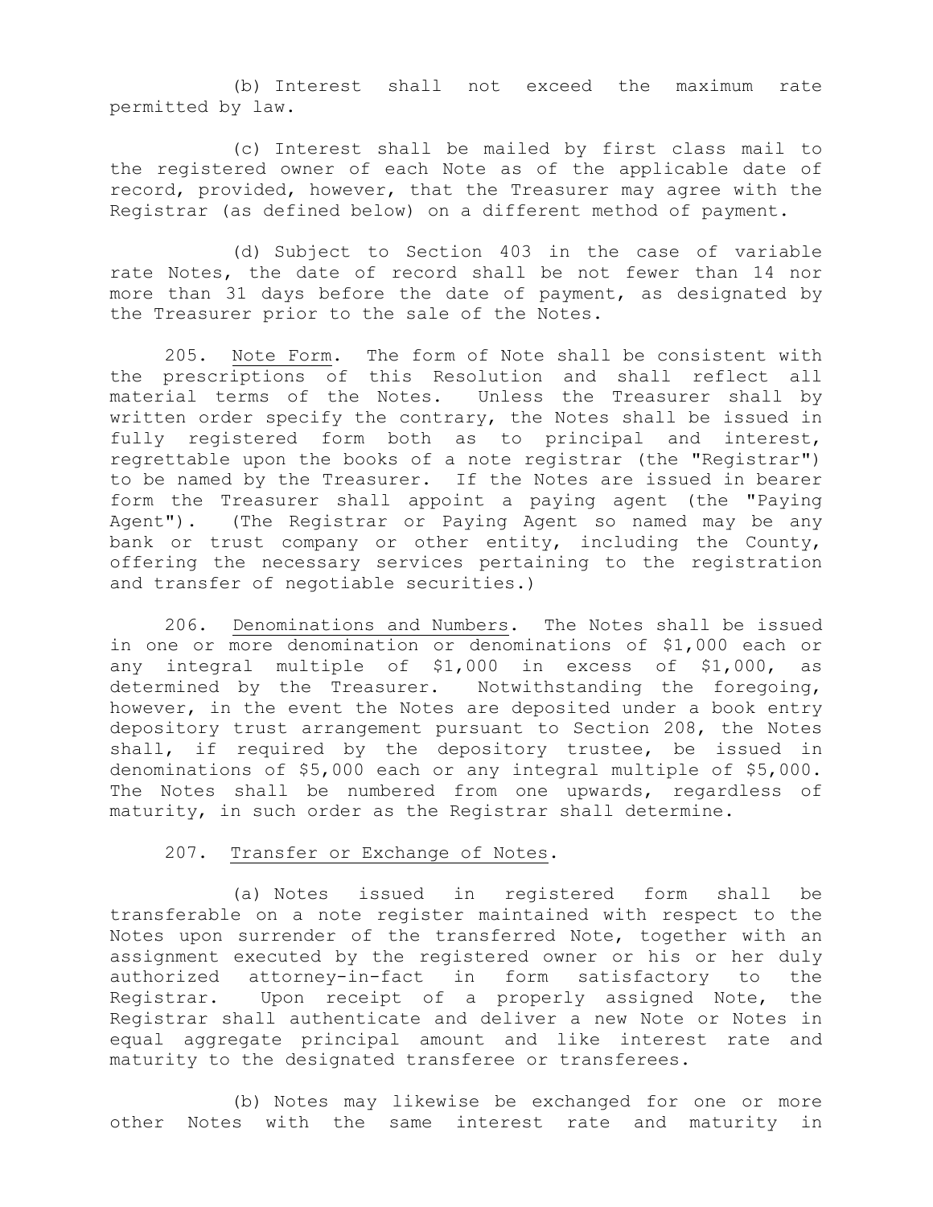(b) Interest shall not exceed the maximum rate permitted by law.

(c) Interest shall be mailed by first class mail to the registered owner of each Note as of the applicable date of record, provided, however, that the Treasurer may agree with the Registrar (as defined below) on a different method of payment.

(d) Subject to Section 403 in the case of variable rate Notes, the date of record shall be not fewer than 14 nor more than 31 days before the date of payment, as designated by the Treasurer prior to the sale of the Notes.

205. Note Form. The form of Note shall be consistent with the prescriptions of this Resolution and shall reflect all material terms of the Notes. Unless the Treasurer shall by written order specify the contrary, the Notes shall be issued in fully registered form both as to principal and interest, regrettable upon the books of a note registrar (the "Registrar") to be named by the Treasurer. If the Notes are issued in bearer form the Treasurer shall appoint a paying agent (the "Paying Agent"). (The Registrar or Paying Agent so named may be any bank or trust company or other entity, including the County, offering the necessary services pertaining to the registration and transfer of negotiable securities.)

206. Denominations and Numbers. The Notes shall be issued in one or more denomination or denominations of $1,000 each or any integral multiple of $1,000 in excess of $1,000, as determined by the Treasurer. Notwithstanding the foregoing, however, in the event the Notes are deposited under a book entry depository trust arrangement pursuant to Section 208, the Notes shall, if required by the depository trustee, be issued in denominations of $5,000 each or any integral multiple of $5,000. The Notes shall be numbered from one upwards, regardless of maturity, in such order as the Registrar shall determine.

207. Transfer or Exchange of Notes.

(a) Notes issued in registered form shall be transferable on a note register maintained with respect to the Notes upon surrender of the transferred Note, together with an assignment executed by the registered owner or his or her duly authorized attorney-in-fact in form satisfactory to the Registrar. Upon receipt of a properly assigned Note, the Registrar shall authenticate and deliver a new Note or Notes in equal aggregate principal amount and like interest rate and maturity to the designated transferee or transferees.

(b) Notes may likewise be exchanged for one or more other Notes with the same interest rate and maturity in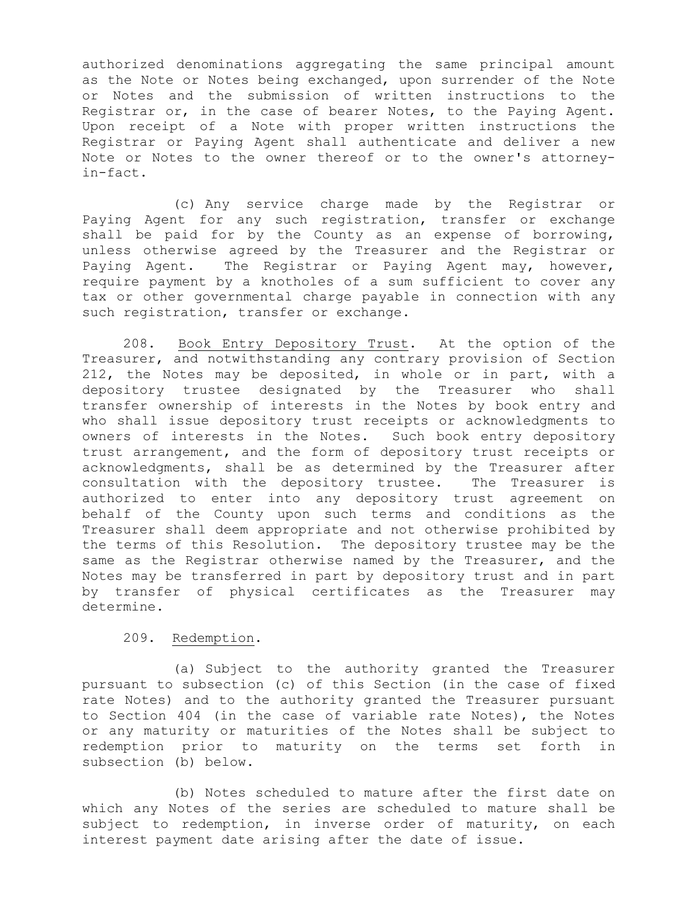authorized denominations aggregating the same principal amount as the Note or Notes being exchanged, upon surrender of the Note or Notes and the submission of written instructions to the Registrar or, in the case of bearer Notes, to the Paying Agent. Upon receipt of a Note with proper written instructions the Registrar or Paying Agent shall authenticate and deliver a new Note or Notes to the owner thereof or to the owner's attorney-in-fact.

(c) Any service charge made by the Registrar or Paying Agent for any such registration, transfer or exchange shall be paid for by the County as an expense of borrowing, unless otherwise agreed by the Treasurer and the Registrar or Paying Agent. The Registrar or Paying Agent may, however, require payment by a knotholes of a sum sufficient to cover any tax or other governmental charge payable in connection with any such registration, transfer or exchange.

208. Book Entry Depository Trust. At the option of the Treasurer, and notwithstanding any contrary provision of Section 212, the Notes may be deposited, in whole or in part, with a depository trustee designated by the Treasurer who shall transfer ownership of interests in the Notes by book entry and who shall issue depository trust receipts or acknowledgments to owners of interests in the Notes. Such book entry depository trust arrangement, and the form of depository trust receipts or acknowledgments, shall be as determined by the Treasurer after consultation with the depository trustee. The Treasurer is authorized to enter into any depository trust agreement on behalf of the County upon such terms and conditions as the Treasurer shall deem appropriate and not otherwise prohibited by the terms of this Resolution. The depository trustee may be the same as the Registrar otherwise named by the Treasurer, and the Notes may be transferred in part by depository trust and in part by transfer of physical certificates as the Treasurer may determine.

209. Redemption.

(a) Subject to the authority granted the Treasurer pursuant to subsection (c) of this Section (in the case of fixed rate Notes) and to the authority granted the Treasurer pursuant to Section 404 (in the case of variable rate Notes), the Notes or any maturity or maturities of the Notes shall be subject to redemption prior to maturity on the terms set forth in subsection (b) below.

(b) Notes scheduled to mature after the first date on which any Notes of the series are scheduled to mature shall be subject to redemption, in inverse order of maturity, on each interest payment date arising after the date of issue.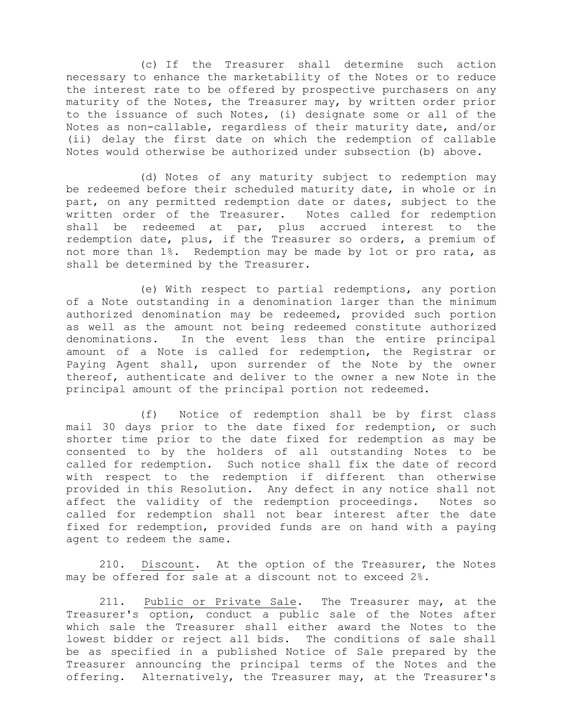(c) If the Treasurer shall determine such action necessary to enhance the marketability of the Notes or to reduce the interest rate to be offered by prospective purchasers on any maturity of the Notes, the Treasurer may, by written order prior to the issuance of such Notes, (i) designate some or all of the Notes as non-callable, regardless of their maturity date, and/or (ii) delay the first date on which the redemption of callable Notes would otherwise be authorized under subsection (b) above.

(d) Notes of any maturity subject to redemption may be redeemed before their scheduled maturity date, in whole or in part, on any permitted redemption date or dates, subject to the written order of the Treasurer. Notes called for redemption shall be redeemed at par, plus accrued interest to the redemption date, plus, if the Treasurer so orders, a premium of not more than 1%. Redemption may be made by lot or pro rata, as shall be determined by the Treasurer.

(e) With respect to partial redemptions, any portion of a Note outstanding in a denomination larger than the minimum authorized denomination may be redeemed, provided such portion as well as the amount not being redeemed constitute authorized denominations. In the event less than the entire principal amount of a Note is called for redemption, the Registrar or Paying Agent shall, upon surrender of the Note by the owner thereof, authenticate and deliver to the owner a new Note in the principal amount of the principal portion not redeemed.

(f) Notice of redemption shall be by first class mail 30 days prior to the date fixed for redemption, or such shorter time prior to the date fixed for redemption as may be consented to by the holders of all outstanding Notes to be called for redemption. Such notice shall fix the date of record with respect to the redemption if different than otherwise provided in this Resolution. Any defect in any notice shall not affect the validity of the redemption proceedings. Notes so called for redemption shall not bear interest after the date fixed for redemption, provided funds are on hand with a paying agent to redeem the same.

210. Discount. At the option of the Treasurer, the Notes may be offered for sale at a discount not to exceed 2%.

211. Public or Private Sale. The Treasurer may, at the Treasurer's option, conduct a public sale of the Notes after which sale the Treasurer shall either award the Notes to the lowest bidder or reject all bids. The conditions of sale shall be as specified in a published Notice of Sale prepared by the Treasurer announcing the principal terms of the Notes and the offering. Alternatively, the Treasurer may, at the Treasurer's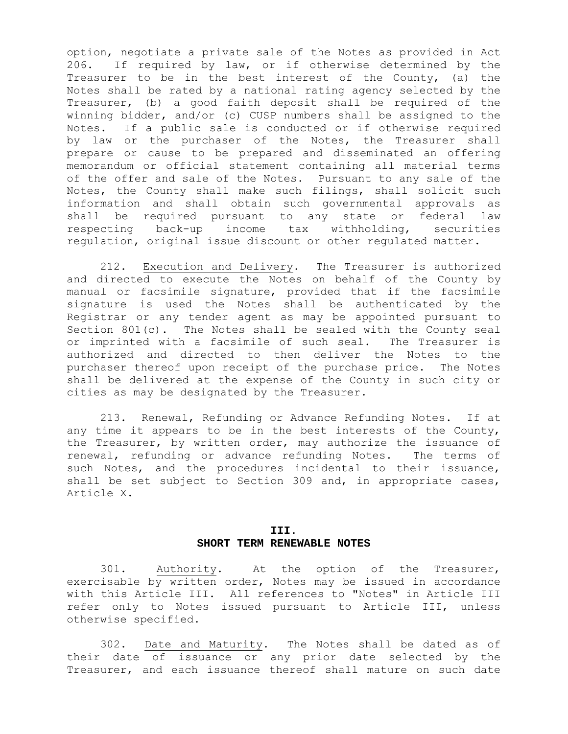option, negotiate a private sale of the Notes as provided in Act 206. If required by law, or if otherwise determined by the Treasurer to be in the best interest of the County, (a) the Notes shall be rated by a national rating agency selected by the Treasurer, (b) a good faith deposit shall be required of the winning bidder, and/or (c) CUSP numbers shall be assigned to the Notes. If a public sale is conducted or if otherwise required by law or the purchaser of the Notes, the Treasurer shall prepare or cause to be prepared and disseminated an offering memorandum or official statement containing all material terms of the offer and sale of the Notes. Pursuant to any sale of the Notes, the County shall make such filings, shall solicit such information and shall obtain such governmental approvals as shall be required pursuant to any state or federal law respecting back-up income tax withholding, securities regulation, original issue discount or other regulated matter.

212. Execution and Delivery. The Treasurer is authorized and directed to execute the Notes on behalf of the County by manual or facsimile signature, provided that if the facsimile signature is used the Notes shall be authenticated by the Registrar or any tender agent as may be appointed pursuant to Section 801(c). The Notes shall be sealed with the County seal or imprinted with a facsimile of such seal. The Treasurer is authorized and directed to then deliver the Notes to the purchaser thereof upon receipt of the purchase price. The Notes shall be delivered at the expense of the County in such city or cities as may be designated by the Treasurer.

213. Renewal, Refunding or Advance Refunding Notes. If at any time it appears to be in the best interests of the County, the Treasurer, by written order, may authorize the issuance of renewal, refunding or advance refunding Notes. The terms of such Notes, and the procedures incidental to their issuance, shall be set subject to Section 309 and, in appropriate cases, Article X.

## III.
## SHORT TERM RENEWABLE NOTES

301. Authority. At the option of the Treasurer, exercisable by written order, Notes may be issued in accordance with this Article III. All references to "Notes" in Article III refer only to Notes issued pursuant to Article III, unless otherwise specified.

302. Date and Maturity. The Notes shall be dated as of their date of issuance or any prior date selected by the Treasurer, and each issuance thereof shall mature on such date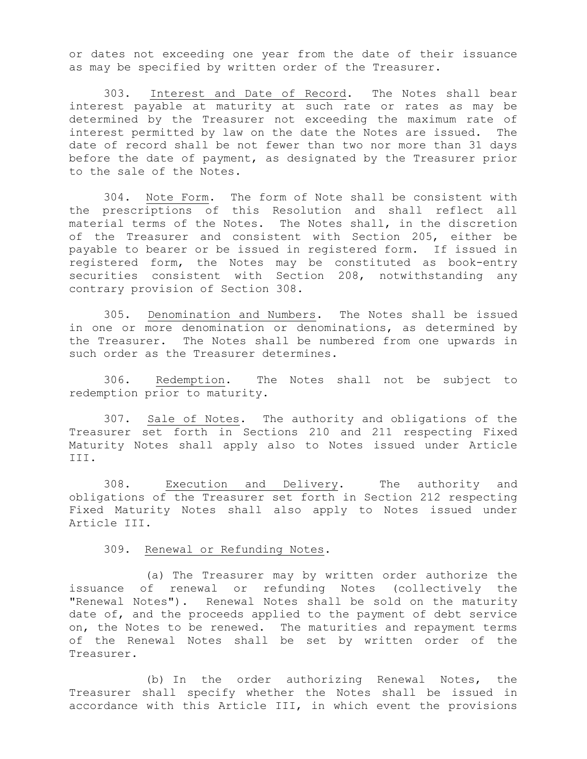or dates not exceeding one year from the date of their issuance as may be specified by written order of the Treasurer.

303. Interest and Date of Record. The Notes shall bear interest payable at maturity at such rate or rates as may be determined by the Treasurer not exceeding the maximum rate of interest permitted by law on the date the Notes are issued. The date of record shall be not fewer than two nor more than 31 days before the date of payment, as designated by the Treasurer prior to the sale of the Notes.

304. Note Form. The form of Note shall be consistent with the prescriptions of this Resolution and shall reflect all material terms of the Notes. The Notes shall, in the discretion of the Treasurer and consistent with Section 205, either be payable to bearer or be issued in registered form. If issued in registered form, the Notes may be constituted as book-entry securities consistent with Section 208, notwithstanding any contrary provision of Section 308.

305. Denomination and Numbers. The Notes shall be issued in one or more denomination or denominations, as determined by the Treasurer. The Notes shall be numbered from one upwards in such order as the Treasurer determines.

306. Redemption. The Notes shall not be subject to redemption prior to maturity.

307. Sale of Notes. The authority and obligations of the Treasurer set forth in Sections 210 and 211 respecting Fixed Maturity Notes shall apply also to Notes issued under Article III.

308. Execution and Delivery. The authority and obligations of the Treasurer set forth in Section 212 respecting Fixed Maturity Notes shall also apply to Notes issued under Article III.

309. Renewal or Refunding Notes.

(a) The Treasurer may by written order authorize the issuance of renewal or refunding Notes (collectively the "Renewal Notes"). Renewal Notes shall be sold on the maturity date of, and the proceeds applied to the payment of debt service on, the Notes to be renewed. The maturities and repayment terms of the Renewal Notes shall be set by written order of the Treasurer.

(b) In the order authorizing Renewal Notes, the Treasurer shall specify whether the Notes shall be issued in accordance with this Article III, in which event the provisions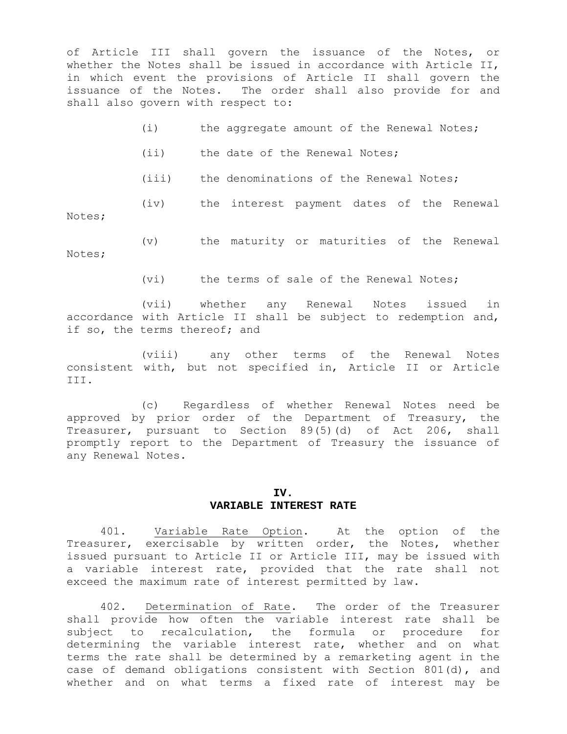of Article III shall govern the issuance of the Notes, or whether the Notes shall be issued in accordance with Article II, in which event the provisions of Article II shall govern the issuance of the Notes. The order shall also provide for and shall also govern with respect to:

(i) the aggregate amount of the Renewal Notes;

(ii) the date of the Renewal Notes;

(iii) the denominations of the Renewal Notes;

(iv) the interest payment dates of the Renewal Notes;

(v) the maturity or maturities of the Renewal Notes;

(vi) the terms of sale of the Renewal Notes;

(vii) whether any Renewal Notes issued in accordance with Article II shall be subject to redemption and, if so, the terms thereof; and

(viii) any other terms of the Renewal Notes consistent with, but not specified in, Article II or Article III.

(c) Regardless of whether Renewal Notes need be approved by prior order of the Department of Treasury, the Treasurer, pursuant to Section 89(5)(d) of Act 206, shall promptly report to the Department of Treasury the issuance of any Renewal Notes.

## IV.
## VARIABLE INTEREST RATE

401. Variable Rate Option. At the option of the Treasurer, exercisable by written order, the Notes, whether issued pursuant to Article II or Article III, may be issued with a variable interest rate, provided that the rate shall not exceed the maximum rate of interest permitted by law.

402. Determination of Rate. The order of the Treasurer shall provide how often the variable interest rate shall be subject to recalculation, the formula or procedure for determining the variable interest rate, whether and on what terms the rate shall be determined by a remarketing agent in the case of demand obligations consistent with Section 801(d), and whether and on what terms a fixed rate of interest may be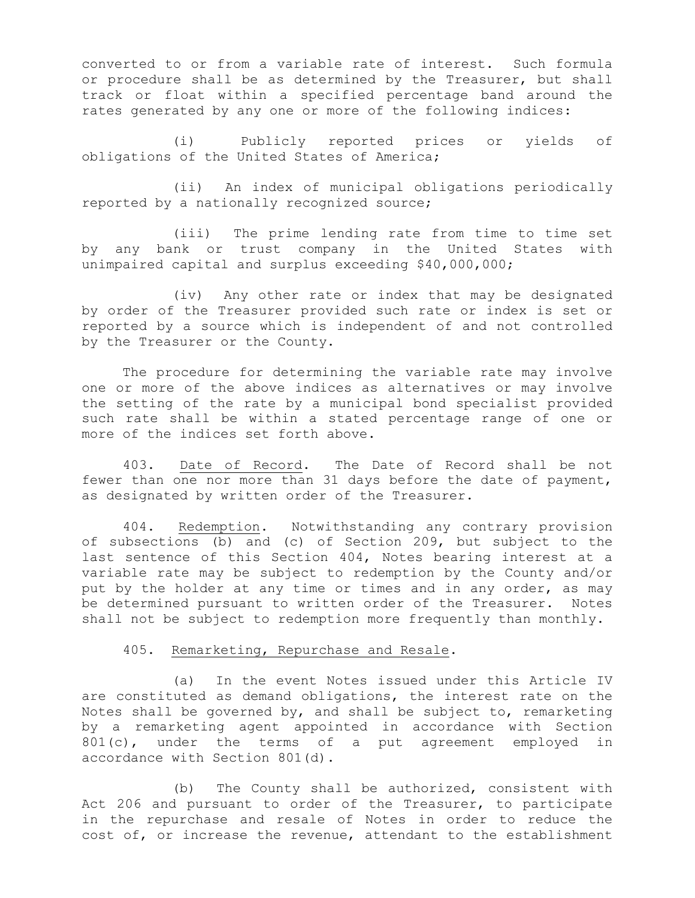converted to or from a variable rate of interest. Such formula or procedure shall be as determined by the Treasurer, but shall track or float within a specified percentage band around the rates generated by any one or more of the following indices:

(i) Publicly reported prices or yields of obligations of the United States of America;

(ii) An index of municipal obligations periodically reported by a nationally recognized source;

(iii) The prime lending rate from time to time set by any bank or trust company in the United States with unimpaired capital and surplus exceeding $40,000,000;

(iv) Any other rate or index that may be designated by order of the Treasurer provided such rate or index is set or reported by a source which is independent of and not controlled by the Treasurer or the County.

The procedure for determining the variable rate may involve one or more of the above indices as alternatives or may involve the setting of the rate by a municipal bond specialist provided such rate shall be within a stated percentage range of one or more of the indices set forth above.

403. <u>Date of Record</u>. The Date of Record shall be not fewer than one nor more than 31 days before the date of payment, as designated by written order of the Treasurer.

404. <u>Redemption</u>. Notwithstanding any contrary provision of subsections (b) and (c) of Section 209, but subject to the last sentence of this Section 404, Notes bearing interest at a variable rate may be subject to redemption by the County and/or put by the holder at any time or times and in any order, as may be determined pursuant to written order of the Treasurer. Notes shall not be subject to redemption more frequently than monthly.

405. <u>Remarketing, Repurchase and Resale</u>.

(a) In the event Notes issued under this Article IV are constituted as demand obligations, the interest rate on the Notes shall be governed by, and shall be subject to, remarketing by a remarketing agent appointed in accordance with Section 801(c), under the terms of a put agreement employed in accordance with Section 801(d).

(b) The County shall be authorized, consistent with Act 206 and pursuant to order of the Treasurer, to participate in the repurchase and resale of Notes in order to reduce the cost of, or increase the revenue, attendant to the establishment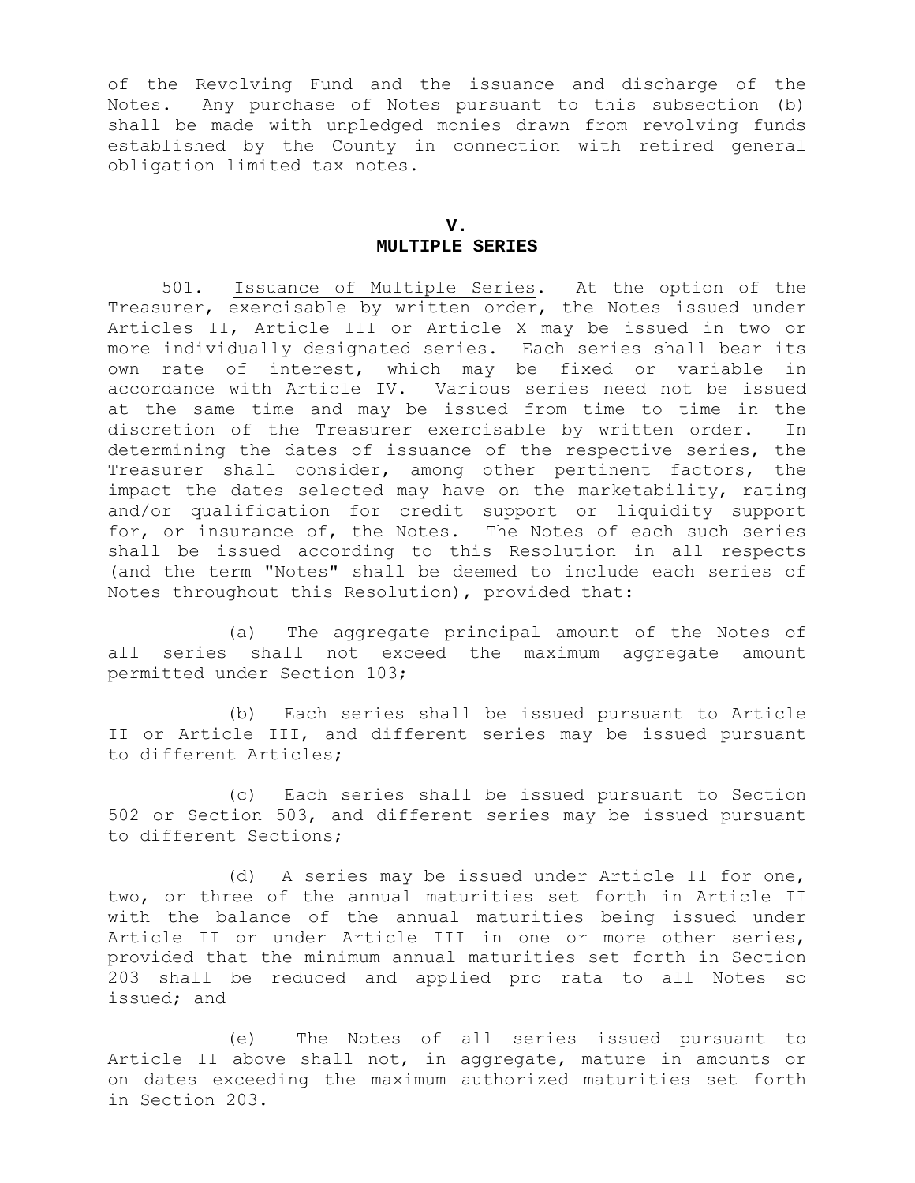of the Revolving Fund and the issuance and discharge of the Notes. Any purchase of Notes pursuant to this subsection (b) shall be made with unpledged monies drawn from revolving funds established by the County in connection with retired general obligation limited tax notes.

## V.
## MULTIPLE SERIES

501. Issuance of Multiple Series. At the option of the Treasurer, exercisable by written order, the Notes issued under Articles II, Article III or Article X may be issued in two or more individually designated series. Each series shall bear its own rate of interest, which may be fixed or variable in accordance with Article IV. Various series need not be issued at the same time and may be issued from time to time in the discretion of the Treasurer exercisable by written order. In determining the dates of issuance of the respective series, the Treasurer shall consider, among other pertinent factors, the impact the dates selected may have on the marketability, rating and/or qualification for credit support or liquidity support for, or insurance of, the Notes. The Notes of each such series shall be issued according to this Resolution in all respects (and the term "Notes" shall be deemed to include each series of Notes throughout this Resolution), provided that:

(a) The aggregate principal amount of the Notes of all series shall not exceed the maximum aggregate amount permitted under Section 103;

(b) Each series shall be issued pursuant to Article II or Article III, and different series may be issued pursuant to different Articles;

(c) Each series shall be issued pursuant to Section 502 or Section 503, and different series may be issued pursuant to different Sections;

(d) A series may be issued under Article II for one, two, or three of the annual maturities set forth in Article II with the balance of the annual maturities being issued under Article II or under Article III in one or more other series, provided that the minimum annual maturities set forth in Section 203 shall be reduced and applied pro rata to all Notes so issued; and

(e) The Notes of all series issued pursuant to Article II above shall not, in aggregate, mature in amounts or on dates exceeding the maximum authorized maturities set forth in Section 203.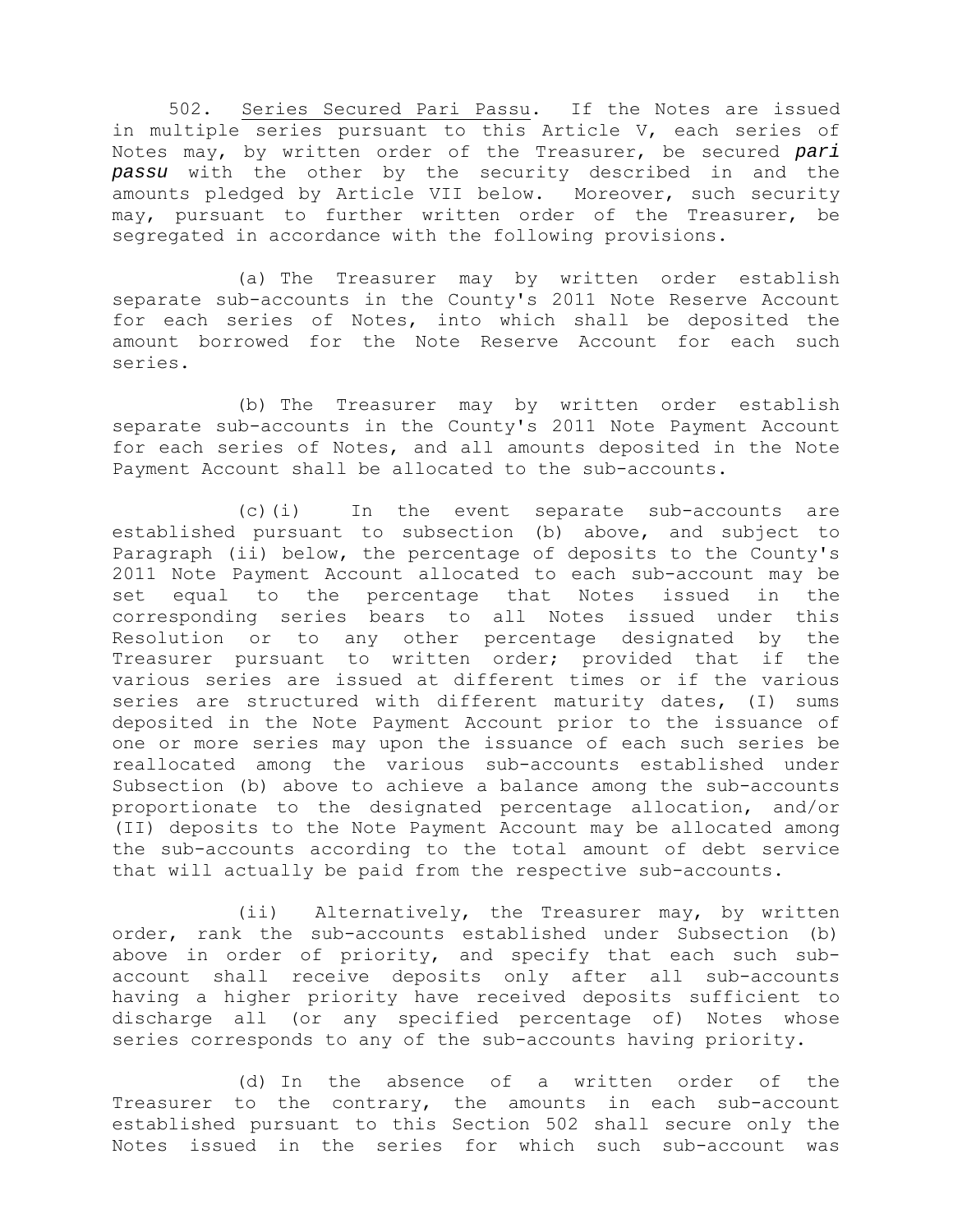502. Series Secured Pari Passu. If the Notes are issued in multiple series pursuant to this Article V, each series of Notes may, by written order of the Treasurer, be secured ***pari passu*** with the other by the security described in and the amounts pledged by Article VII below. Moreover, such security may, pursuant to further written order of the Treasurer, be segregated in accordance with the following provisions.

(a) The Treasurer may by written order establish separate sub-accounts in the County's 2011 Note Reserve Account for each series of Notes, into which shall be deposited the amount borrowed for the Note Reserve Account for each such series.

(b) The Treasurer may by written order establish separate sub-accounts in the County's 2011 Note Payment Account for each series of Notes, and all amounts deposited in the Note Payment Account shall be allocated to the sub-accounts.

(c)(i) In the event separate sub-accounts are established pursuant to subsection (b) above, and subject to Paragraph (ii) below, the percentage of deposits to the County's 2011 Note Payment Account allocated to each sub-account may be set equal to the percentage that Notes issued in the corresponding series bears to all Notes issued under this Resolution or to any other percentage designated by the Treasurer pursuant to written order; provided that if the various series are issued at different times or if the various series are structured with different maturity dates, (I) sums deposited in the Note Payment Account prior to the issuance of one or more series may upon the issuance of each such series be reallocated among the various sub-accounts established under Subsection (b) above to achieve a balance among the sub-accounts proportionate to the designated percentage allocation, and/or (II) deposits to the Note Payment Account may be allocated among the sub-accounts according to the total amount of debt service that will actually be paid from the respective sub-accounts.

(ii) Alternatively, the Treasurer may, by written order, rank the sub-accounts established under Subsection (b) above in order of priority, and specify that each such sub-account shall receive deposits only after all sub-accounts having a higher priority have received deposits sufficient to discharge all (or any specified percentage of) Notes whose series corresponds to any of the sub-accounts having priority.

(d) In the absence of a written order of the Treasurer to the contrary, the amounts in each sub-account established pursuant to this Section 502 shall secure only the Notes issued in the series for which such sub-account was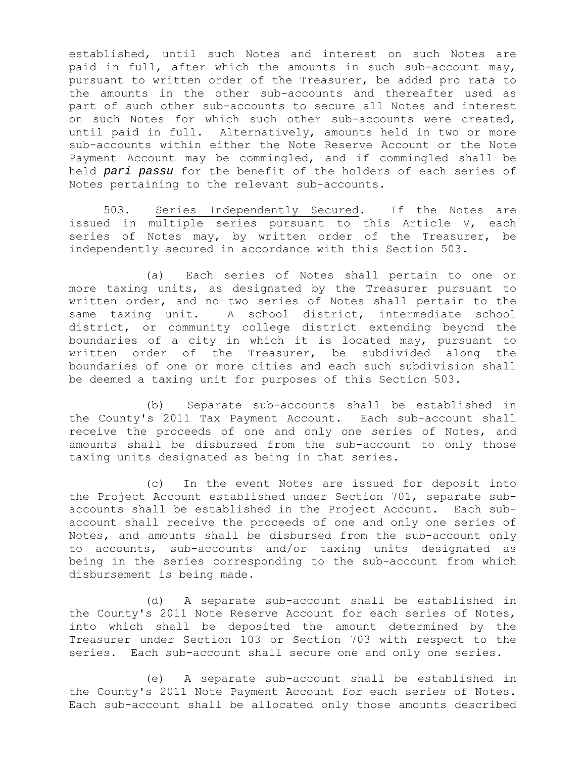established, until such Notes and interest on such Notes are paid in full, after which the amounts in such sub-account may, pursuant to written order of the Treasurer, be added pro rata to the amounts in the other sub-accounts and thereafter used as part of such other sub-accounts to secure all Notes and interest on such Notes for which such other sub-accounts were created, until paid in full. Alternatively, amounts held in two or more sub-accounts within either the Note Reserve Account or the Note Payment Account may be commingled, and if commingled shall be held ***pari passu*** for the benefit of the holders of each series of Notes pertaining to the relevant sub-accounts.

503. <u>Series Independently Secured</u>. If the Notes are issued in multiple series pursuant to this Article V, each series of Notes may, by written order of the Treasurer, be independently secured in accordance with this Section 503.

(a) Each series of Notes shall pertain to one or more taxing units, as designated by the Treasurer pursuant to written order, and no two series of Notes shall pertain to the same taxing unit. A school district, intermediate school district, or community college district extending beyond the boundaries of a city in which it is located may, pursuant to written order of the Treasurer, be subdivided along the boundaries of one or more cities and each such subdivision shall be deemed a taxing unit for purposes of this Section 503.

(b) Separate sub-accounts shall be established in the County's 2011 Tax Payment Account. Each sub-account shall receive the proceeds of one and only one series of Notes, and amounts shall be disbursed from the sub-account to only those taxing units designated as being in that series.

(c) In the event Notes are issued for deposit into the Project Account established under Section 701, separate sub-accounts shall be established in the Project Account. Each sub-account shall receive the proceeds of one and only one series of Notes, and amounts shall be disbursed from the sub-account only to accounts, sub-accounts and/or taxing units designated as being in the series corresponding to the sub-account from which disbursement is being made.

(d) A separate sub-account shall be established in the County's 2011 Note Reserve Account for each series of Notes, into which shall be deposited the amount determined by the Treasurer under Section 103 or Section 703 with respect to the series. Each sub-account shall secure one and only one series.

(e) A separate sub-account shall be established in the County's 2011 Note Payment Account for each series of Notes. Each sub-account shall be allocated only those amounts described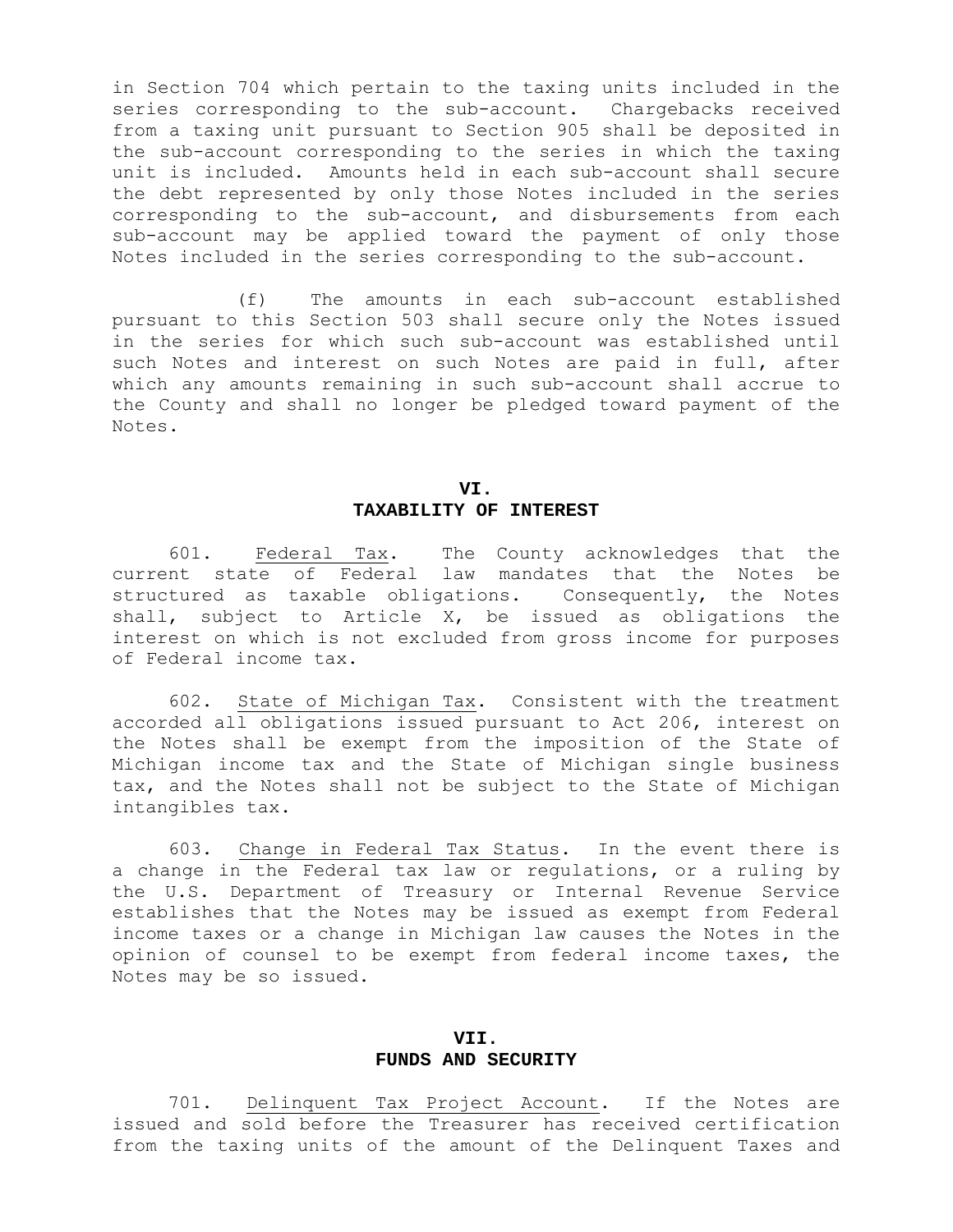in Section 704 which pertain to the taxing units included in the series corresponding to the sub-account. Chargebacks received from a taxing unit pursuant to Section 905 shall be deposited in the sub-account corresponding to the series in which the taxing unit is included. Amounts held in each sub-account shall secure the debt represented by only those Notes included in the series corresponding to the sub-account, and disbursements from each sub-account may be applied toward the payment of only those Notes included in the series corresponding to the sub-account.

(f) The amounts in each sub-account established pursuant to this Section 503 shall secure only the Notes issued in the series for which such sub-account was established until such Notes and interest on such Notes are paid in full, after which any amounts remaining in such sub-account shall accrue to the County and shall no longer be pledged toward payment of the Notes.

## VI.
## TAXABILITY OF INTEREST

601. Federal Tax. The County acknowledges that the current state of Federal law mandates that the Notes be structured as taxable obligations. Consequently, the Notes shall, subject to Article X, be issued as obligations the interest on which is not excluded from gross income for purposes of Federal income tax.

602. State of Michigan Tax. Consistent with the treatment accorded all obligations issued pursuant to Act 206, interest on the Notes shall be exempt from the imposition of the State of Michigan income tax and the State of Michigan single business tax, and the Notes shall not be subject to the State of Michigan intangibles tax.

603. Change in Federal Tax Status. In the event there is a change in the Federal tax law or regulations, or a ruling by the U.S. Department of Treasury or Internal Revenue Service establishes that the Notes may be issued as exempt from Federal income taxes or a change in Michigan law causes the Notes in the opinion of counsel to be exempt from federal income taxes, the Notes may be so issued.

## VII.
## FUNDS AND SECURITY

701. Delinquent Tax Project Account. If the Notes are issued and sold before the Treasurer has received certification from the taxing units of the amount of the Delinquent Taxes and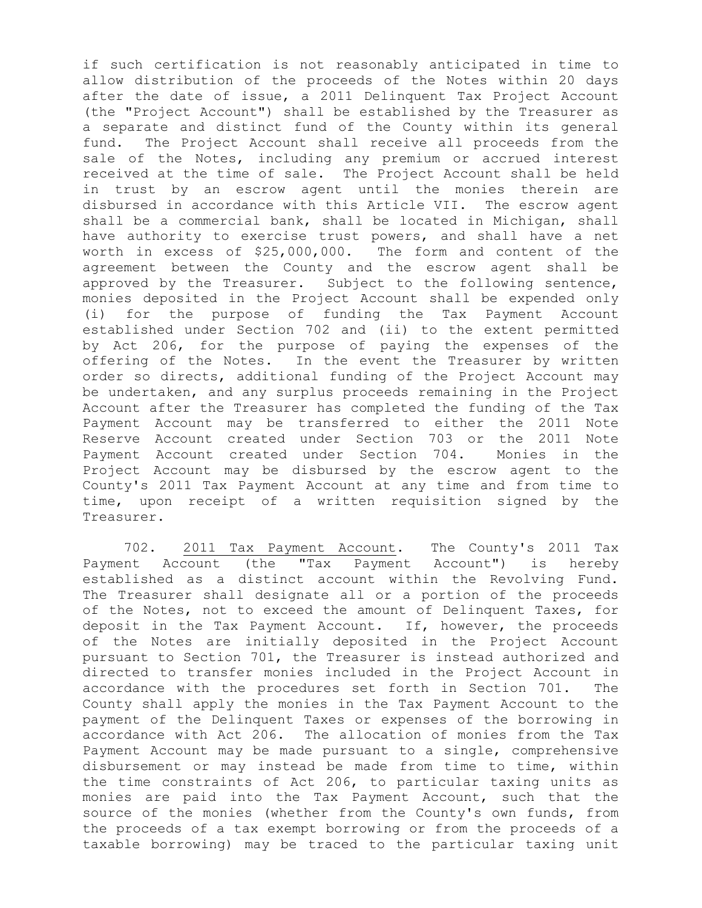if such certification is not reasonably anticipated in time to allow distribution of the proceeds of the Notes within 20 days after the date of issue, a 2011 Delinquent Tax Project Account (the "Project Account") shall be established by the Treasurer as a separate and distinct fund of the County within its general fund. The Project Account shall receive all proceeds from the sale of the Notes, including any premium or accrued interest received at the time of sale. The Project Account shall be held in trust by an escrow agent until the monies therein are disbursed in accordance with this Article VII. The escrow agent shall be a commercial bank, shall be located in Michigan, shall have authority to exercise trust powers, and shall have a net worth in excess of $25,000,000. The form and content of the agreement between the County and the escrow agent shall be approved by the Treasurer. Subject to the following sentence, monies deposited in the Project Account shall be expended only (i) for the purpose of funding the Tax Payment Account established under Section 702 and (ii) to the extent permitted by Act 206, for the purpose of paying the expenses of the offering of the Notes. In the event the Treasurer by written order so directs, additional funding of the Project Account may be undertaken, and any surplus proceeds remaining in the Project Account after the Treasurer has completed the funding of the Tax Payment Account may be transferred to either the 2011 Note Reserve Account created under Section 703 or the 2011 Note Payment Account created under Section 704. Monies in the Project Account may be disbursed by the escrow agent to the County's 2011 Tax Payment Account at any time and from time to time, upon receipt of a written requisition signed by the Treasurer.

702. <u>2011 Tax Payment Account</u>. The County's 2011 Tax Payment Account (the "Tax Payment Account") is hereby established as a distinct account within the Revolving Fund. The Treasurer shall designate all or a portion of the proceeds of the Notes, not to exceed the amount of Delinquent Taxes, for deposit in the Tax Payment Account. If, however, the proceeds of the Notes are initially deposited in the Project Account pursuant to Section 701, the Treasurer is instead authorized and directed to transfer monies included in the Project Account in accordance with the procedures set forth in Section 701. The County shall apply the monies in the Tax Payment Account to the payment of the Delinquent Taxes or expenses of the borrowing in accordance with Act 206. The allocation of monies from the Tax Payment Account may be made pursuant to a single, comprehensive disbursement or may instead be made from time to time, within the time constraints of Act 206, to particular taxing units as monies are paid into the Tax Payment Account, such that the source of the monies (whether from the County's own funds, from the proceeds of a tax exempt borrowing or from the proceeds of a taxable borrowing) may be traced to the particular taxing unit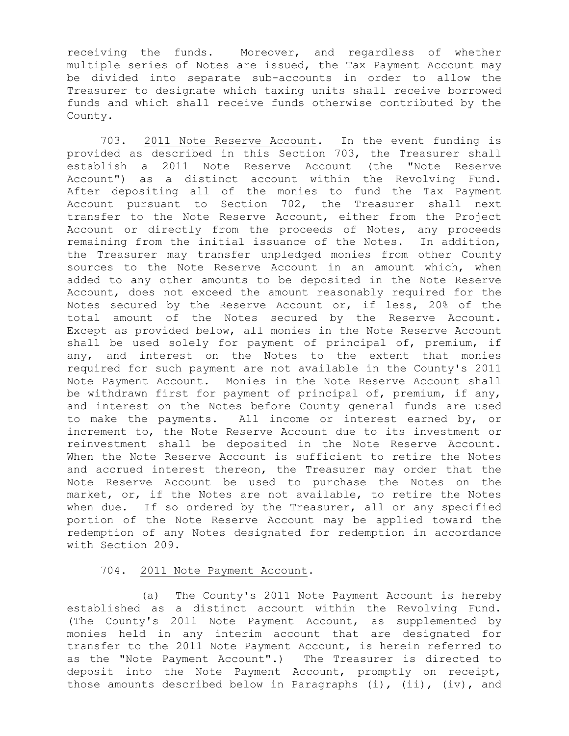receiving the funds. Moreover, and regardless of whether multiple series of Notes are issued, the Tax Payment Account may be divided into separate sub-accounts in order to allow the Treasurer to designate which taxing units shall receive borrowed funds and which shall receive funds otherwise contributed by the County.

703. 2011 Note Reserve Account. In the event funding is provided as described in this Section 703, the Treasurer shall establish a 2011 Note Reserve Account (the "Note Reserve Account") as a distinct account within the Revolving Fund. After depositing all of the monies to fund the Tax Payment Account pursuant to Section 702, the Treasurer shall next transfer to the Note Reserve Account, either from the Project Account or directly from the proceeds of Notes, any proceeds remaining from the initial issuance of the Notes. In addition, the Treasurer may transfer unpledged monies from other County sources to the Note Reserve Account in an amount which, when added to any other amounts to be deposited in the Note Reserve Account, does not exceed the amount reasonably required for the Notes secured by the Reserve Account or, if less, 20% of the total amount of the Notes secured by the Reserve Account. Except as provided below, all monies in the Note Reserve Account shall be used solely for payment of principal of, premium, if any, and interest on the Notes to the extent that monies required for such payment are not available in the County's 2011 Note Payment Account. Monies in the Note Reserve Account shall be withdrawn first for payment of principal of, premium, if any, and interest on the Notes before County general funds are used to make the payments. All income or interest earned by, or increment to, the Note Reserve Account due to its investment or reinvestment shall be deposited in the Note Reserve Account. When the Note Reserve Account is sufficient to retire the Notes and accrued interest thereon, the Treasurer may order that the Note Reserve Account be used to purchase the Notes on the market, or, if the Notes are not available, to retire the Notes when due. If so ordered by the Treasurer, all or any specified portion of the Note Reserve Account may be applied toward the redemption of any Notes designated for redemption in accordance with Section 209.

704. 2011 Note Payment Account.

(a) The County's 2011 Note Payment Account is hereby established as a distinct account within the Revolving Fund. (The County's 2011 Note Payment Account, as supplemented by monies held in any interim account that are designated for transfer to the 2011 Note Payment Account, is herein referred to as the "Note Payment Account".) The Treasurer is directed to deposit into the Note Payment Account, promptly on receipt, those amounts described below in Paragraphs (i), (ii), (iv), and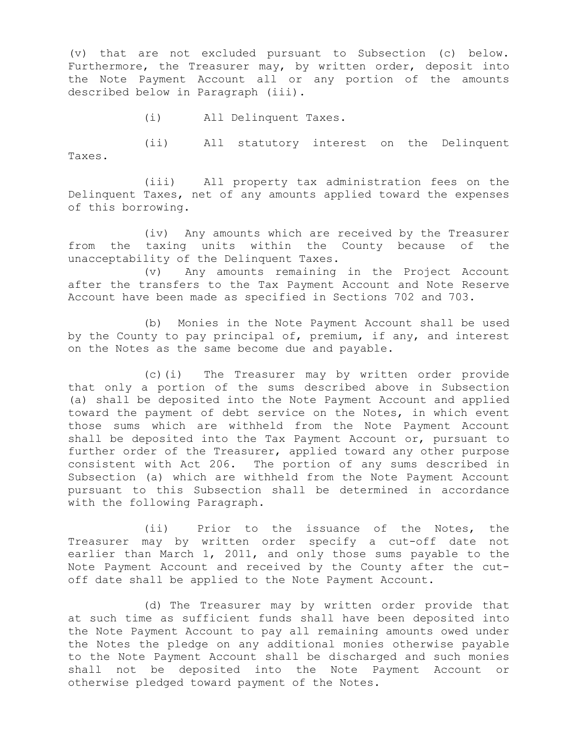(v) that are not excluded pursuant to Subsection (c) below. Furthermore, the Treasurer may, by written order, deposit into the Note Payment Account all or any portion of the amounts described below in Paragraph (iii).

(i) All Delinquent Taxes.

(ii) All statutory interest on the Delinquent Taxes.

(iii) All property tax administration fees on the Delinquent Taxes, net of any amounts applied toward the expenses of this borrowing.

(iv) Any amounts which are received by the Treasurer from the taxing units within the County because of the unacceptability of the Delinquent Taxes.

(v) Any amounts remaining in the Project Account after the transfers to the Tax Payment Account and Note Reserve Account have been made as specified in Sections 702 and 703.

(b) Monies in the Note Payment Account shall be used by the County to pay principal of, premium, if any, and interest on the Notes as the same become due and payable.

(c)(i) The Treasurer may by written order provide that only a portion of the sums described above in Subsection (a) shall be deposited into the Note Payment Account and applied toward the payment of debt service on the Notes, in which event those sums which are withheld from the Note Payment Account shall be deposited into the Tax Payment Account or, pursuant to further order of the Treasurer, applied toward any other purpose consistent with Act 206. The portion of any sums described in Subsection (a) which are withheld from the Note Payment Account pursuant to this Subsection shall be determined in accordance with the following Paragraph.

(ii) Prior to the issuance of the Notes, the Treasurer may by written order specify a cut-off date not earlier than March 1, 2011, and only those sums payable to the Note Payment Account and received by the County after the cut-off date shall be applied to the Note Payment Account.

(d) The Treasurer may by written order provide that at such time as sufficient funds shall have been deposited into the Note Payment Account to pay all remaining amounts owed under the Notes the pledge on any additional monies otherwise payable to the Note Payment Account shall be discharged and such monies shall not be deposited into the Note Payment Account or otherwise pledged toward payment of the Notes.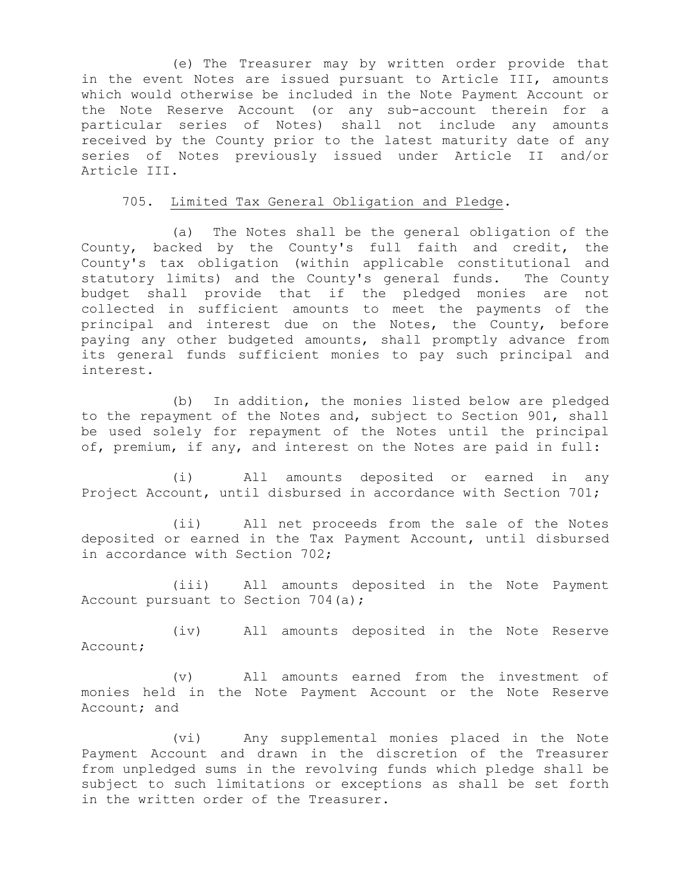(e) The Treasurer may by written order provide that in the event Notes are issued pursuant to Article III, amounts which would otherwise be included in the Note Payment Account or the Note Reserve Account (or any sub-account therein for a particular series of Notes) shall not include any amounts received by the County prior to the latest maturity date of any series of Notes previously issued under Article II and/or Article III.

705. Limited Tax General Obligation and Pledge.

(a) The Notes shall be the general obligation of the County, backed by the County's full faith and credit, the County's tax obligation (within applicable constitutional and statutory limits) and the County's general funds. The County budget shall provide that if the pledged monies are not collected in sufficient amounts to meet the payments of the principal and interest due on the Notes, the County, before paying any other budgeted amounts, shall promptly advance from its general funds sufficient monies to pay such principal and interest.

(b) In addition, the monies listed below are pledged to the repayment of the Notes and, subject to Section 901, shall be used solely for repayment of the Notes until the principal of, premium, if any, and interest on the Notes are paid in full:

(i) All amounts deposited or earned in any Project Account, until disbursed in accordance with Section 701;

(ii) All net proceeds from the sale of the Notes deposited or earned in the Tax Payment Account, until disbursed in accordance with Section 702;

(iii) All amounts deposited in the Note Payment Account pursuant to Section 704(a);

(iv) All amounts deposited in the Note Reserve Account;

(v) All amounts earned from the investment of monies held in the Note Payment Account or the Note Reserve Account; and

(vi) Any supplemental monies placed in the Note Payment Account and drawn in the discretion of the Treasurer from unpledged sums in the revolving funds which pledge shall be subject to such limitations or exceptions as shall be set forth in the written order of the Treasurer.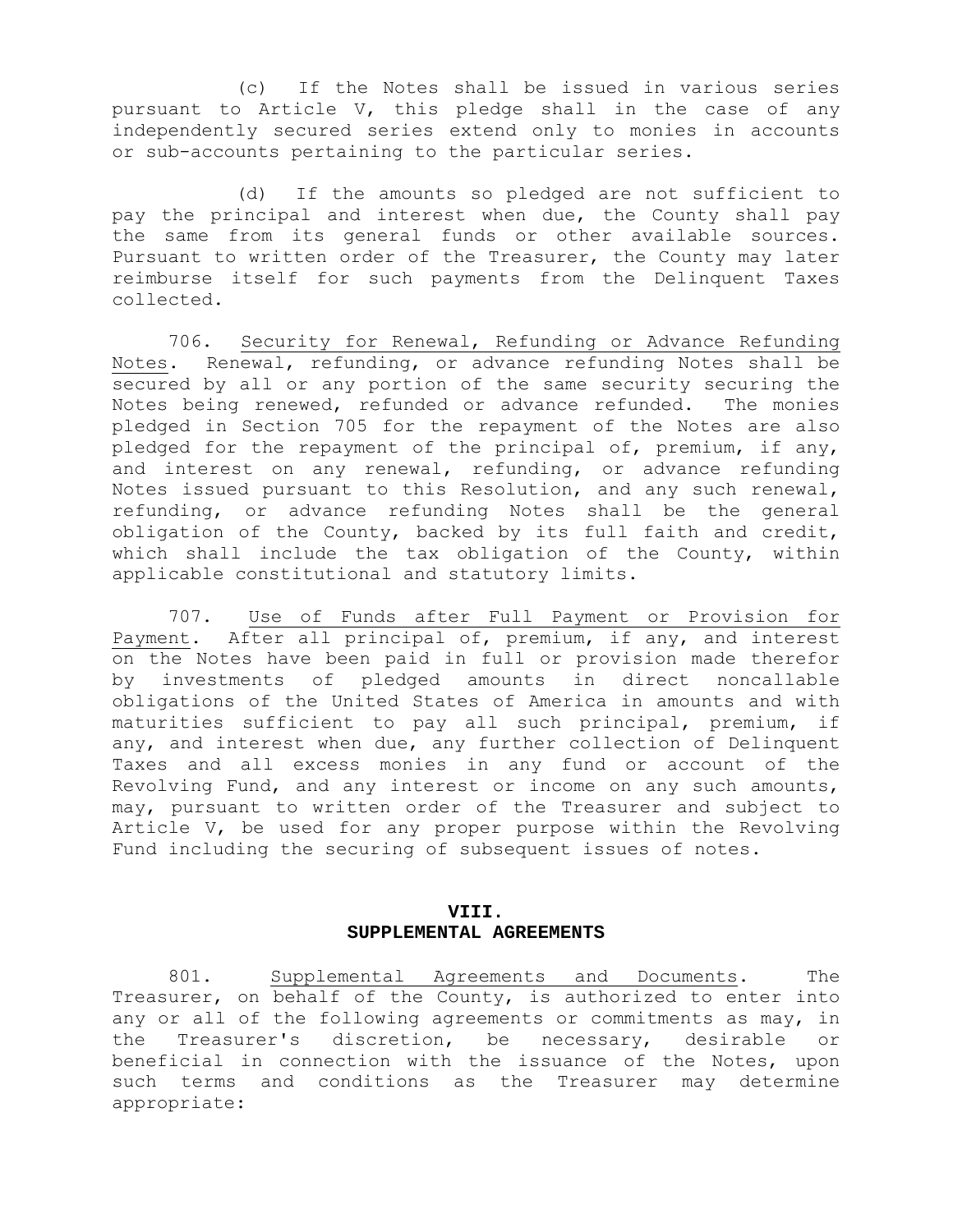(c) If the Notes shall be issued in various series pursuant to Article V, this pledge shall in the case of any independently secured series extend only to monies in accounts or sub-accounts pertaining to the particular series.

(d) If the amounts so pledged are not sufficient to pay the principal and interest when due, the County shall pay the same from its general funds or other available sources. Pursuant to written order of the Treasurer, the County may later reimburse itself for such payments from the Delinquent Taxes collected.

706. Security for Renewal, Refunding or Advance Refunding Notes. Renewal, refunding, or advance refunding Notes shall be secured by all or any portion of the same security securing the Notes being renewed, refunded or advance refunded. The monies pledged in Section 705 for the repayment of the Notes are also pledged for the repayment of the principal of, premium, if any, and interest on any renewal, refunding, or advance refunding Notes issued pursuant to this Resolution, and any such renewal, refunding, or advance refunding Notes shall be the general obligation of the County, backed by its full faith and credit, which shall include the tax obligation of the County, within applicable constitutional and statutory limits.

707. Use of Funds after Full Payment or Provision for Payment. After all principal of, premium, if any, and interest on the Notes have been paid in full or provision made therefor by investments of pledged amounts in direct noncallable obligations of the United States of America in amounts and with maturities sufficient to pay all such principal, premium, if any, and interest when due, any further collection of Delinquent Taxes and all excess monies in any fund or account of the Revolving Fund, and any interest or income on any such amounts, may, pursuant to written order of the Treasurer and subject to Article V, be used for any proper purpose within the Revolving Fund including the securing of subsequent issues of notes.

## VIII. SUPPLEMENTAL AGREEMENTS

801. Supplemental Agreements and Documents. The Treasurer, on behalf of the County, is authorized to enter into any or all of the following agreements or commitments as may, in the Treasurer's discretion, be necessary, desirable or beneficial in connection with the issuance of the Notes, upon such terms and conditions as the Treasurer may determine appropriate: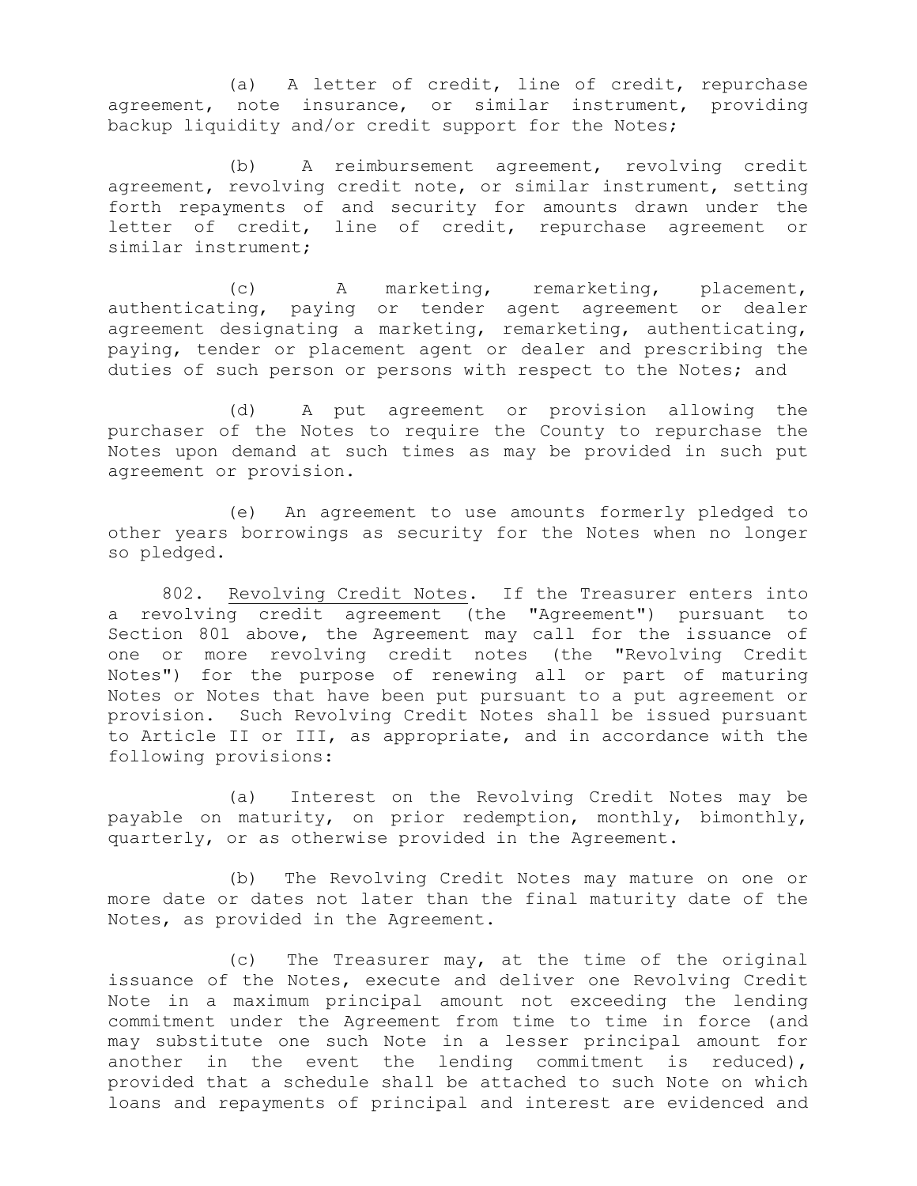(a) A letter of credit, line of credit, repurchase agreement, note insurance, or similar instrument, providing backup liquidity and/or credit support for the Notes;

(b) A reimbursement agreement, revolving credit agreement, revolving credit note, or similar instrument, setting forth repayments of and security for amounts drawn under the letter of credit, line of credit, repurchase agreement or similar instrument;

(c) A marketing, remarketing, placement, authenticating, paying or tender agent agreement or dealer agreement designating a marketing, remarketing, authenticating, paying, tender or placement agent or dealer and prescribing the duties of such person or persons with respect to the Notes; and

(d) A put agreement or provision allowing the purchaser of the Notes to require the County to repurchase the Notes upon demand at such times as may be provided in such put agreement or provision.

(e) An agreement to use amounts formerly pledged to other years borrowings as security for the Notes when no longer so pledged.

802. Revolving Credit Notes. If the Treasurer enters into a revolving credit agreement (the "Agreement") pursuant to Section 801 above, the Agreement may call for the issuance of one or more revolving credit notes (the "Revolving Credit Notes") for the purpose of renewing all or part of maturing Notes or Notes that have been put pursuant to a put agreement or provision. Such Revolving Credit Notes shall be issued pursuant to Article II or III, as appropriate, and in accordance with the following provisions:

(a) Interest on the Revolving Credit Notes may be payable on maturity, on prior redemption, monthly, bimonthly, quarterly, or as otherwise provided in the Agreement.

(b) The Revolving Credit Notes may mature on one or more date or dates not later than the final maturity date of the Notes, as provided in the Agreement.

(c) The Treasurer may, at the time of the original issuance of the Notes, execute and deliver one Revolving Credit Note in a maximum principal amount not exceeding the lending commitment under the Agreement from time to time in force (and may substitute one such Note in a lesser principal amount for another in the event the lending commitment is reduced), provided that a schedule shall be attached to such Note on which loans and repayments of principal and interest are evidenced and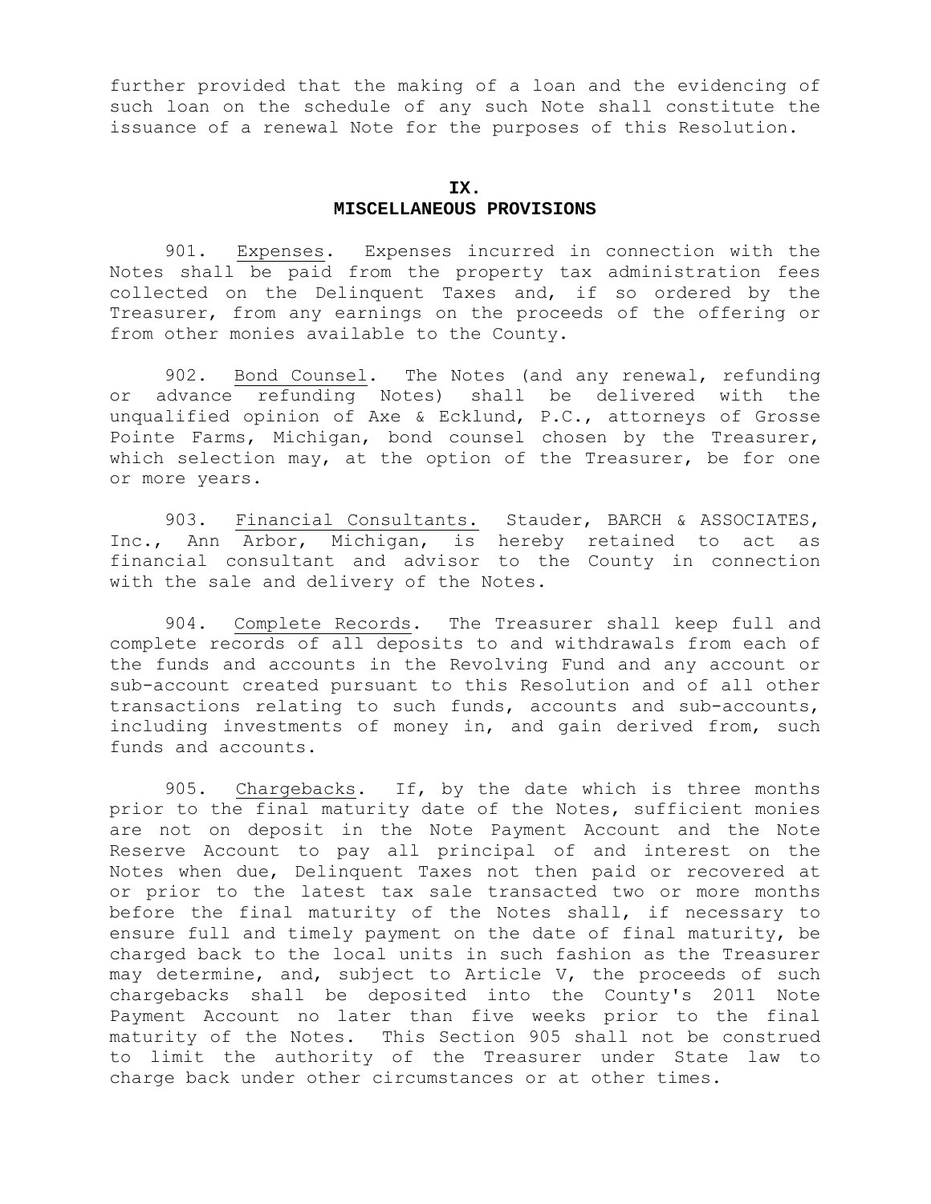further provided that the making of a loan and the evidencing of such loan on the schedule of any such Note shall constitute the issuance of a renewal Note for the purposes of this Resolution.

## IX.
## MISCELLANEOUS PROVISIONS

901. Expenses. Expenses incurred in connection with the Notes shall be paid from the property tax administration fees collected on the Delinquent Taxes and, if so ordered by the Treasurer, from any earnings on the proceeds of the offering or from other monies available to the County.

902. Bond Counsel. The Notes (and any renewal, refunding or advance refunding Notes) shall be delivered with the unqualified opinion of Axe & Ecklund, P.C., attorneys of Grosse Pointe Farms, Michigan, bond counsel chosen by the Treasurer, which selection may, at the option of the Treasurer, be for one or more years.

903. Financial Consultants. Stauder, BARCH & ASSOCIATES, Inc., Ann Arbor, Michigan, is hereby retained to act as financial consultant and advisor to the County in connection with the sale and delivery of the Notes.

904. Complete Records. The Treasurer shall keep full and complete records of all deposits to and withdrawals from each of the funds and accounts in the Revolving Fund and any account or sub-account created pursuant to this Resolution and of all other transactions relating to such funds, accounts and sub-accounts, including investments of money in, and gain derived from, such funds and accounts.

905. Chargebacks. If, by the date which is three months prior to the final maturity date of the Notes, sufficient monies are not on deposit in the Note Payment Account and the Note Reserve Account to pay all principal of and interest on the Notes when due, Delinquent Taxes not then paid or recovered at or prior to the latest tax sale transacted two or more months before the final maturity of the Notes shall, if necessary to ensure full and timely payment on the date of final maturity, be charged back to the local units in such fashion as the Treasurer may determine, and, subject to Article V, the proceeds of such chargebacks shall be deposited into the County's 2011 Note Payment Account no later than five weeks prior to the final maturity of the Notes. This Section 905 shall not be construed to limit the authority of the Treasurer under State law to charge back under other circumstances or at other times.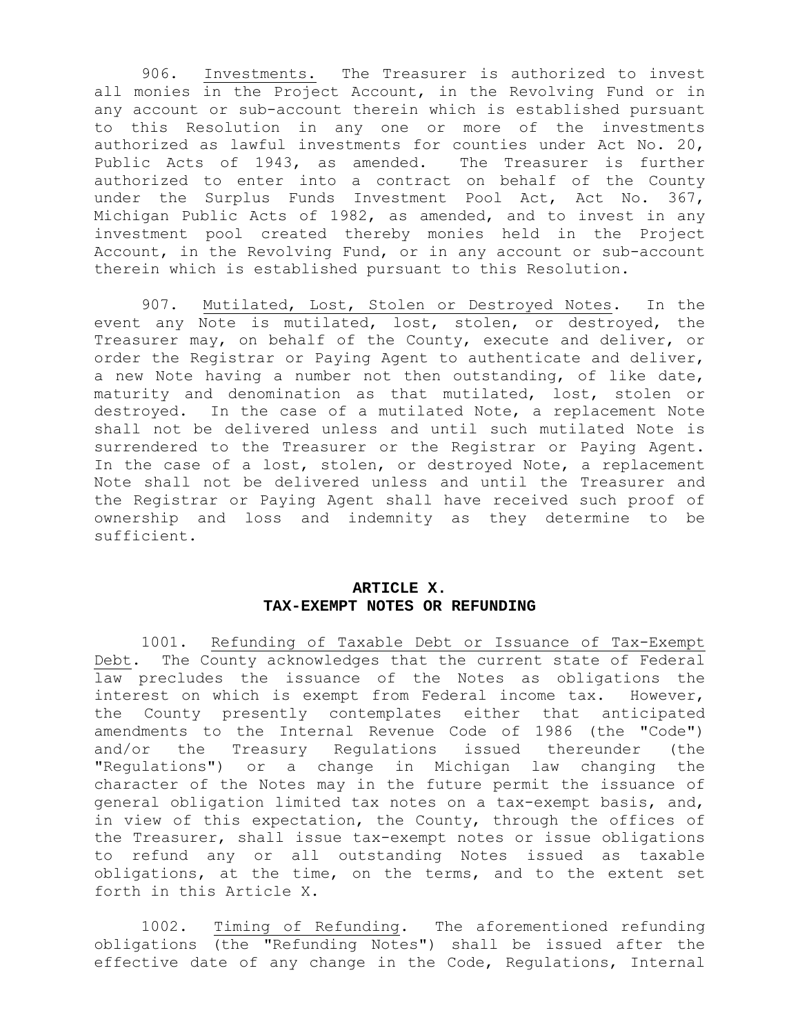906. Investments. The Treasurer is authorized to invest all monies in the Project Account, in the Revolving Fund or in any account or sub-account therein which is established pursuant to this Resolution in any one or more of the investments authorized as lawful investments for counties under Act No. 20, Public Acts of 1943, as amended. The Treasurer is further authorized to enter into a contract on behalf of the County under the Surplus Funds Investment Pool Act, Act No. 367, Michigan Public Acts of 1982, as amended, and to invest in any investment pool created thereby monies held in the Project Account, in the Revolving Fund, or in any account or sub-account therein which is established pursuant to this Resolution.

907. Mutilated, Lost, Stolen or Destroyed Notes. In the event any Note is mutilated, lost, stolen, or destroyed, the Treasurer may, on behalf of the County, execute and deliver, or order the Registrar or Paying Agent to authenticate and deliver, a new Note having a number not then outstanding, of like date, maturity and denomination as that mutilated, lost, stolen or destroyed. In the case of a mutilated Note, a replacement Note shall not be delivered unless and until such mutilated Note is surrendered to the Treasurer or the Registrar or Paying Agent. In the case of a lost, stolen, or destroyed Note, a replacement Note shall not be delivered unless and until the Treasurer and the Registrar or Paying Agent shall have received such proof of ownership and loss and indemnity as they determine to be sufficient.

## ARTICLE X.
## TAX-EXEMPT NOTES OR REFUNDING

1001. Refunding of Taxable Debt or Issuance of Tax-Exempt Debt. The County acknowledges that the current state of Federal law precludes the issuance of the Notes as obligations the interest on which is exempt from Federal income tax. However, the County presently contemplates either that anticipated amendments to the Internal Revenue Code of 1986 (the "Code") and/or the Treasury Regulations issued thereunder (the "Regulations") or a change in Michigan law changing the character of the Notes may in the future permit the issuance of general obligation limited tax notes on a tax-exempt basis, and, in view of this expectation, the County, through the offices of the Treasurer, shall issue tax-exempt notes or issue obligations to refund any or all outstanding Notes issued as taxable obligations, at the time, on the terms, and to the extent set forth in this Article X.

1002. Timing of Refunding. The aforementioned refunding obligations (the "Refunding Notes") shall be issued after the effective date of any change in the Code, Regulations, Internal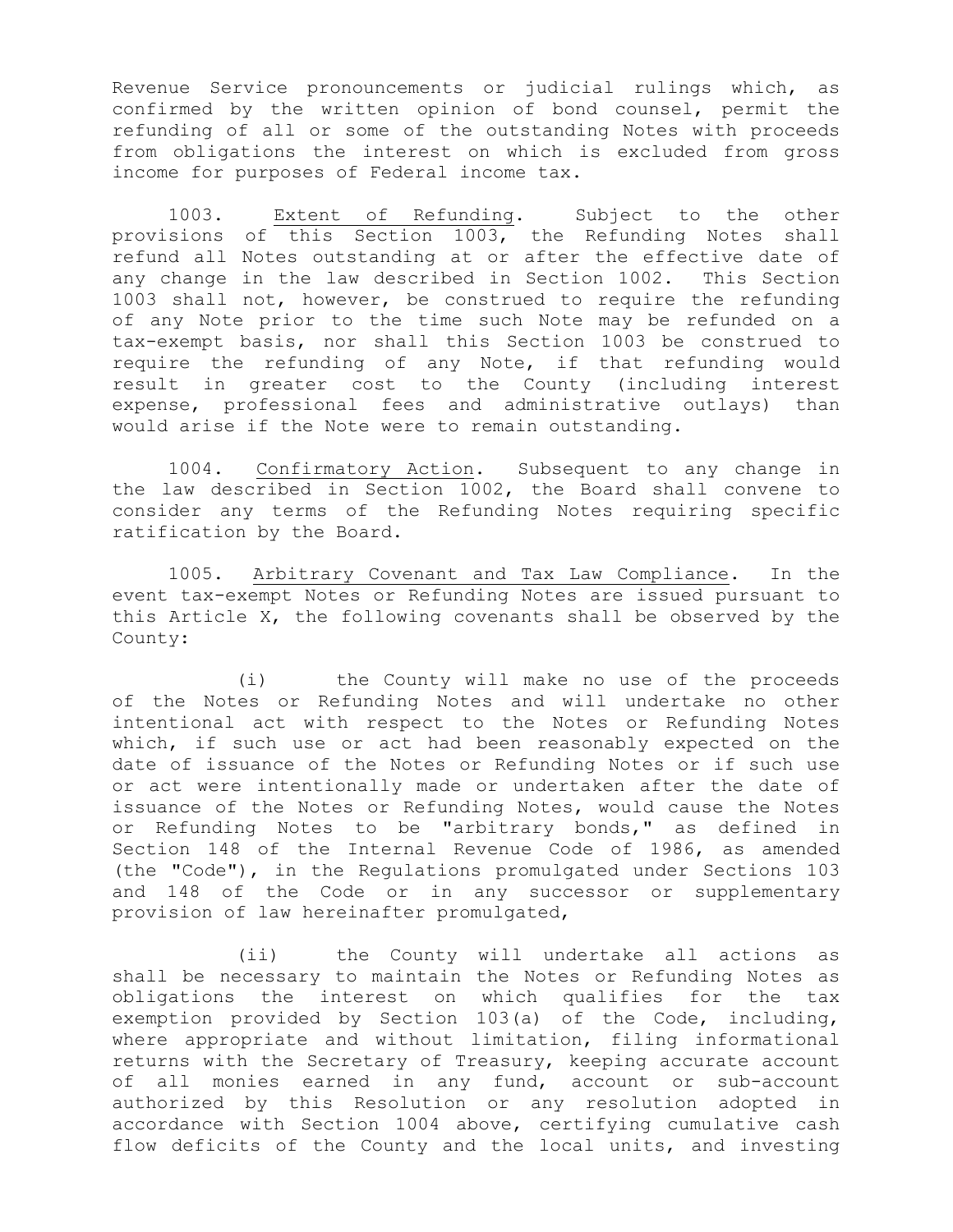Revenue Service pronouncements or judicial rulings which, as confirmed by the written opinion of bond counsel, permit the refunding of all or some of the outstanding Notes with proceeds from obligations the interest on which is excluded from gross income for purposes of Federal income tax.

1003. Extent of Refunding. Subject to the other provisions of this Section 1003, the Refunding Notes shall refund all Notes outstanding at or after the effective date of any change in the law described in Section 1002. This Section 1003 shall not, however, be construed to require the refunding of any Note prior to the time such Note may be refunded on a tax-exempt basis, nor shall this Section 1003 be construed to require the refunding of any Note, if that refunding would result in greater cost to the County (including interest expense, professional fees and administrative outlays) than would arise if the Note were to remain outstanding.

1004. Confirmatory Action. Subsequent to any change in the law described in Section 1002, the Board shall convene to consider any terms of the Refunding Notes requiring specific ratification by the Board.

1005. Arbitrary Covenant and Tax Law Compliance. In the event tax-exempt Notes or Refunding Notes are issued pursuant to this Article X, the following covenants shall be observed by the County:

(i) the County will make no use of the proceeds of the Notes or Refunding Notes and will undertake no other intentional act with respect to the Notes or Refunding Notes which, if such use or act had been reasonably expected on the date of issuance of the Notes or Refunding Notes or if such use or act were intentionally made or undertaken after the date of issuance of the Notes or Refunding Notes, would cause the Notes or Refunding Notes to be "arbitrary bonds," as defined in Section 148 of the Internal Revenue Code of 1986, as amended (the "Code"), in the Regulations promulgated under Sections 103 and 148 of the Code or in any successor or supplementary provision of law hereinafter promulgated,

(ii) the County will undertake all actions as shall be necessary to maintain the Notes or Refunding Notes as obligations the interest on which qualifies for the tax exemption provided by Section 103(a) of the Code, including, where appropriate and without limitation, filing informational returns with the Secretary of Treasury, keeping accurate account of all monies earned in any fund, account or sub-account authorized by this Resolution or any resolution adopted in accordance with Section 1004 above, certifying cumulative cash flow deficits of the County and the local units, and investing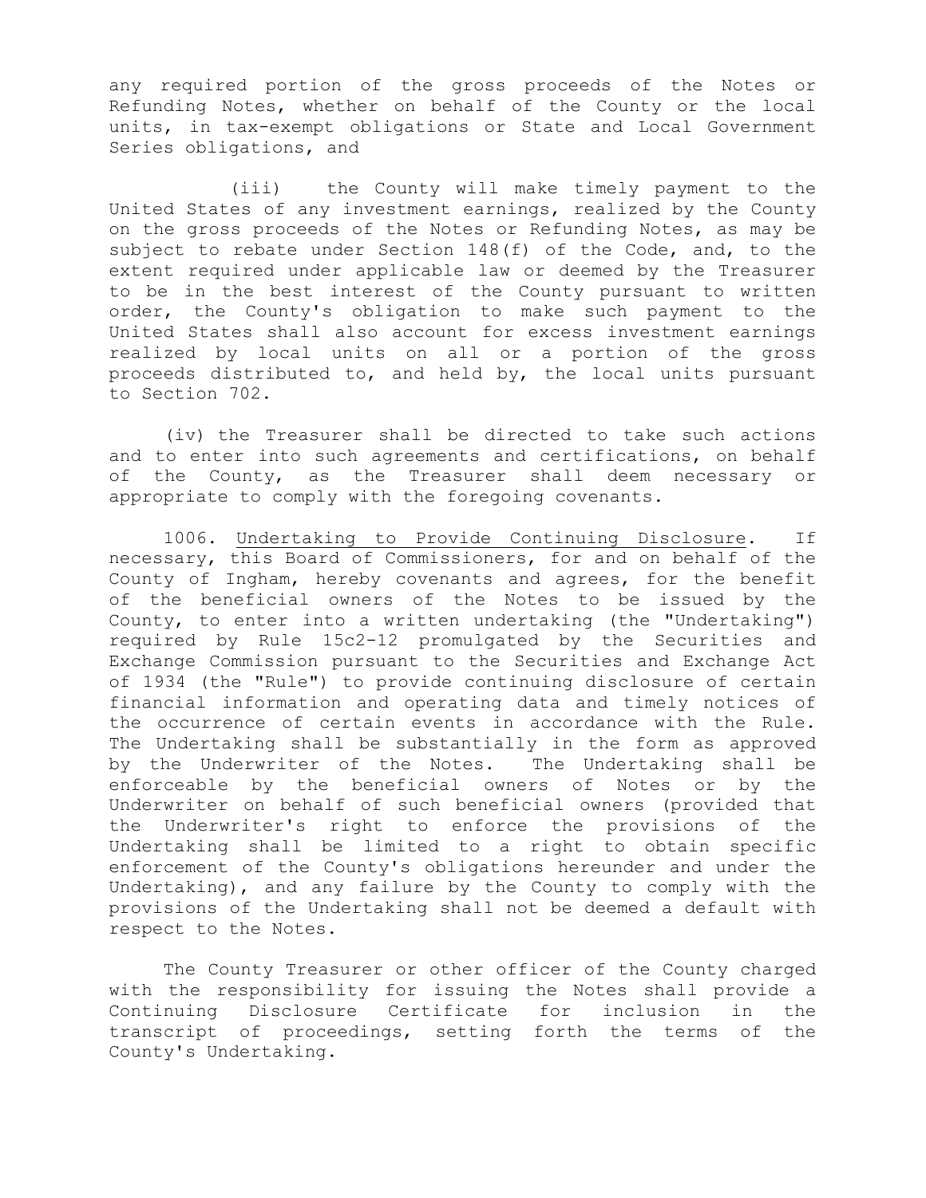any required portion of the gross proceeds of the Notes or Refunding Notes, whether on behalf of the County or the local units, in tax-exempt obligations or State and Local Government Series obligations, and

(iii) the County will make timely payment to the United States of any investment earnings, realized by the County on the gross proceeds of the Notes or Refunding Notes, as may be subject to rebate under Section 148(f) of the Code, and, to the extent required under applicable law or deemed by the Treasurer to be in the best interest of the County pursuant to written order, the County's obligation to make such payment to the United States shall also account for excess investment earnings realized by local units on all or a portion of the gross proceeds distributed to, and held by, the local units pursuant to Section 702.

(iv) the Treasurer shall be directed to take such actions and to enter into such agreements and certifications, on behalf of the County, as the Treasurer shall deem necessary or appropriate to comply with the foregoing covenants.

1006. Undertaking to Provide Continuing Disclosure. If necessary, this Board of Commissioners, for and on behalf of the County of Ingham, hereby covenants and agrees, for the benefit of the beneficial owners of the Notes to be issued by the County, to enter into a written undertaking (the "Undertaking") required by Rule 15c2-12 promulgated by the Securities and Exchange Commission pursuant to the Securities and Exchange Act of 1934 (the "Rule") to provide continuing disclosure of certain financial information and operating data and timely notices of the occurrence of certain events in accordance with the Rule. The Undertaking shall be substantially in the form as approved by the Underwriter of the Notes. The Undertaking shall be enforceable by the beneficial owners of Notes or by the Underwriter on behalf of such beneficial owners (provided that the Underwriter's right to enforce the provisions of the Undertaking shall be limited to a right to obtain specific enforcement of the County's obligations hereunder and under the Undertaking), and any failure by the County to comply with the provisions of the Undertaking shall not be deemed a default with respect to the Notes.

The County Treasurer or other officer of the County charged with the responsibility for issuing the Notes shall provide a Continuing Disclosure Certificate for inclusion in the transcript of proceedings, setting forth the terms of the County's Undertaking.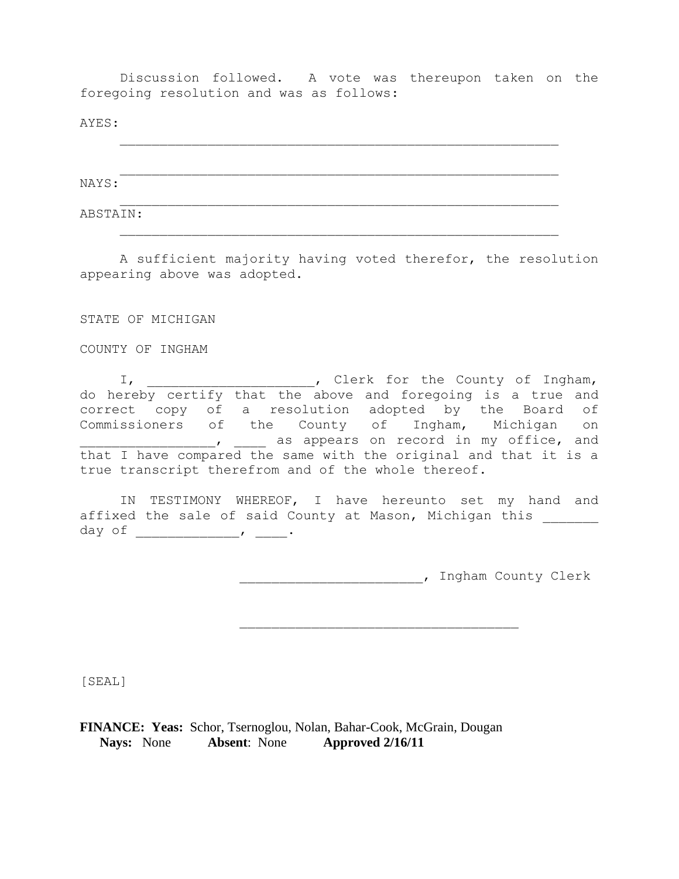Discussion followed. A vote was thereupon taken on the foregoing resolution and was as follows:

AYES:

_______________________________________________________

_______________________________________________________

NAYS:

_______________________________________________________

ABSTAIN:

_______________________________________________________

A sufficient majority having voted therefor, the resolution appearing above was adopted.

STATE OF MICHIGAN

COUNTY OF INGHAM

I, ____________________, Clerk for the County of Ingham, do hereby certify that the above and foregoing is a true and correct copy of a resolution adopted by the Board of Commissioners of the County of Ingham, Michigan on _________________, ____ as appears on record in my office, and that I have compared the same with the original and that it is a true transcript therefrom and of the whole thereof.

IN TESTIMONY WHEREOF, I have hereunto set my hand and affixed the sale of said County at Mason, Michigan this _______ day of _____________, ____.

______________________, Ingham County Clerk

__________________________________

[SEAL]

**FINANCE: Yeas:** Schor, Tsernoglou, Nolan, Bahar-Cook, McGrain, Dougan
**Nays:** None **Absent**: None **Approved 2/16/11**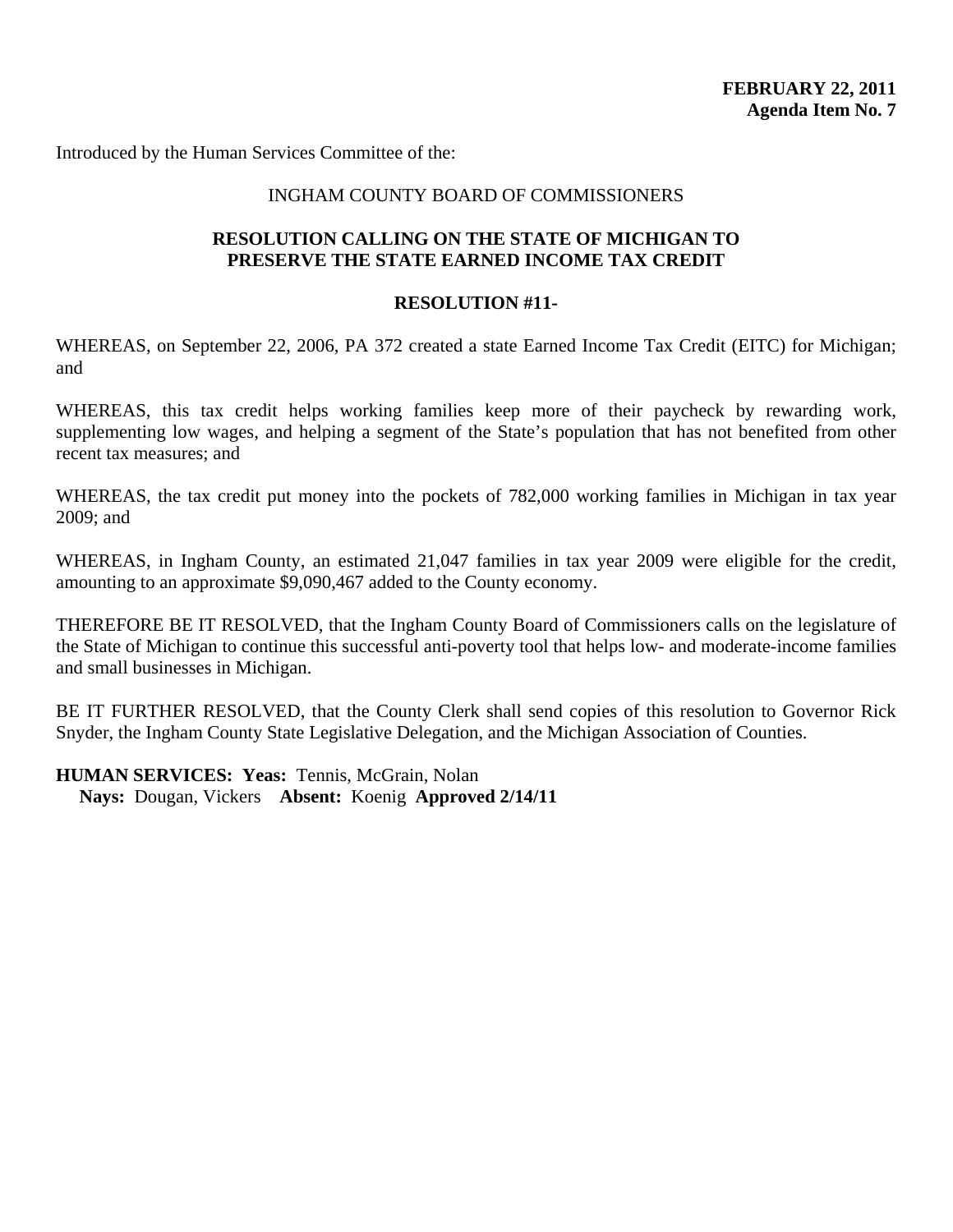**FEBRUARY 22, 2011**
**Agenda Item No. 7**

Introduced by the Human Services Committee of the:

INGHAM COUNTY BOARD OF COMMISSIONERS

## RESOLUTION CALLING ON THE STATE OF MICHIGAN TO PRESERVE THE STATE EARNED INCOME TAX CREDIT

**RESOLUTION #11-**

WHEREAS, on September 22, 2006, PA 372 created a state Earned Income Tax Credit (EITC) for Michigan; and

WHEREAS, this tax credit helps working families keep more of their paycheck by rewarding work, supplementing low wages, and helping a segment of the State's population that has not benefited from other recent tax measures; and

WHEREAS, the tax credit put money into the pockets of 782,000 working families in Michigan in tax year 2009; and

WHEREAS, in Ingham County, an estimated 21,047 families in tax year 2009 were eligible for the credit, amounting to an approximate $9,090,467 added to the County economy.

THEREFORE BE IT RESOLVED, that the Ingham County Board of Commissioners calls on the legislature of the State of Michigan to continue this successful anti-poverty tool that helps low- and moderate-income families and small businesses in Michigan.

BE IT FURTHER RESOLVED, that the County Clerk shall send copies of this resolution to Governor Rick Snyder, the Ingham County State Legislative Delegation, and the Michigan Association of Counties.

**HUMAN SERVICES: Yeas:** Tennis, McGrain, Nolan
**Nays:** Dougan, Vickers **Absent:** Koenig **Approved 2/14/11**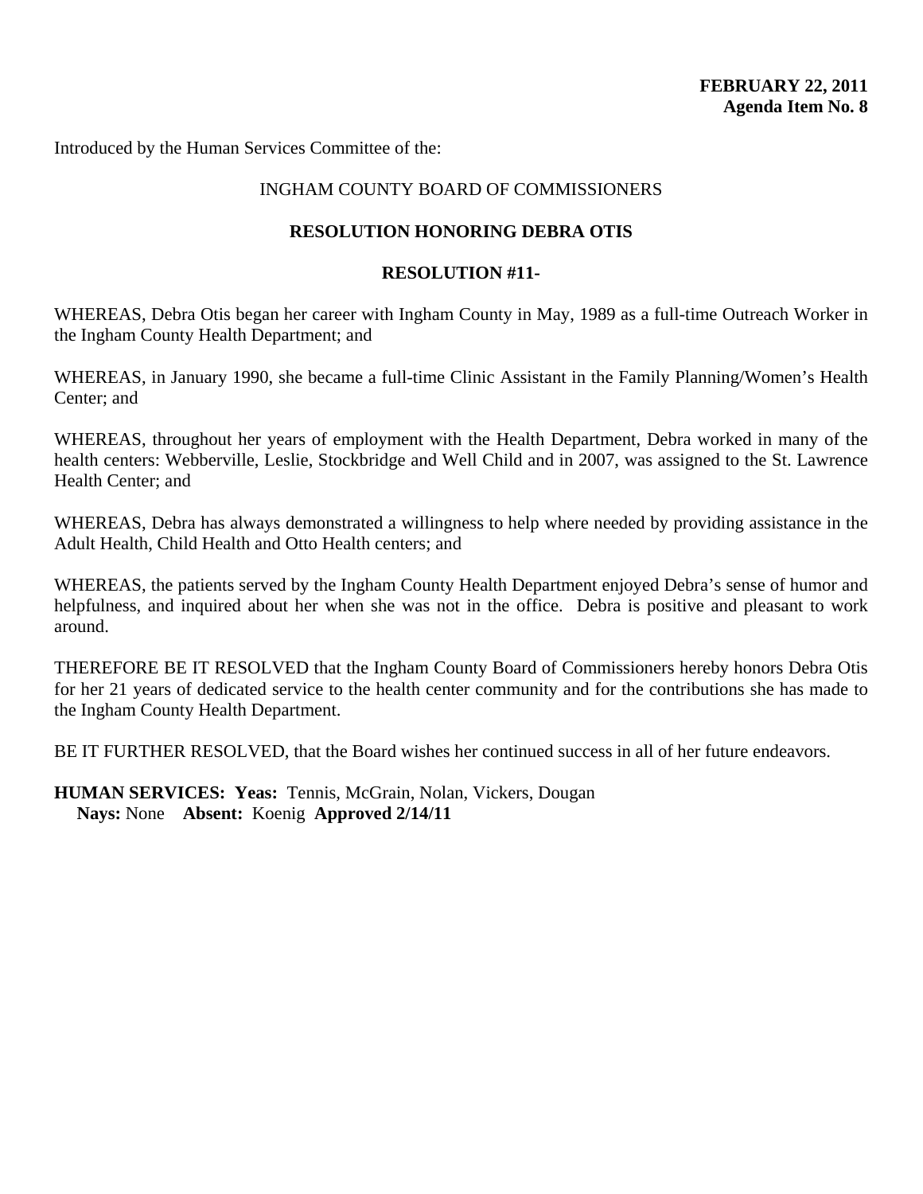**FEBRUARY 22, 2011**
**Agenda Item No. 8**

Introduced by the Human Services Committee of the:

INGHAM COUNTY BOARD OF COMMISSIONERS

**RESOLUTION HONORING DEBRA OTIS**

**RESOLUTION #11-**

WHEREAS, Debra Otis began her career with Ingham County in May, 1989 as a full-time Outreach Worker in the Ingham County Health Department; and

WHEREAS, in January 1990, she became a full-time Clinic Assistant in the Family Planning/Women's Health Center; and

WHEREAS, throughout her years of employment with the Health Department, Debra worked in many of the health centers: Webberville, Leslie, Stockbridge and Well Child and in 2007, was assigned to the St. Lawrence Health Center; and

WHEREAS, Debra has always demonstrated a willingness to help where needed by providing assistance in the Adult Health, Child Health and Otto Health centers; and

WHEREAS, the patients served by the Ingham County Health Department enjoyed Debra's sense of humor and helpfulness, and inquired about her when she was not in the office. Debra is positive and pleasant to work around.

THEREFORE BE IT RESOLVED that the Ingham County Board of Commissioners hereby honors Debra Otis for her 21 years of dedicated service to the health center community and for the contributions she has made to the Ingham County Health Department.

BE IT FURTHER RESOLVED, that the Board wishes her continued success in all of her future endeavors.

**HUMAN SERVICES: Yeas:** Tennis, McGrain, Nolan, Vickers, Dougan
**Nays:** None **Absent:** Koenig **Approved 2/14/11**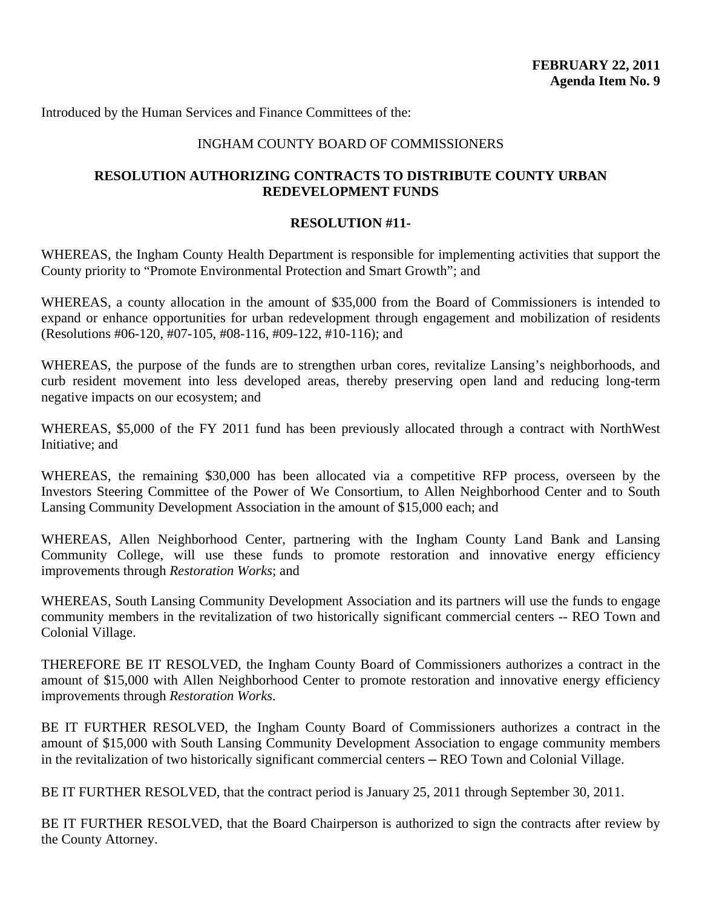**FEBRUARY 22, 2011**
**Agenda Item No. 9**

Introduced by the Human Services and Finance Committees of the:

INGHAM COUNTY BOARD OF COMMISSIONERS

**RESOLUTION AUTHORIZING CONTRACTS TO DISTRIBUTE COUNTY URBAN REDEVELOPMENT FUNDS**

**RESOLUTION #11-**

WHEREAS, the Ingham County Health Department is responsible for implementing activities that support the County priority to "Promote Environmental Protection and Smart Growth"; and

WHEREAS, a county allocation in the amount of $35,000 from the Board of Commissioners is intended to expand or enhance opportunities for urban redevelopment through engagement and mobilization of residents (Resolutions #06-120, #07-105, #08-116, #09-122, #10-116); and

WHEREAS, the purpose of the funds are to strengthen urban cores, revitalize Lansing's neighborhoods, and curb resident movement into less developed areas, thereby preserving open land and reducing long-term negative impacts on our ecosystem; and

WHEREAS, $5,000 of the FY 2011 fund has been previously allocated through a contract with NorthWest Initiative; and

WHEREAS, the remaining $30,000 has been allocated via a competitive RFP process, overseen by the Investors Steering Committee of the Power of We Consortium, to Allen Neighborhood Center and to South Lansing Community Development Association in the amount of $15,000 each; and

WHEREAS, Allen Neighborhood Center, partnering with the Ingham County Land Bank and Lansing Community College, will use these funds to promote restoration and innovative energy efficiency improvements through *Restoration Works*; and

WHEREAS, South Lansing Community Development Association and its partners will use the funds to engage community members in the revitalization of two historically significant commercial centers -- REO Town and Colonial Village.

THEREFORE BE IT RESOLVED, the Ingham County Board of Commissioners authorizes a contract in the amount of $15,000 with Allen Neighborhood Center to promote restoration and innovative energy efficiency improvements through *Restoration Works*.

BE IT FURTHER RESOLVED, the Ingham County Board of Commissioners authorizes a contract in the amount of $15,000 with South Lansing Community Development Association to engage community members in the revitalization of two historically significant commercial centers – REO Town and Colonial Village.

BE IT FURTHER RESOLVED, that the contract period is January 25, 2011 through September 30, 2011.

BE IT FURTHER RESOLVED, that the Board Chairperson is authorized to sign the contracts after review by the County Attorney.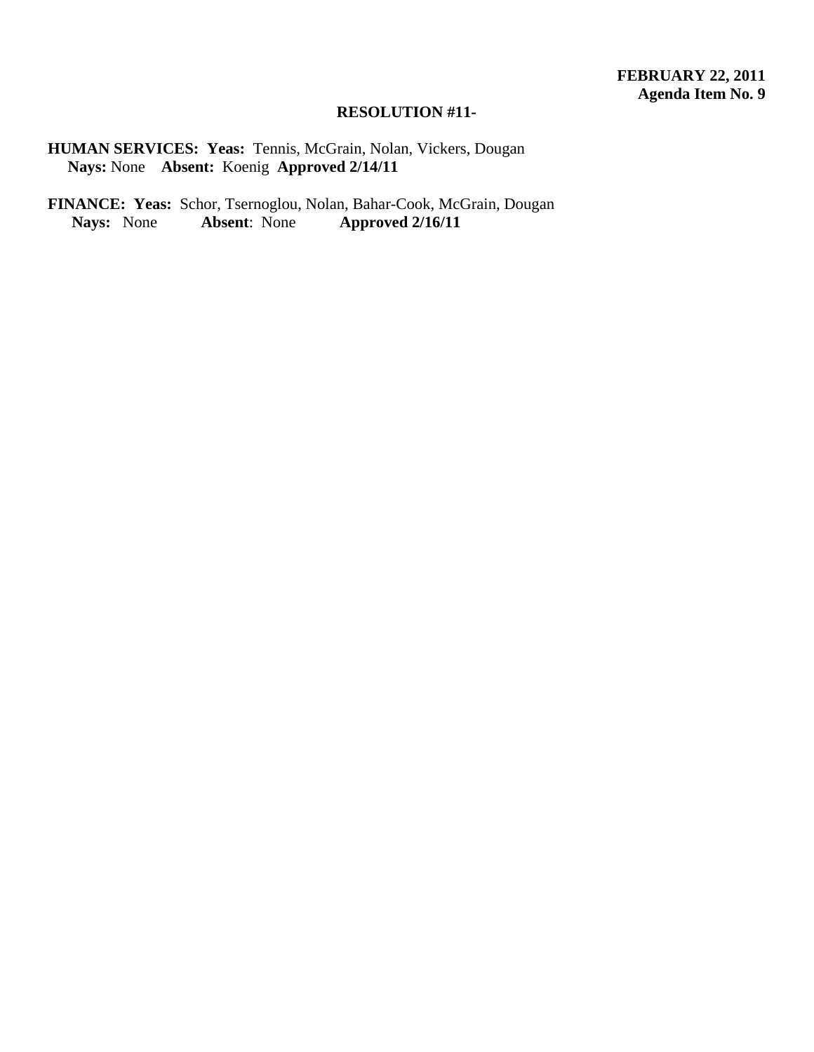**FEBRUARY 22, 2011**
**Agenda Item No. 9**

**RESOLUTION #11-**

**HUMAN SERVICES: Yeas:** Tennis, McGrain, Nolan, Vickers, Dougan
**Nays:** None **Absent:** Koenig **Approved 2/14/11**

**FINANCE: Yeas:** Schor, Tsernoglou, Nolan, Bahar-Cook, McGrain, Dougan
**Nays:** None **Absent**: None **Approved 2/16/11**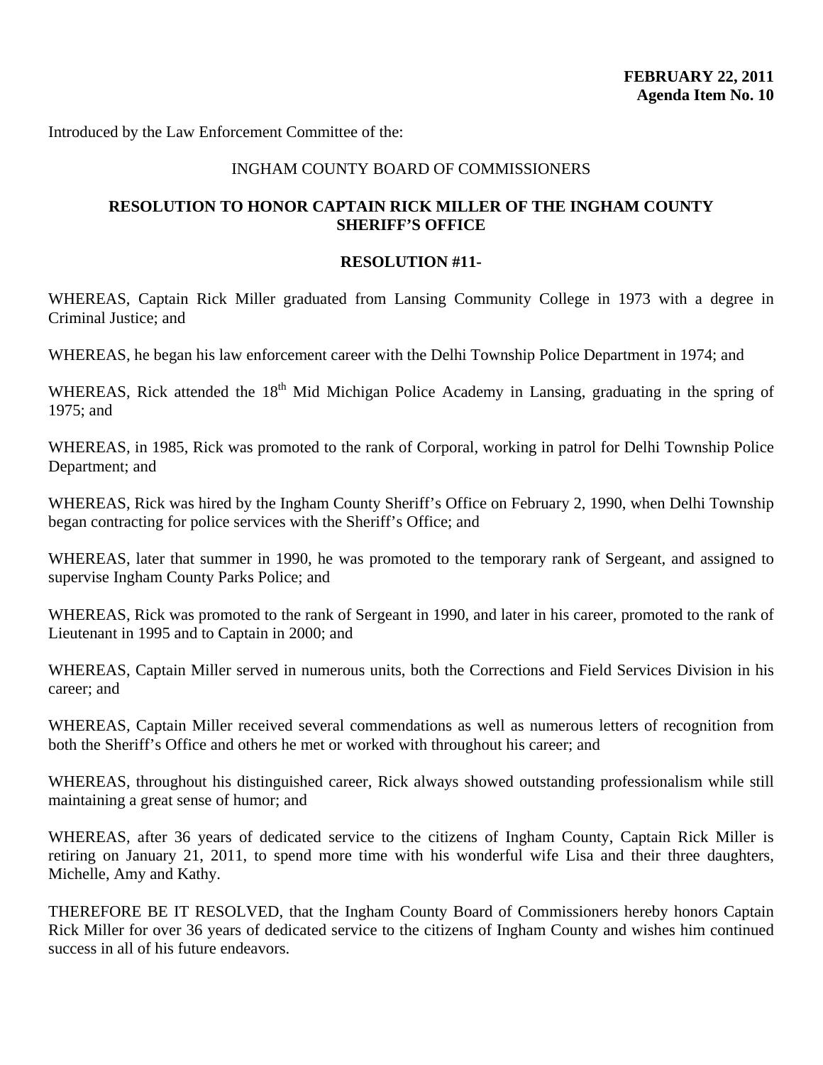**FEBRUARY 22, 2011**
**Agenda Item No. 10**

Introduced by the Law Enforcement Committee of the:

INGHAM COUNTY BOARD OF COMMISSIONERS

**RESOLUTION TO HONOR CAPTAIN RICK MILLER OF THE INGHAM COUNTY SHERIFF'S OFFICE**

**RESOLUTION #11-**

WHEREAS, Captain Rick Miller graduated from Lansing Community College in 1973 with a degree in Criminal Justice; and

WHEREAS, he began his law enforcement career with the Delhi Township Police Department in 1974; and

WHEREAS, Rick attended the 18th Mid Michigan Police Academy in Lansing, graduating in the spring of 1975; and

WHEREAS, in 1985, Rick was promoted to the rank of Corporal, working in patrol for Delhi Township Police Department; and

WHEREAS, Rick was hired by the Ingham County Sheriff's Office on February 2, 1990, when Delhi Township began contracting for police services with the Sheriff's Office; and

WHEREAS, later that summer in 1990, he was promoted to the temporary rank of Sergeant, and assigned to supervise Ingham County Parks Police; and

WHEREAS, Rick was promoted to the rank of Sergeant in 1990, and later in his career, promoted to the rank of Lieutenant in 1995 and to Captain in 2000; and

WHEREAS, Captain Miller served in numerous units, both the Corrections and Field Services Division in his career; and

WHEREAS, Captain Miller received several commendations as well as numerous letters of recognition from both the Sheriff's Office and others he met or worked with throughout his career; and

WHEREAS, throughout his distinguished career, Rick always showed outstanding professionalism while still maintaining a great sense of humor; and

WHEREAS, after 36 years of dedicated service to the citizens of Ingham County, Captain Rick Miller is retiring on January 21, 2011, to spend more time with his wonderful wife Lisa and their three daughters, Michelle, Amy and Kathy.

THEREFORE BE IT RESOLVED, that the Ingham County Board of Commissioners hereby honors Captain Rick Miller for over 36 years of dedicated service to the citizens of Ingham County and wishes him continued success in all of his future endeavors.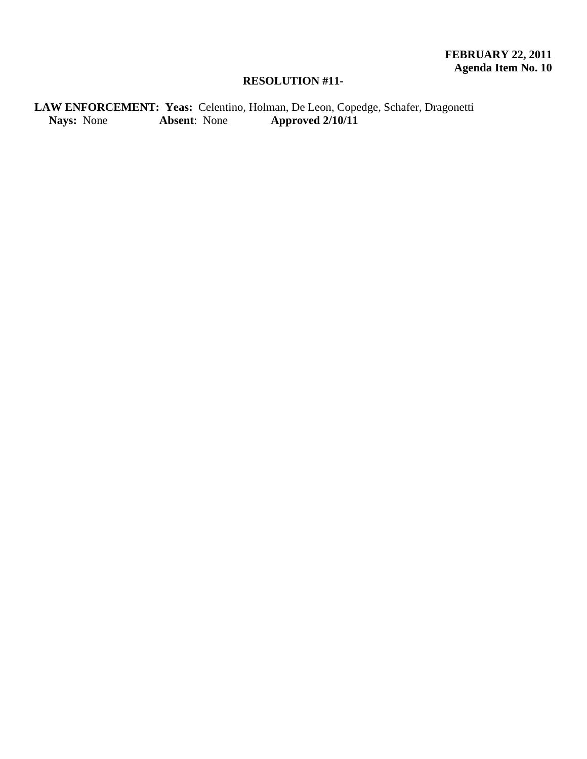**FEBRUARY 22, 2011**
**Agenda Item No. 10**

**RESOLUTION #11-**

**LAW ENFORCEMENT: Yeas:** Celentino, Holman, De Leon, Copedge, Schafer, Dragonetti
**Nays:** None **Absent**: None **Approved 2/10/11**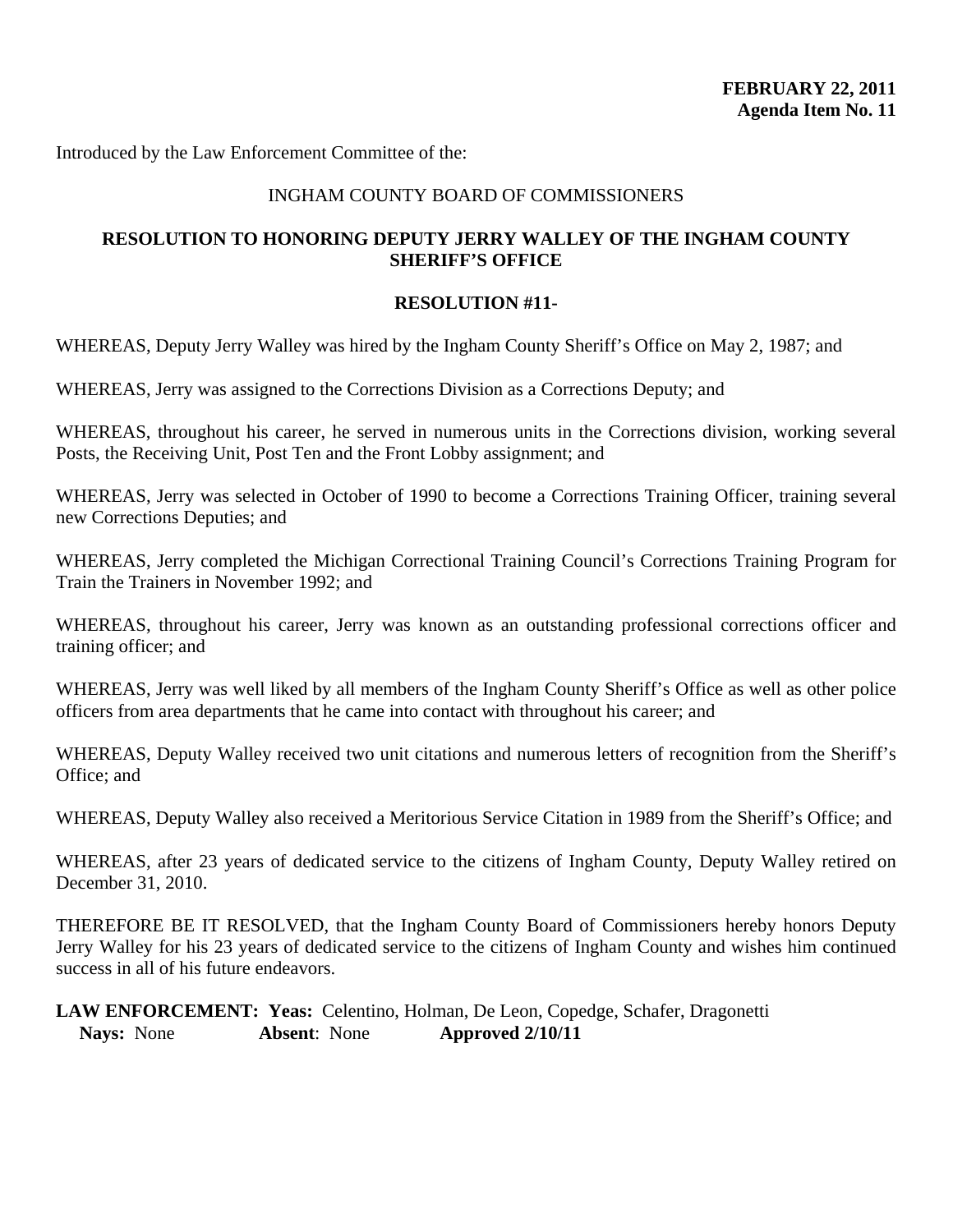**FEBRUARY 22, 2011**
**Agenda Item No. 11**

Introduced by the Law Enforcement Committee of the:

INGHAM COUNTY BOARD OF COMMISSIONERS

**RESOLUTION TO HONORING DEPUTY JERRY WALLEY OF THE INGHAM COUNTY SHERIFF'S OFFICE**

**RESOLUTION #11-**

WHEREAS, Deputy Jerry Walley was hired by the Ingham County Sheriff's Office on May 2, 1987; and

WHEREAS, Jerry was assigned to the Corrections Division as a Corrections Deputy; and

WHEREAS, throughout his career, he served in numerous units in the Corrections division, working several Posts, the Receiving Unit, Post Ten and the Front Lobby assignment; and

WHEREAS, Jerry was selected in October of 1990 to become a Corrections Training Officer, training several new Corrections Deputies; and

WHEREAS, Jerry completed the Michigan Correctional Training Council's Corrections Training Program for Train the Trainers in November 1992; and

WHEREAS, throughout his career, Jerry was known as an outstanding professional corrections officer and training officer; and

WHEREAS, Jerry was well liked by all members of the Ingham County Sheriff's Office as well as other police officers from area departments that he came into contact with throughout his career; and

WHEREAS, Deputy Walley received two unit citations and numerous letters of recognition from the Sheriff's Office; and

WHEREAS, Deputy Walley also received a Meritorious Service Citation in 1989 from the Sheriff's Office; and

WHEREAS, after 23 years of dedicated service to the citizens of Ingham County, Deputy Walley retired on December 31, 2010.

THEREFORE BE IT RESOLVED, that the Ingham County Board of Commissioners hereby honors Deputy Jerry Walley for his 23 years of dedicated service to the citizens of Ingham County and wishes him continued success in all of his future endeavors.

**LAW ENFORCEMENT: Yeas:** Celentino, Holman, De Leon, Copedge, Schafer, Dragonetti
**Nays:** None **Absent**: None **Approved 2/10/11**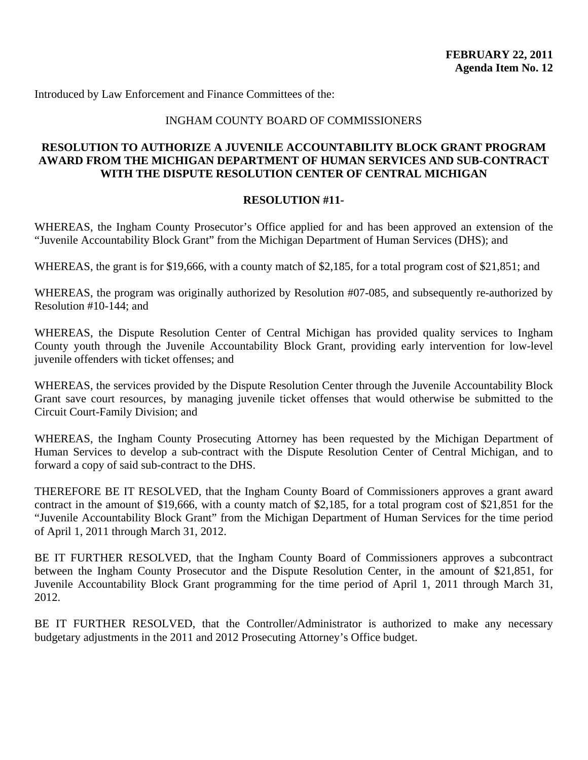**FEBRUARY 22, 2011**
**Agenda Item No. 12**

Introduced by Law Enforcement and Finance Committees of the:

INGHAM COUNTY BOARD OF COMMISSIONERS

**RESOLUTION TO AUTHORIZE A JUVENILE ACCOUNTABILITY BLOCK GRANT PROGRAM AWARD FROM THE MICHIGAN DEPARTMENT OF HUMAN SERVICES AND SUB-CONTRACT WITH THE DISPUTE RESOLUTION CENTER OF CENTRAL MICHIGAN**

**RESOLUTION #11-**

WHEREAS, the Ingham County Prosecutor's Office applied for and has been approved an extension of the "Juvenile Accountability Block Grant" from the Michigan Department of Human Services (DHS); and

WHEREAS, the grant is for $19,666, with a county match of $2,185, for a total program cost of $21,851; and

WHEREAS, the program was originally authorized by Resolution #07-085, and subsequently re-authorized by Resolution #10-144; and

WHEREAS, the Dispute Resolution Center of Central Michigan has provided quality services to Ingham County youth through the Juvenile Accountability Block Grant, providing early intervention for low-level juvenile offenders with ticket offenses; and

WHEREAS, the services provided by the Dispute Resolution Center through the Juvenile Accountability Block Grant save court resources, by managing juvenile ticket offenses that would otherwise be submitted to the Circuit Court-Family Division; and

WHEREAS, the Ingham County Prosecuting Attorney has been requested by the Michigan Department of Human Services to develop a sub-contract with the Dispute Resolution Center of Central Michigan, and to forward a copy of said sub-contract to the DHS.

THEREFORE BE IT RESOLVED, that the Ingham County Board of Commissioners approves a grant award contract in the amount of $19,666, with a county match of $2,185, for a total program cost of $21,851 for the "Juvenile Accountability Block Grant" from the Michigan Department of Human Services for the time period of April 1, 2011 through March 31, 2012.

BE IT FURTHER RESOLVED, that the Ingham County Board of Commissioners approves a subcontract between the Ingham County Prosecutor and the Dispute Resolution Center, in the amount of $21,851, for Juvenile Accountability Block Grant programming for the time period of April 1, 2011 through March 31, 2012.

BE IT FURTHER RESOLVED, that the Controller/Administrator is authorized to make any necessary budgetary adjustments in the 2011 and 2012 Prosecuting Attorney's Office budget.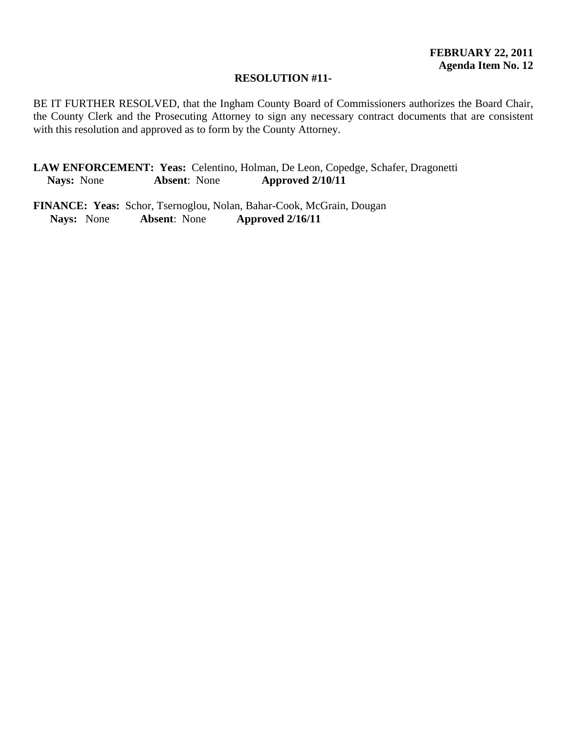**FEBRUARY 22, 2011**
**Agenda Item No. 12**

**RESOLUTION #11-**

BE IT FURTHER RESOLVED, that the Ingham County Board of Commissioners authorizes the Board Chair, the County Clerk and the Prosecuting Attorney to sign any necessary contract documents that are consistent with this resolution and approved as to form by the County Attorney.

**LAW ENFORCEMENT: Yeas:** Celentino, Holman, De Leon, Copedge, Schafer, Dragonetti
**Nays:** None **Absent**: None **Approved 2/10/11**

**FINANCE: Yeas:** Schor, Tsernoglou, Nolan, Bahar-Cook, McGrain, Dougan
**Nays:** None **Absent**: None **Approved 2/16/11**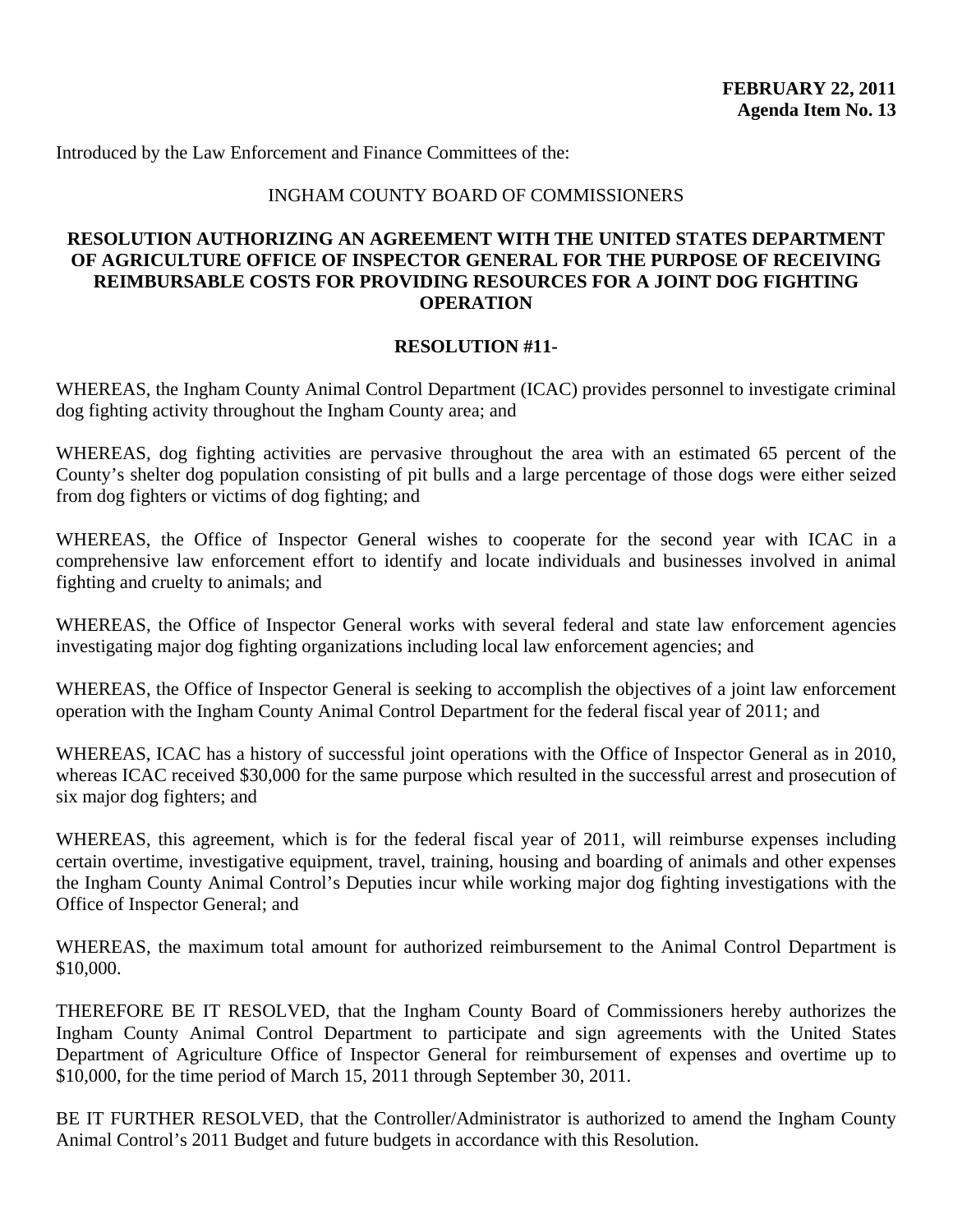**FEBRUARY 22, 2011**
**Agenda Item No. 13**

Introduced by the Law Enforcement and Finance Committees of the:

INGHAM COUNTY BOARD OF COMMISSIONERS

**RESOLUTION AUTHORIZING AN AGREEMENT WITH THE UNITED STATES DEPARTMENT OF AGRICULTURE OFFICE OF INSPECTOR GENERAL FOR THE PURPOSE OF RECEIVING REIMBURSABLE COSTS FOR PROVIDING RESOURCES FOR A JOINT DOG FIGHTING OPERATION**

**RESOLUTION #11-**

WHEREAS, the Ingham County Animal Control Department (ICAC) provides personnel to investigate criminal dog fighting activity throughout the Ingham County area; and

WHEREAS, dog fighting activities are pervasive throughout the area with an estimated 65 percent of the County's shelter dog population consisting of pit bulls and a large percentage of those dogs were either seized from dog fighters or victims of dog fighting; and

WHEREAS, the Office of Inspector General wishes to cooperate for the second year with ICAC in a comprehensive law enforcement effort to identify and locate individuals and businesses involved in animal fighting and cruelty to animals; and

WHEREAS, the Office of Inspector General works with several federal and state law enforcement agencies investigating major dog fighting organizations including local law enforcement agencies; and

WHEREAS, the Office of Inspector General is seeking to accomplish the objectives of a joint law enforcement operation with the Ingham County Animal Control Department for the federal fiscal year of 2011; and

WHEREAS, ICAC has a history of successful joint operations with the Office of Inspector General as in 2010, whereas ICAC received $30,000 for the same purpose which resulted in the successful arrest and prosecution of six major dog fighters; and

WHEREAS, this agreement, which is for the federal fiscal year of 2011, will reimburse expenses including certain overtime, investigative equipment, travel, training, housing and boarding of animals and other expenses the Ingham County Animal Control's Deputies incur while working major dog fighting investigations with the Office of Inspector General; and

WHEREAS, the maximum total amount for authorized reimbursement to the Animal Control Department is $10,000.

THEREFORE BE IT RESOLVED, that the Ingham County Board of Commissioners hereby authorizes the Ingham County Animal Control Department to participate and sign agreements with the United States Department of Agriculture Office of Inspector General for reimbursement of expenses and overtime up to $10,000, for the time period of March 15, 2011 through September 30, 2011.

BE IT FURTHER RESOLVED, that the Controller/Administrator is authorized to amend the Ingham County Animal Control's 2011 Budget and future budgets in accordance with this Resolution.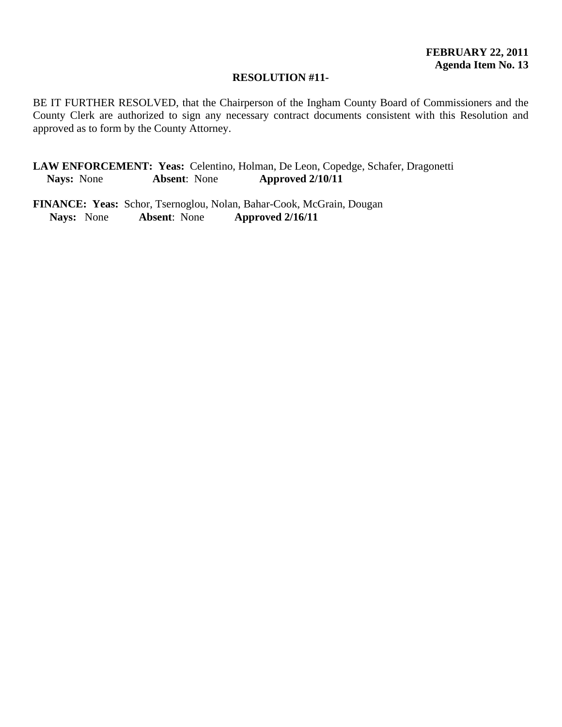**FEBRUARY 22, 2011**
**Agenda Item No. 13**

**RESOLUTION #11-**

BE IT FURTHER RESOLVED, that the Chairperson of the Ingham County Board of Commissioners and the County Clerk are authorized to sign any necessary contract documents consistent with this Resolution and approved as to form by the County Attorney.

**LAW ENFORCEMENT: Yeas:** Celentino, Holman, De Leon, Copedge, Schafer, Dragonetti
**Nays:** None **Absent**: None **Approved 2/10/11**

**FINANCE: Yeas:** Schor, Tsernoglou, Nolan, Bahar-Cook, McGrain, Dougan
**Nays:** None **Absent**: None **Approved 2/16/11**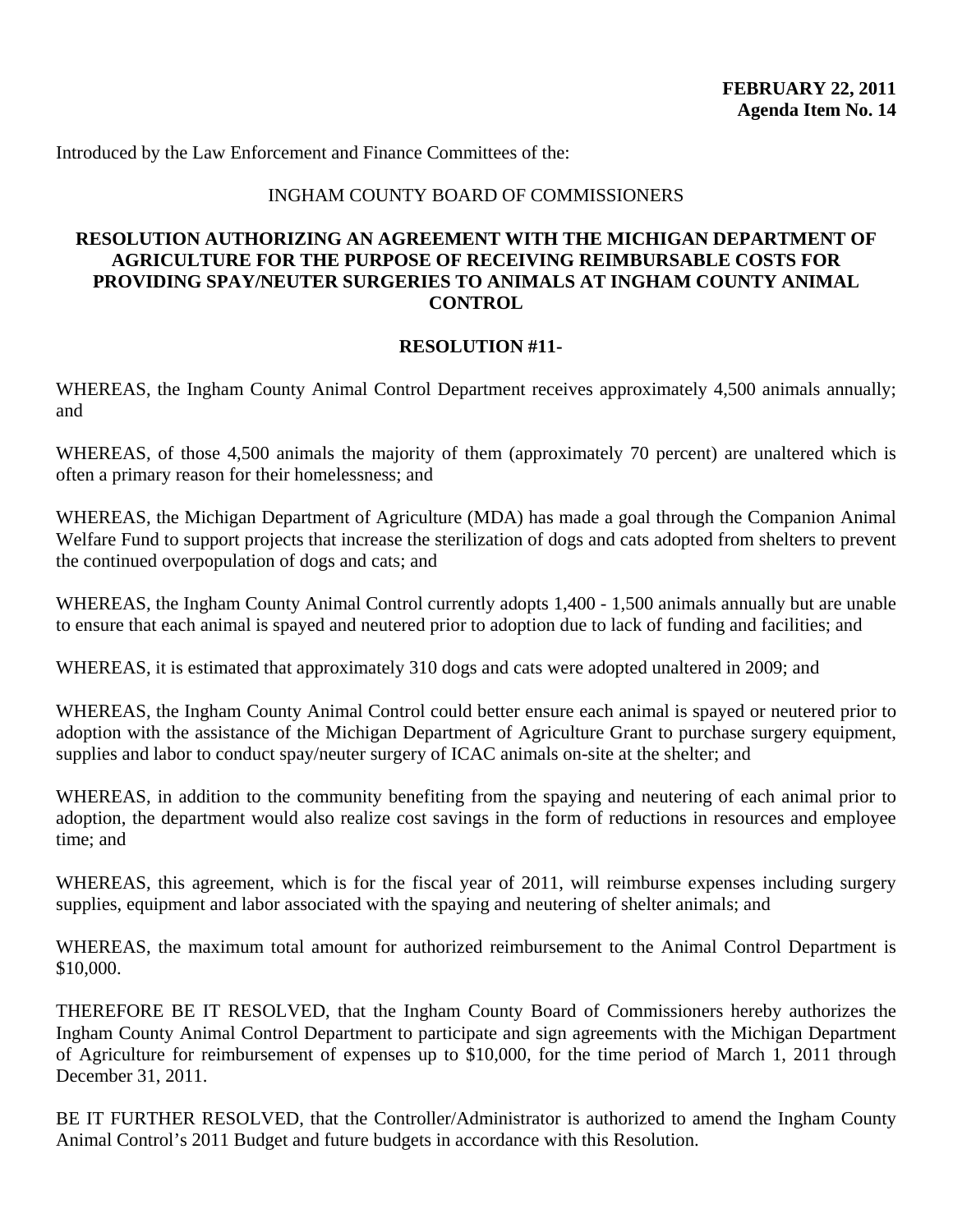**FEBRUARY 22, 2011**
**Agenda Item No. 14**

Introduced by the Law Enforcement and Finance Committees of the:

INGHAM COUNTY BOARD OF COMMISSIONERS

**RESOLUTION AUTHORIZING AN AGREEMENT WITH THE MICHIGAN DEPARTMENT OF AGRICULTURE FOR THE PURPOSE OF RECEIVING REIMBURSABLE COSTS FOR PROVIDING SPAY/NEUTER SURGERIES TO ANIMALS AT INGHAM COUNTY ANIMAL CONTROL**

**RESOLUTION #11-**

WHEREAS, the Ingham County Animal Control Department receives approximately 4,500 animals annually; and

WHEREAS, of those 4,500 animals the majority of them (approximately 70 percent) are unaltered which is often a primary reason for their homelessness; and

WHEREAS, the Michigan Department of Agriculture (MDA) has made a goal through the Companion Animal Welfare Fund to support projects that increase the sterilization of dogs and cats adopted from shelters to prevent the continued overpopulation of dogs and cats; and

WHEREAS, the Ingham County Animal Control currently adopts 1,400 - 1,500 animals annually but are unable to ensure that each animal is spayed and neutered prior to adoption due to lack of funding and facilities; and

WHEREAS, it is estimated that approximately 310 dogs and cats were adopted unaltered in 2009; and

WHEREAS, the Ingham County Animal Control could better ensure each animal is spayed or neutered prior to adoption with the assistance of the Michigan Department of Agriculture Grant to purchase surgery equipment, supplies and labor to conduct spay/neuter surgery of ICAC animals on-site at the shelter; and

WHEREAS, in addition to the community benefiting from the spaying and neutering of each animal prior to adoption, the department would also realize cost savings in the form of reductions in resources and employee time; and

WHEREAS, this agreement, which is for the fiscal year of 2011, will reimburse expenses including surgery supplies, equipment and labor associated with the spaying and neutering of shelter animals; and

WHEREAS, the maximum total amount for authorized reimbursement to the Animal Control Department is $10,000.

THEREFORE BE IT RESOLVED, that the Ingham County Board of Commissioners hereby authorizes the Ingham County Animal Control Department to participate and sign agreements with the Michigan Department of Agriculture for reimbursement of expenses up to $10,000, for the time period of March 1, 2011 through December 31, 2011.

BE IT FURTHER RESOLVED, that the Controller/Administrator is authorized to amend the Ingham County Animal Control's 2011 Budget and future budgets in accordance with this Resolution.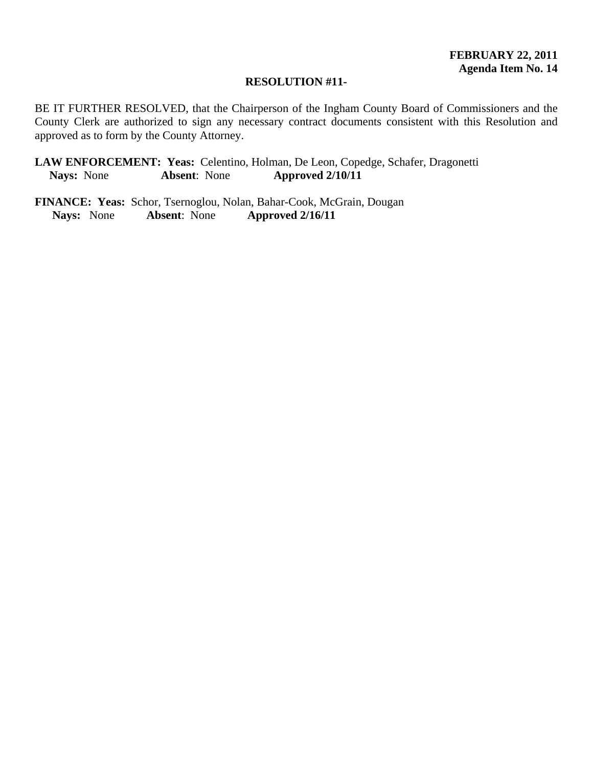**FEBRUARY 22, 2011**
**Agenda Item No. 14**

**RESOLUTION #11-**

BE IT FURTHER RESOLVED, that the Chairperson of the Ingham County Board of Commissioners and the County Clerk are authorized to sign any necessary contract documents consistent with this Resolution and approved as to form by the County Attorney.

**LAW ENFORCEMENT: Yeas:** Celentino, Holman, De Leon, Copedge, Schafer, Dragonetti
**Nays:** None **Absent**: None **Approved 2/10/11**

**FINANCE: Yeas:** Schor, Tsernoglou, Nolan, Bahar-Cook, McGrain, Dougan
**Nays:** None **Absent**: None **Approved 2/16/11**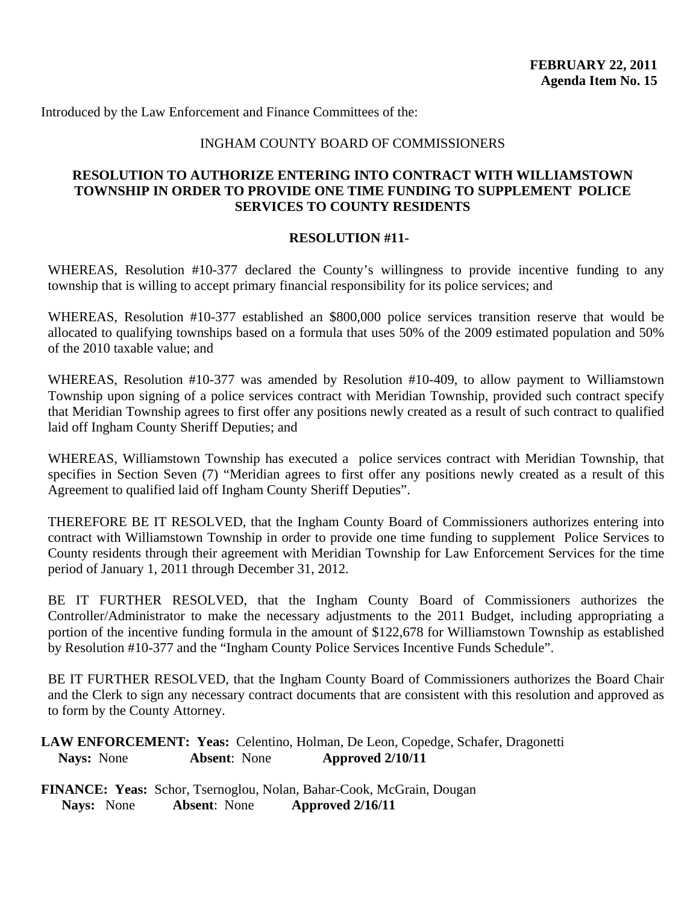**FEBRUARY 22, 2011**
**Agenda Item No. 15**

Introduced by the Law Enforcement and Finance Committees of the:

INGHAM COUNTY BOARD OF COMMISSIONERS

**RESOLUTION TO AUTHORIZE ENTERING INTO CONTRACT WITH WILLIAMSTOWN TOWNSHIP IN ORDER TO PROVIDE ONE TIME FUNDING TO SUPPLEMENT POLICE SERVICES TO COUNTY RESIDENTS**

**RESOLUTION #11-**

WHEREAS, Resolution #10-377 declared the County's willingness to provide incentive funding to any township that is willing to accept primary financial responsibility for its police services; and

WHEREAS, Resolution #10-377 established an $800,000 police services transition reserve that would be allocated to qualifying townships based on a formula that uses 50% of the 2009 estimated population and 50% of the 2010 taxable value; and

WHEREAS, Resolution #10-377 was amended by Resolution #10-409, to allow payment to Williamstown Township upon signing of a police services contract with Meridian Township, provided such contract specify that Meridian Township agrees to first offer any positions newly created as a result of such contract to qualified laid off Ingham County Sheriff Deputies; and

WHEREAS, Williamstown Township has executed a police services contract with Meridian Township, that specifies in Section Seven (7) "Meridian agrees to first offer any positions newly created as a result of this Agreement to qualified laid off Ingham County Sheriff Deputies".

THEREFORE BE IT RESOLVED, that the Ingham County Board of Commissioners authorizes entering into contract with Williamstown Township in order to provide one time funding to supplement Police Services to County residents through their agreement with Meridian Township for Law Enforcement Services for the time period of January 1, 2011 through December 31, 2012.

BE IT FURTHER RESOLVED, that the Ingham County Board of Commissioners authorizes the Controller/Administrator to make the necessary adjustments to the 2011 Budget, including appropriating a portion of the incentive funding formula in the amount of $122,678 for Williamstown Township as established by Resolution #10-377 and the "Ingham County Police Services Incentive Funds Schedule".

BE IT FURTHER RESOLVED, that the Ingham County Board of Commissioners authorizes the Board Chair and the Clerk to sign any necessary contract documents that are consistent with this resolution and approved as to form by the County Attorney.

**LAW ENFORCEMENT: Yeas:** Celentino, Holman, De Leon, Copedge, Schafer, Dragonetti
**Nays:** None **Absent**: None **Approved 2/10/11**

**FINANCE: Yeas:** Schor, Tsernoglou, Nolan, Bahar-Cook, McGrain, Dougan
**Nays:** None **Absent**: None **Approved 2/16/11**